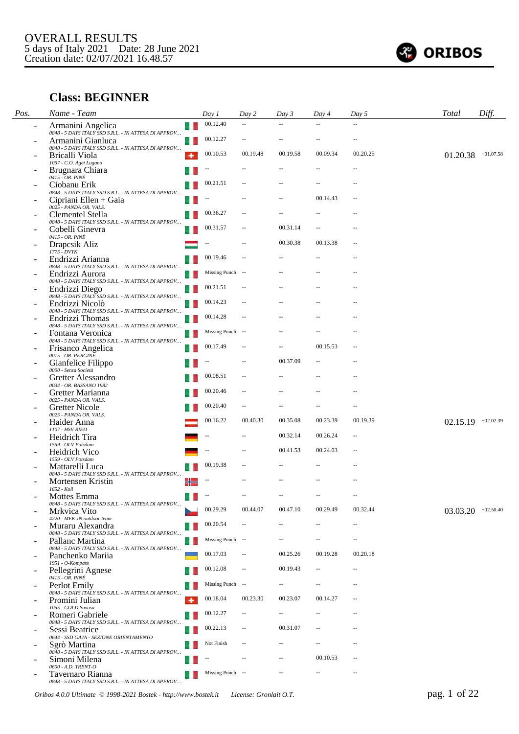# OVERALL RESULTS
5 days of Italy 2021    Date: 28 June 2021
Creation date: 02/07/2021 16.48.57

ORIBOS

## Class: BEGINNER

| Pos. | Name - Team | Day 1 | Day 2 | Day 3 | Day 4 | Day 5 | Total | Diff. |
|---|---|---|---|---|---|---|---|---|
| - | Armanini Angelica<br>*0848 - 5 DAYS ITALY SSD S.R.L. - IN ATTESA DI APPROV...* | 00.12.40 | -- | -- | -- | -- | | |
| - | Armanini Gianluca<br>*0848 - 5 DAYS ITALY SSD S.R.L. - IN ATTESA DI APPROV...* | 00.12.27 | -- | -- | -- | -- | | |
| - | Bricalli Viola<br>*1057 - C.O. Aget Lugano* | 00.10.53 | 00.19.48 | 00.19.58 | 00.09.34 | 00.20.25 | 01.20.38 | +01.07.58 |
| - | Brugnara Chiara<br>*0415 - OR. PINÈ* | -- | -- | -- | -- | -- | | |
| - | Ciobanu Erik<br>*0848 - 5 DAYS ITALY SSD S.R.L. - IN ATTESA DI APPROV...* | 00.21.51 | -- | -- | -- | -- | | |
| - | Cipriani Ellen + Gaia<br>*0025 - PANDA OR. VALS.* | -- | -- | -- | 00.14.43 | -- | | |
| - | Clementel Stella<br>*0848 - 5 DAYS ITALY SSD S.R.L. - IN ATTESA DI APPROV...* | 00.36.27 | -- | -- | -- | -- | | |
| - | Cobelli Ginevra<br>*0415 - OR. PINÈ* | 00.31.57 | -- | 00.31.14 | -- | -- | | |
| - | Drapcsik Aliz<br>*1775 - DVTK* | -- | -- | 00.30.38 | 00.13.38 | -- | | |
| - | Endrizzi Arianna<br>*0848 - 5 DAYS ITALY SSD S.R.L. - IN ATTESA DI APPROV...* | 00.19.46 | -- | -- | -- | -- | | |
| - | Endrizzi Aurora<br>*0848 - 5 DAYS ITALY SSD S.R.L. - IN ATTESA DI APPROV...* | Missing Punch | -- | -- | -- | -- | | |
| - | Endrizzi Diego<br>*0848 - 5 DAYS ITALY SSD S.R.L. - IN ATTESA DI APPROV...* | 00.21.51 | -- | -- | -- | -- | | |
| - | Endrizzi Nicolò<br>*0848 - 5 DAYS ITALY SSD S.R.L. - IN ATTESA DI APPROV...* | 00.14.23 | -- | -- | -- | -- | | |
| - | Endrizzi Thomas<br>*0848 - 5 DAYS ITALY SSD S.R.L. - IN ATTESA DI APPROV...* | 00.14.28 | -- | -- | -- | -- | | |
| - | Fontana Veronica<br>*0848 - 5 DAYS ITALY SSD S.R.L. - IN ATTESA DI APPROV...* | Missing Punch | -- | -- | -- | -- | | |
| - | Frisanco Angelica<br>*0015 - OR. PERGINE* | 00.17.49 | -- | -- | 00.15.53 | -- | | |
| - | Gianfelice Filippo<br>*0000 - Senza Società* | -- | -- | 00.37.09 | -- | -- | | |
| - | Gretter Alessandro<br>*0034 - OR. BASSANO 1982* | 00.08.51 | -- | -- | -- | -- | | |
| - | Gretter Marianna<br>*0025 - PANDA OR. VALS.* | 00.20.46 | -- | -- | -- | -- | | |
| - | Gretter Nicole<br>*0025 - PANDA OR. VALS.* | 00.20.40 | -- | -- | -- | -- | | |
| - | Haider Anna<br>*1107 - HSV RIED* | 00.16.22 | 00.40.30 | 00.35.08 | 00.23.39 | 00.19.39 | 02.15.19 | +02.02.39 |
| - | Heidrich Tira<br>*1559 - OLV Potsdam* | -- | -- | 00.32.14 | 00.26.24 | -- | | |
| - | Heidrich Vico<br>*1559 - OLV Potsdam* | -- | -- | 00.41.53 | 00.24.03 | -- | | |
| - | Mattarelli Luca<br>*0848 - 5 DAYS ITALY SSD S.R.L. - IN ATTESA DI APPROV...* | 00.19.38 | -- | -- | -- | -- | | |
| - | Mortensen Kristin<br>*1652 - Koll* | -- | -- | -- | -- | -- | | |
| - | Mottes Emma<br>*0848 - 5 DAYS ITALY SSD S.R.L. - IN ATTESA DI APPROV...* | -- | -- | -- | -- | -- | | |
| - | Mrkvica Vito<br>*4220 - MEK-IN outdoor team* | 00.29.29 | 00.44.07 | 00.47.10 | 00.29.49 | 00.32.44 | 03.03.20 | +02.50.40 |
| - | Muraru Alexandra<br>*0848 - 5 DAYS ITALY SSD S.R.L. - IN ATTESA DI APPROV...* | 00.20.54 | -- | -- | -- | -- | | |
| - | Pallanc Martina<br>*0848 - 5 DAYS ITALY SSD S.R.L. - IN ATTESA DI APPROV...* | Missing Punch | -- | -- | -- | -- | | |
| - | Panchenko Mariia<br>*1951 - O-Kompass* | 00.17.03 | -- | 00.25.26 | 00.19.28 | 00.20.18 | | |
| - | Pellegrini Agnese<br>*0415 - OR. PINÈ* | 00.12.08 | -- | 00.19.43 | -- | -- | | |
| - | Perlot Emily<br>*0848 - 5 DAYS ITALY SSD S.R.L. - IN ATTESA DI APPROV...* | Missing Punch | -- | -- | -- | -- | | |
| - | Promini Julian<br>*1055 - GOLD Savosa* | 00.18.04 | 00.23.30 | 00.23.07 | 00.14.27 | -- | | |
| - | Romeri Gabriele<br>*0848 - 5 DAYS ITALY SSD S.R.L. - IN ATTESA DI APPROV...* | 00.12.27 | -- | -- | -- | -- | | |
| - | Sessi Beatrice<br>*0644 - SSD GAJA - SEZIONE ORIENTAMENTO* | 00.22.13 | -- | 00.31.07 | -- | -- | | |
| - | Sgrò Martina<br>*0848 - 5 DAYS ITALY SSD S.R.L. - IN ATTESA DI APPROV...* | Not Finish | -- | -- | -- | -- | | |
| - | Simoni Milena<br>*0600 - A.D. TRENT-O* | -- | -- | -- | 00.10.53 | -- | | |
| - | Tavernaro Rianna<br>*0848 - 5 DAYS ITALY SSD S.R.L. - IN ATTESA DI APPROV...* | Missing Punch | -- | -- | -- | -- | | |

*Oribos 4.0.0 Ultimate © 1998-2021 Bostek - http://www.bostek.it    License: Gronlait O.T.*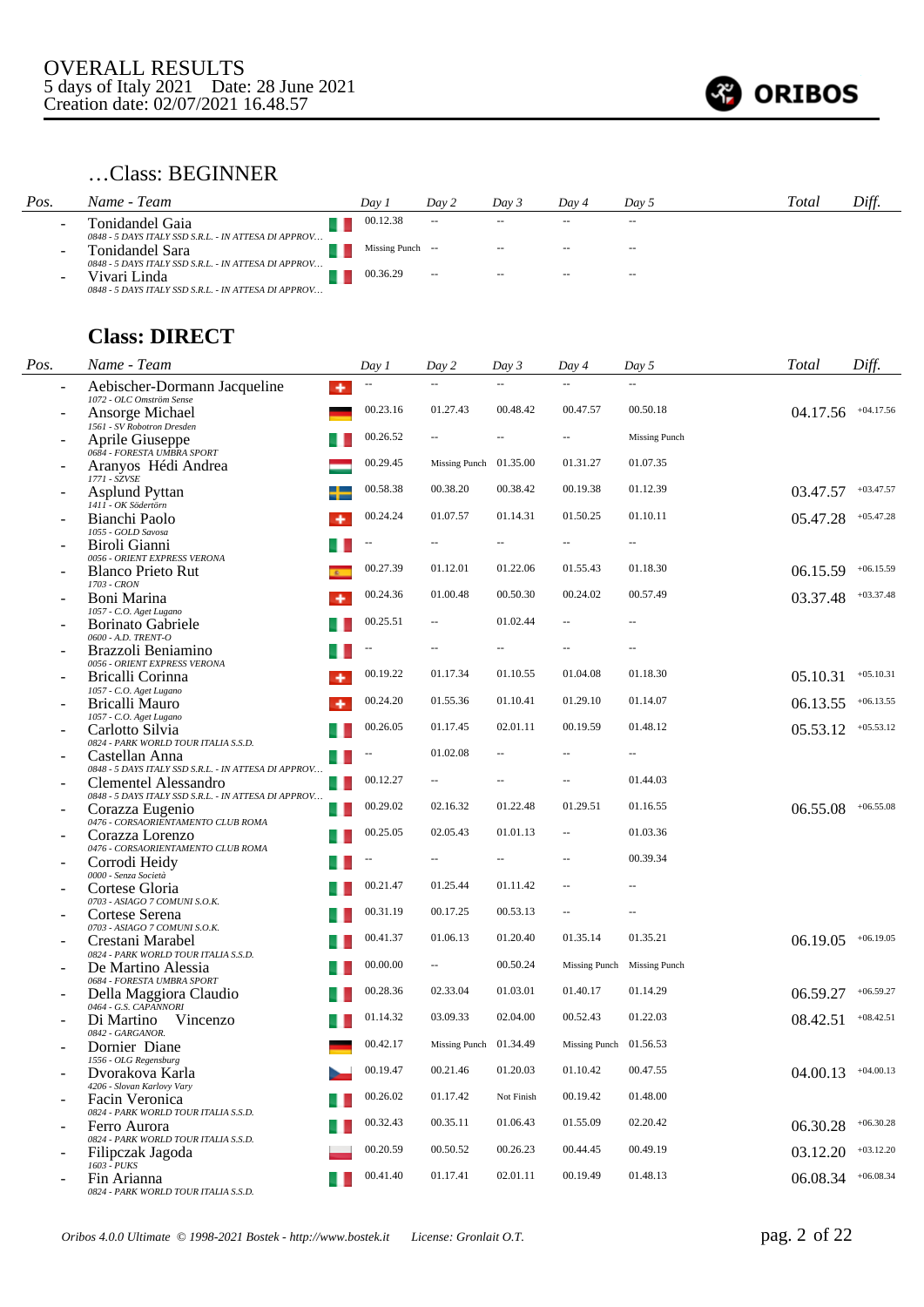OVERALL RESULTS
5 days of Italy 2021    Date: 28 June 2021
Creation date: 02/07/2021 16.48.57

## …Class: BEGINNER

| Pos. | Name - Team | Day 1 | Day 2 | Day 3 | Day 4 | Day 5 | Total | Diff. |
|---|---|---|---|---|---|---|---|---|
| - | Tonidandel Gaia<br>0848 - 5 DAYS ITALY SSD S.R.L. - IN ATTESA DI APPROV… | 00.12.38 | -- | -- | -- | -- | | |
| - | Tonidandel Sara<br>0848 - 5 DAYS ITALY SSD S.R.L. - IN ATTESA DI APPROV… | Missing Punch | -- | -- | -- | -- | | |
| - | Vivari Linda<br>0848 - 5 DAYS ITALY SSD S.R.L. - IN ATTESA DI APPROV… | 00.36.29 | -- | -- | -- | -- | | |

## Class: DIRECT

| Pos. | Name - Team | Day 1 | Day 2 | Day 3 | Day 4 | Day 5 | Total | Diff. |
|---|---|---|---|---|---|---|---|---|
| - | Aebischer-Dormann Jacqueline<br>1072 - OLC Omström Sense | -- | -- | -- | -- | -- | | |
| - | Ansorge Michael<br>1561 - SV Robotron Dresden | 00.23.16 | 01.27.43 | 00.48.42 | 00.47.57 | 00.50.18 | 04.17.56 | +04.17.56 |
| - | Aprile Giuseppe<br>0684 - FORESTA UMBRA SPORT | 00.26.52 | -- | -- | -- | Missing Punch | | |
| - | Aranyos Hédi Andrea<br>1771 - SZVSE | 00.29.45 | Missing Punch | 01.35.00 | 01.31.27 | 01.07.35 | | |
| - | Asplund Pyttan<br>1411 - OK Södertörn | 00.58.38 | 00.38.20 | 00.38.42 | 00.19.38 | 01.12.39 | 03.47.57 | +03.47.57 |
| - | Bianchi Paolo<br>1055 - GOLD Savosa | 00.24.24 | 01.07.57 | 01.14.31 | 01.50.25 | 01.10.11 | 05.47.28 | +05.47.28 |
| - | Biroli Gianni<br>0056 - ORIENT EXPRESS VERONA | -- | -- | -- | -- | -- | | |
| - | Blanco Prieto Rut<br>1703 - CRON | 00.27.39 | 01.12.01 | 01.22.06 | 01.55.43 | 01.18.30 | 06.15.59 | +06.15.59 |
| - | Boni Marina<br>1057 - C.O. Aget Lugano | 00.24.36 | 01.00.48 | 00.50.30 | 00.24.02 | 00.57.49 | 03.37.48 | +03.37.48 |
| - | Borinato Gabriele<br>0600 - A.D. TRENT-O | 00.25.51 | -- | 01.02.44 | -- | -- | | |
| - | Brazzoli Beniamino<br>0056 - ORIENT EXPRESS VERONA | -- | -- | -- | -- | -- | | |
| - | Bricalli Corinna<br>1057 - C.O. Aget Lugano | 00.19.22 | 01.17.34 | 01.10.55 | 01.04.08 | 01.18.30 | 05.10.31 | +05.10.31 |
| - | Bricalli Mauro<br>1057 - C.O. Aget Lugano | 00.24.20 | 01.55.36 | 01.10.41 | 01.29.10 | 01.14.07 | 06.13.55 | +06.13.55 |
| - | Carlotto Silvia<br>0824 - PARK WORLD TOUR ITALIA S.S.D. | 00.26.05 | 01.17.45 | 02.01.11 | 00.19.59 | 01.48.12 | 05.53.12 | +05.53.12 |
| - | Castellan Anna<br>0848 - 5 DAYS ITALY SSD S.R.L. - IN ATTESA DI APPROV… | -- | 01.02.08 | -- | -- | -- | | |
| - | Clementel Alessandro<br>0848 - 5 DAYS ITALY SSD S.R.L. - IN ATTESA DI APPROV… | 00.12.27 | -- | -- | -- | 01.44.03 | | |
| - | Corazza Eugenio<br>0476 - CORSAORIENTAMENTO CLUB ROMA | 00.29.02 | 02.16.32 | 01.22.48 | 01.29.51 | 01.16.55 | 06.55.08 | +06.55.08 |
| - | Corazza Lorenzo<br>0476 - CORSAORIENTAMENTO CLUB ROMA | 00.25.05 | 02.05.43 | 01.01.13 | -- | 01.03.36 | | |
| - | Corrodi Heidy<br>0000 - Senza Società | -- | -- | -- | -- | 00.39.34 | | |
| - | Cortese Gloria<br>0703 - ASIAGO 7 COMUNI S.O.K. | 00.21.47 | 01.25.44 | 01.11.42 | -- | -- | | |
| - | Cortese Serena<br>0703 - ASIAGO 7 COMUNI S.O.K. | 00.31.19 | 00.17.25 | 00.53.13 | -- | -- | | |
| - | Crestani Marabel<br>0824 - PARK WORLD TOUR ITALIA S.S.D. | 00.41.37 | 01.06.13 | 01.20.40 | 01.35.14 | 01.35.21 | 06.19.05 | +06.19.05 |
| - | De Martino Alessia<br>0684 - FORESTA UMBRA SPORT | 00.00.00 | -- | 00.50.24 | Missing Punch | Missing Punch | | |
| - | Della Maggiora Claudio<br>0464 - G.S. CAPANNORI | 00.28.36 | 02.33.04 | 01.03.01 | 01.40.17 | 01.14.29 | 06.59.27 | +06.59.27 |
| - | Di Martino Vincenzo<br>0842 - GARGANOR. | 01.14.32 | 03.09.33 | 02.04.00 | 00.52.43 | 01.22.03 | 08.42.51 | +08.42.51 |
| - | Dornier Diane<br>1556 - OLG Regensburg | 00.42.17 | Missing Punch | 01.34.49 | Missing Punch | 01.56.53 | | |
| - | Dvorakova Karla<br>4206 - Slovan Karlovy Vary | 00.19.47 | 00.21.46 | 01.20.03 | 01.10.42 | 00.47.55 | 04.00.13 | +04.00.13 |
| - | Facin Veronica<br>0824 - PARK WORLD TOUR ITALIA S.S.D. | 00.26.02 | 01.17.42 | Not Finish | 00.19.42 | 01.48.00 | | |
| - | Ferro Aurora<br>0824 - PARK WORLD TOUR ITALIA S.S.D. | 00.32.43 | 00.35.11 | 01.06.43 | 01.55.09 | 02.20.42 | 06.30.28 | +06.30.28 |
| - | Filipczak Jagoda<br>1603 - PUKS | 00.20.59 | 00.50.52 | 00.26.23 | 00.44.45 | 00.49.19 | 03.12.20 | +03.12.20 |
| - | Fin Arianna<br>0824 - PARK WORLD TOUR ITALIA S.S.D. | 00.41.40 | 01.17.41 | 02.01.11 | 00.19.49 | 01.48.13 | 06.08.34 | +06.08.34 |

Oribos 4.0.0 Ultimate © 1998-2021 Bostek - http://www.bostek.it    License: Gronlait O.T.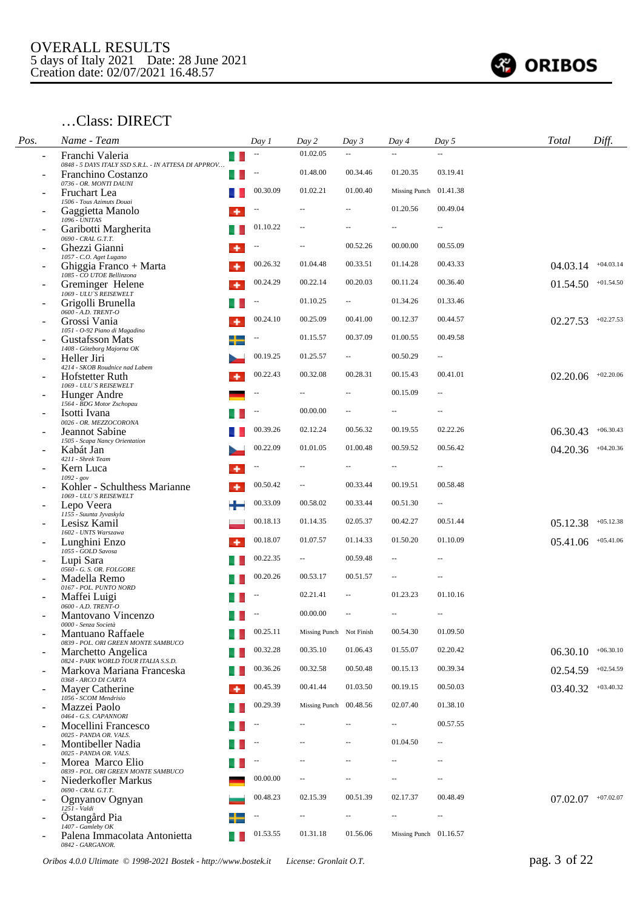# OVERALL RESULTS
5 days of Italy 2021    Date: 28 June 2021
Creation date: 02/07/2021 16.48.57

## …Class: DIRECT

| Pos. | Name - Team | Day 1 | Day 2 | Day 3 | Day 4 | Day 5 | Total | Diff. |
|---|---|---|---|---|---|---|---|---|
| - | Franchi Valeria<br>*0848 - 5 DAYS ITALY SSD S.R.L. - IN ATTESA DI APPROV…* | -- | 01.02.05 | -- | -- | -- | | |
| - | Franchino Costanzo<br>*0736 - OR. MONTI DAUNI* | -- | 01.48.00 | 00.34.46 | 01.20.35 | 03.19.41 | | |
| - | Fruchart Lea<br>*1506 - Tous Azimuts Douai* | 00.30.09 | 01.02.21 | 01.00.40 | Missing Punch | 01.41.38 | | |
| - | Gaggietta Manolo<br>*1096 - UNITAS* | -- | -- | -- | 01.20.56 | 00.49.04 | | |
| - | Garibotti Margherita<br>*0690 - CRAL G.T.T.* | 01.10.22 | -- | -- | -- | -- | | |
| - | Ghezzi Gianni<br>*1057 - C.O. Aget Lugano* | -- | -- | 00.52.26 | 00.00.00 | 00.55.09 | | |
| - | Ghiggia Franco + Marta<br>*1085 - CO UTOE Bellinzona* | 00.26.32 | 01.04.48 | 00.33.51 | 01.14.28 | 00.43.33 | 04.03.14 | +04.03.14 |
| - | Greminger Helene<br>*1069 - ULU'S REISEWELT* | 00.24.29 | 00.22.14 | 00.20.03 | 00.11.24 | 00.36.40 | 01.54.50 | +01.54.50 |
| - | Grigolli Brunella<br>*0600 - A.D. TRENT-O* | -- | 01.10.25 | -- | 01.34.26 | 01.33.46 | | |
| - | Grossi Vania<br>*1051 - O-92 Piano di Magadino* | 00.24.10 | 00.25.09 | 00.41.00 | 00.12.37 | 00.44.57 | 02.27.53 | +02.27.53 |
| - | Gustafsson Mats<br>*1408 - Göteborg Majorna OK* | -- | 01.15.57 | 00.37.09 | 01.00.55 | 00.49.58 | | |
| - | Heller Jiri<br>*4214 - SKOB Roudnice nad Labem* | 00.19.25 | 01.25.57 | -- | 00.50.29 | -- | | |
| - | Hofstetter Ruth<br>*1069 - ULU'S REISEWELT* | 00.22.43 | 00.32.08 | 00.28.31 | 00.15.43 | 00.41.01 | 02.20.06 | +02.20.06 |
| - | Hunger Andre<br>*1564 - BDG Motor Zschopau* | -- | -- | -- | 00.15.09 | -- | | |
| - | Isotti Ivana<br>*0026 - OR. MEZZOCORONA* | -- | 00.00.00 | -- | -- | -- | | |
| - | Jeannot Sabine<br>*1505 - Scapa Nancy Orientation* | 00.39.26 | 02.12.24 | 00.56.32 | 00.19.55 | 02.22.26 | 06.30.43 | +06.30.43 |
| - | Kabát Jan<br>*4211 - Shrek Team* | 00.22.09 | 01.01.05 | 01.00.48 | 00.59.52 | 00.56.42 | 04.20.36 | +04.20.36 |
| - | Kern Luca<br>*1092 - gov* | -- | -- | -- | -- | -- | | |
| - | Kohler - Schulthess Marianne<br>*1069 - ULU'S REISEWELT* | 00.50.42 | -- | 00.33.44 | 00.19.51 | 00.58.48 | | |
| - | Lepo Veera<br>*1155 - Suunta Jyvaskyla* | 00.33.09 | 00.58.02 | 00.33.44 | 00.51.30 | -- | | |
| - | Lesisz Kamil<br>*1602 - UNTS Warszawa* | 00.18.13 | 01.14.35 | 02.05.37 | 00.42.27 | 00.51.44 | 05.12.38 | +05.12.38 |
| - | Lunghini Enzo<br>*1055 - GOLD Savosa* | 00.18.07 | 01.07.57 | 01.14.33 | 01.50.20 | 01.10.09 | 05.41.06 | +05.41.06 |
| - | Lupi Sara<br>*0560 - G. S. OR. FOLGORE* | 00.22.35 | -- | 00.59.48 | -- | -- | | |
| - | Madella Remo<br>*0167 - POL. PUNTO NORD* | 00.20.26 | 00.53.17 | 00.51.57 | -- | -- | | |
| - | Maffei Luigi<br>*0600 - A.D. TRENT-O* | -- | 02.21.41 | -- | 01.23.23 | 01.10.16 | | |
| - | Mantovano Vincenzo<br>*0000 - Senza Società* | -- | 00.00.00 | -- | -- | -- | | |
| - | Mantuano Raffaele<br>*0839 - POL. ORI GREEN MONTE SAMBUCO* | 00.25.11 | Missing Punch | Not Finish | 00.54.30 | 01.09.50 | | |
| - | Marchetto Angelica<br>*0824 - PARK WORLD TOUR ITALIA S.S.D.* | 00.32.28 | 00.35.10 | 01.06.43 | 01.55.07 | 02.20.42 | 06.30.10 | +06.30.10 |
| - | Markova Mariana Franceska<br>*0368 - ARCO DI CARTA* | 00.36.26 | 00.32.58 | 00.50.48 | 00.15.13 | 00.39.34 | 02.54.59 | +02.54.59 |
| - | Mayer Catherine<br>*1056 - SCOM Mendrisio* | 00.45.39 | 00.41.44 | 01.03.50 | 00.19.15 | 00.50.03 | 03.40.32 | +03.40.32 |
| - | Mazzei Paolo<br>*0464 - G.S. CAPANNORI* | 00.29.39 | Missing Punch | 00.48.56 | 02.07.40 | 01.38.10 | | |
| - | Mocellini Francesco<br>*0025 - PANDA OR. VALS.* | -- | -- | -- | -- | 00.57.55 | | |
| - | Montibeller Nadia<br>*0025 - PANDA OR. VALS.* | -- | -- | -- | 01.04.50 | -- | | |
| - | Morea Marco Elio<br>*0839 - POL. ORI GREEN MONTE SAMBUCO* | -- | -- | -- | -- | -- | | |
| - | Niederkofler Markus<br>*0690 - CRAL G.T.T.* | 00.00.00 | -- | -- | -- | -- | | |
| - | Ognyanov Ognyan<br>*1251 - Valdi* | 00.48.23 | 02.15.39 | 00.51.39 | 02.17.37 | 00.48.49 | 07.02.07 | +07.02.07 |
| - | Östangård Pia<br>*1407 - Gamleby OK* | -- | -- | -- | -- | -- | | |
| - | Palena Immacolata Antonietta<br>*0842 - GARGANOR.* | 01.53.55 | 01.31.18 | 01.56.06 | Missing Punch | 01.16.57 | | |

*Oribos 4.0.0 Ultimate © 1998-2021 Bostek - http://www.bostek.it    License: Gronlait O.T.*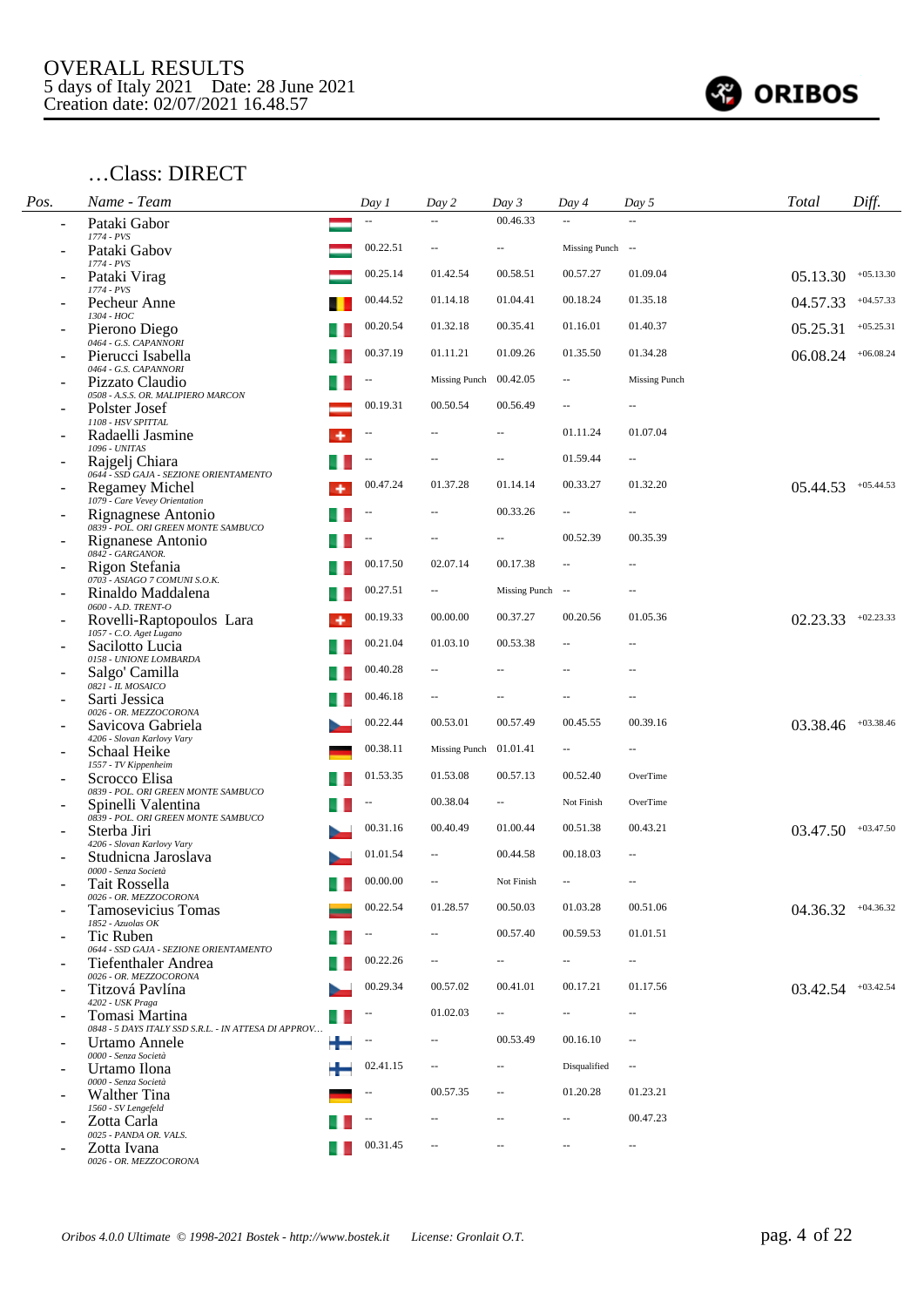OVERALL RESULTS
5 days of Italy 2021    Date: 28 June 2021
Creation date: 02/07/2021 16.48.57

## …Class: DIRECT

| Pos. | Name - Team | Day 1 | Day 2 | Day 3 | Day 4 | Day 5 | Total | Diff. |
|---|---|---|---|---|---|---|---|---|
| - | Pataki Gabor<br>*1774 - PVS* | -- | -- | 00.46.33 | -- | -- | | |
| - | Pataki Gabov<br>*1774 - PVS* | 00.22.51 | -- | -- | Missing Punch | -- | | |
| - | Pataki Virag<br>*1774 - PVS* | 00.25.14 | 01.42.54 | 00.58.51 | 00.57.27 | 01.09.04 | 05.13.30 | +05.13.30 |
| - | Pecheur Anne<br>*1304 - HOC* | 00.44.52 | 01.14.18 | 01.04.41 | 00.18.24 | 01.35.18 | 04.57.33 | +04.57.33 |
| - | Pierono Diego<br>*0464 - G.S. CAPANNORI* | 00.20.54 | 01.32.18 | 00.35.41 | 01.16.01 | 01.40.37 | 05.25.31 | +05.25.31 |
| - | Pierucci Isabella<br>*0464 - G.S. CAPANNORI* | 00.37.19 | 01.11.21 | 01.09.26 | 01.35.50 | 01.34.28 | 06.08.24 | +06.08.24 |
| - | Pizzato Claudio<br>*0508 - A.S.S. OR. MALIPIERO MARCON* | -- | Missing Punch | 00.42.05 | -- | Missing Punch | | |
| - | Polster Josef<br>*1108 - HSV SPITTAL* | 00.19.31 | 00.50.54 | 00.56.49 | -- | -- | | |
| - | Radaelli Jasmine<br>*1096 - UNITAS* | -- | -- | -- | 01.11.24 | 01.07.04 | | |
| - | Rajgelj Chiara<br>*0644 - SSD GAJA - SEZIONE ORIENTAMENTO* | -- | -- | -- | 01.59.44 | -- | | |
| - | Regamey Michel<br>*1079 - Care Vevey Orientation* | 00.47.24 | 01.37.28 | 01.14.14 | 00.33.27 | 01.32.20 | 05.44.53 | +05.44.53 |
| - | Rignagnese Antonio<br>*0839 - POL. ORI GREEN MONTE SAMBUCO* | -- | -- | 00.33.26 | -- | -- | | |
| - | Rignanese Antonio<br>*0842 - GARGANOR.* | -- | -- | -- | 00.52.39 | 00.35.39 | | |
| - | Rigon Stefania<br>*0703 - ASIAGO 7 COMUNI S.O.K.* | 00.17.50 | 02.07.14 | 00.17.38 | -- | -- | | |
| - | Rinaldo Maddalena<br>*0600 - A.D. TRENT-O* | 00.27.51 | -- | Missing Punch | -- | -- | | |
| - | Rovelli-Raptopoulos Lara<br>*1057 - C.O. Aget Lugano* | 00.19.33 | 00.00.00 | 00.37.27 | 00.20.56 | 01.05.36 | 02.23.33 | +02.23.33 |
| - | Sacilotto Lucia<br>*0158 - UNIONE LOMBARDA* | 00.21.04 | 01.03.10 | 00.53.38 | -- | -- | | |
| - | Salgo' Camilla<br>*0821 - IL MOSAICO* | 00.40.28 | -- | -- | -- | -- | | |
| - | Sarti Jessica<br>*0026 - OR. MEZZOCORONA* | 00.46.18 | -- | -- | -- | -- | | |
| - | Savicova Gabriela<br>*4206 - Slovan Karlovy Vary* | 00.22.44 | 00.53.01 | 00.57.49 | 00.45.55 | 00.39.16 | 03.38.46 | +03.38.46 |
| - | Schaal Heike<br>*1557 - TV Kippenheim* | 00.38.11 | Missing Punch | 01.01.41 | -- | -- | | |
| - | Scrocco Elisa<br>*0839 - POL. ORI GREEN MONTE SAMBUCO* | 01.53.35 | 01.53.08 | 00.57.13 | 00.52.40 | OverTime | | |
| - | Spinelli Valentina<br>*0839 - POL. ORI GREEN MONTE SAMBUCO* | -- | 00.38.04 | -- | Not Finish | OverTime | | |
| - | Sterba Jiri<br>*4206 - Slovan Karlovy Vary* | 00.31.16 | 00.40.49 | 01.00.44 | 00.51.38 | 00.43.21 | 03.47.50 | +03.47.50 |
| - | Studnicna Jaroslava<br>*0000 - Senza Società* | 01.01.54 | -- | 00.44.58 | 00.18.03 | -- | | |
| - | Tait Rossella<br>*0026 - OR. MEZZOCORONA* | 00.00.00 | -- | Not Finish | -- | -- | | |
| - | Tamosevicius Tomas<br>*1852 - Azuolas OK* | 00.22.54 | 01.28.57 | 00.50.03 | 01.03.28 | 00.51.06 | 04.36.32 | +04.36.32 |
| - | Tic Ruben<br>*0644 - SSD GAJA - SEZIONE ORIENTAMENTO* | -- | -- | 00.57.40 | 00.59.53 | 01.01.51 | | |
| - | Tiefenthaler Andrea<br>*0026 - OR. MEZZOCORONA* | 00.22.26 | -- | -- | -- | -- | | |
| - | Titzová Pavlína<br>*4202 - USK Praga* | 00.29.34 | 00.57.02 | 00.41.01 | 00.17.21 | 01.17.56 | 03.42.54 | +03.42.54 |
| - | Tomasi Martina<br>*0848 - 5 DAYS ITALY SSD S.R.L. - IN ATTESA DI APPROV…* | -- | 01.02.03 | -- | -- | -- | | |
| - | Urtamo Annele<br>*0000 - Senza Società* | -- | -- | 00.53.49 | 00.16.10 | -- | | |
| - | Urtamo Ilona<br>*0000 - Senza Società* | 02.41.15 | -- | -- | Disqualified | -- | | |
| - | Walther Tina<br>*1560 - SV Lengefeld* | -- | 00.57.35 | -- | 01.20.28 | 01.23.21 | | |
| - | Zotta Carla<br>*0025 - PANDA OR. VALS.* | -- | -- | -- | -- | 00.47.23 | | |
| - | Zotta Ivana<br>*0026 - OR. MEZZOCORONA* | 00.31.45 | -- | -- | -- | -- | | |

*Oribos 4.0.0 Ultimate © 1998-2021 Bostek - http://www.bostek.it    License: Gronlait O.T.*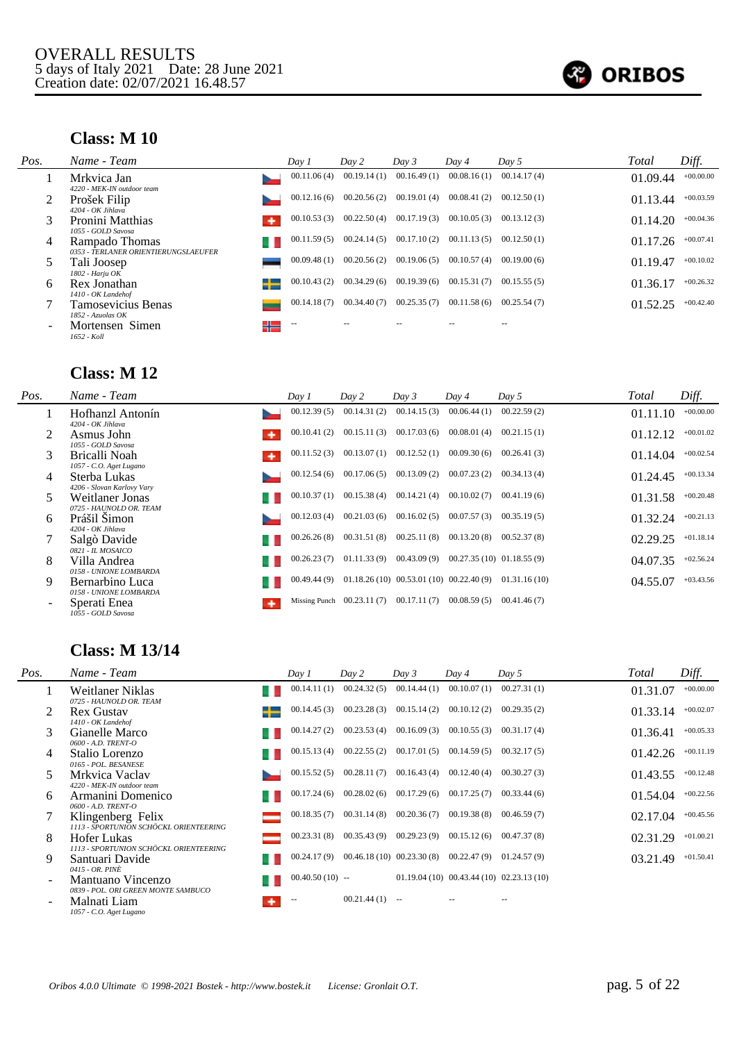OVERALL RESULTS
5 days of Italy 2021 Date: 28 June 2021
Creation date: 02/07/2021 16.48.57

## Class: M 10

| Pos. | Name - Team | Day 1 | Day 2 | Day 3 | Day 4 | Day 5 | Total | Diff. |
|---|---|---|---|---|---|---|---|---|
| 1 | Mrkvica Jan<br>4220 - MEK-IN outdoor team | 00.11.06 (4) | 00.19.14 (1) | 00.16.49 (1) | 00.08.16 (1) | 00.14.17 (4) | 01.09.44 | +00.00.00 |
| 2 | Prošek Filip<br>4204 - OK Jihlava | 00.12.16 (6) | 00.20.56 (2) | 00.19.01 (4) | 00.08.41 (2) | 00.12.50 (1) | 01.13.44 | +00.03.59 |
| 3 | Pronini Matthias<br>1055 - GOLD Savosa | 00.10.53 (3) | 00.22.50 (4) | 00.17.19 (3) | 00.10.05 (3) | 00.13.12 (3) | 01.14.20 | +00.04.36 |
| 4 | Rampado Thomas<br>0353 - TERLANER ORIENTIERUNGSLAEUFER | 00.11.59 (5) | 00.24.14 (5) | 00.17.10 (2) | 00.11.13 (5) | 00.12.50 (1) | 01.17.26 | +00.07.41 |
| 5 | Tali Joosep<br>1802 - Harju OK | 00.09.48 (1) | 00.20.56 (2) | 00.19.06 (5) | 00.10.57 (4) | 00.19.00 (6) | 01.19.47 | +00.10.02 |
| 6 | Rex Jonathan<br>1410 - OK Landehof | 00.10.43 (2) | 00.34.29 (6) | 00.19.39 (6) | 00.15.31 (7) | 00.15.55 (5) | 01.36.17 | +00.26.32 |
| 7 | Tamosevicius Benas<br>1852 - Azuolas OK | 00.14.18 (7) | 00.34.40 (7) | 00.25.35 (7) | 00.11.58 (6) | 00.25.54 (7) | 01.52.25 | +00.42.40 |
| - | Mortensen Simen<br>1652 - Koll | -- | -- | -- | -- | -- | | |

## Class: M 12

| Pos. | Name - Team | Day 1 | Day 2 | Day 3 | Day 4 | Day 5 | Total | Diff. |
|---|---|---|---|---|---|---|---|---|
| 1 | Hofhanzl Antonín<br>4204 - OK Jihlava | 00.12.39 (5) | 00.14.31 (2) | 00.14.15 (3) | 00.06.44 (1) | 00.22.59 (2) | 01.11.10 | +00.00.00 |
| 2 | Asmus John<br>1055 - GOLD Savosa | 00.10.41 (2) | 00.15.11 (3) | 00.17.03 (6) | 00.08.01 (4) | 00.21.15 (1) | 01.12.12 | +00.01.02 |
| 3 | Bricalli Noah<br>1057 - C.O. Aget Lugano | 00.11.52 (3) | 00.13.07 (1) | 00.12.52 (1) | 00.09.30 (6) | 00.26.41 (3) | 01.14.04 | +00.02.54 |
| 4 | Sterba Lukas<br>4206 - Slovan Karlovy Vary | 00.12.54 (6) | 00.17.06 (5) | 00.13.09 (2) | 00.07.23 (2) | 00.34.13 (4) | 01.24.45 | +00.13.34 |
| 5 | Weitlaner Jonas<br>0725 - HAUNOLD OR. TEAM | 00.10.37 (1) | 00.15.38 (4) | 00.14.21 (4) | 00.10.02 (7) | 00.41.19 (6) | 01.31.58 | +00.20.48 |
| 6 | Prášil Šimon<br>4204 - OK Jihlava | 00.12.03 (4) | 00.21.03 (6) | 00.16.02 (5) | 00.07.57 (3) | 00.35.19 (5) | 01.32.24 | +00.21.13 |
| 7 | Salgò Davide<br>0821 - IL MOSAICO | 00.26.26 (8) | 00.31.51 (8) | 00.25.11 (8) | 00.13.20 (8) | 00.52.37 (8) | 02.29.25 | +01.18.14 |
| 8 | Villa Andrea<br>0158 - UNIONE LOMBARDA | 00.26.23 (7) | 01.11.33 (9) | 00.43.09 (9) | 00.27.35 (10) | 01.18.55 (9) | 04.07.35 | +02.56.24 |
| 9 | Bernarbino Luca<br>0158 - UNIONE LOMBARDA | 00.49.44 (9) | 01.18.26 (10) | 00.53.01 (10) | 00.22.40 (9) | 01.31.16 (10) | 04.55.07 | +03.43.56 |
| - | Sperati Enea<br>1055 - GOLD Savosa | Missing Punch | 00.23.11 (7) | 00.17.11 (7) | 00.08.59 (5) | 00.41.46 (7) | | |

## Class: M 13/14

| Pos. | Name - Team | Day 1 | Day 2 | Day 3 | Day 4 | Day 5 | Total | Diff. |
|---|---|---|---|---|---|---|---|---|
| 1 | Weitlaner Niklas<br>0725 - HAUNOLD OR. TEAM | 00.14.11 (1) | 00.24.32 (5) | 00.14.44 (1) | 00.10.07 (1) | 00.27.31 (1) | 01.31.07 | +00.00.00 |
| 2 | Rex Gustav<br>1410 - OK Landehof | 00.14.45 (3) | 00.23.28 (3) | 00.15.14 (2) | 00.10.12 (2) | 00.29.35 (2) | 01.33.14 | +00.02.07 |
| 3 | Gianelle Marco<br>0600 - A.D. TRENT-O | 00.14.27 (2) | 00.23.53 (4) | 00.16.09 (3) | 00.10.55 (3) | 00.31.17 (4) | 01.36.41 | +00.05.33 |
| 4 | Stalio Lorenzo<br>0165 - POL. BESANESE | 00.15.13 (4) | 00.22.55 (2) | 00.17.01 (5) | 00.14.59 (5) | 00.32.17 (5) | 01.42.26 | +00.11.19 |
| 5 | Mrkvica Vaclav<br>4220 - MEK-IN outdoor team | 00.15.52 (5) | 00.28.11 (7) | 00.16.43 (4) | 00.12.40 (4) | 00.30.27 (3) | 01.43.55 | +00.12.48 |
| 6 | Armanini Domenico<br>0600 - A.D. TRENT-O | 00.17.24 (6) | 00.28.02 (6) | 00.17.29 (6) | 00.17.25 (7) | 00.33.44 (6) | 01.54.04 | +00.22.56 |
| 7 | Klingenberg Felix<br>1113 - SPORTUNION SCHÖCKL ORIENTEERING | 00.18.35 (7) | 00.31.14 (8) | 00.20.36 (7) | 00.19.38 (8) | 00.46.59 (7) | 02.17.04 | +00.45.56 |
| 8 | Hofer Lukas<br>1113 - SPORTUNION SCHÖCKL ORIENTEERING | 00.23.31 (8) | 00.35.43 (9) | 00.29.23 (9) | 00.15.12 (6) | 00.47.37 (8) | 02.31.29 | +01.00.21 |
| 9 | Santuari Davide<br>0415 - OR. PINÈ | 00.24.17 (9) | 00.46.18 (10) | 00.23.30 (8) | 00.22.47 (9) | 01.24.57 (9) | 03.21.49 | +01.50.41 |
| - | Mantuano Vincenzo<br>0839 - POL. ORI GREEN MONTE SAMBUCO | 00.40.50 (10) | -- | 01.19.04 (10) | 00.43.44 (10) | 02.23.13 (10) | | |
| - | Malnati Liam<br>1057 - C.O. Aget Lugano | -- | 00.21.44 (1) | -- | -- | -- | | |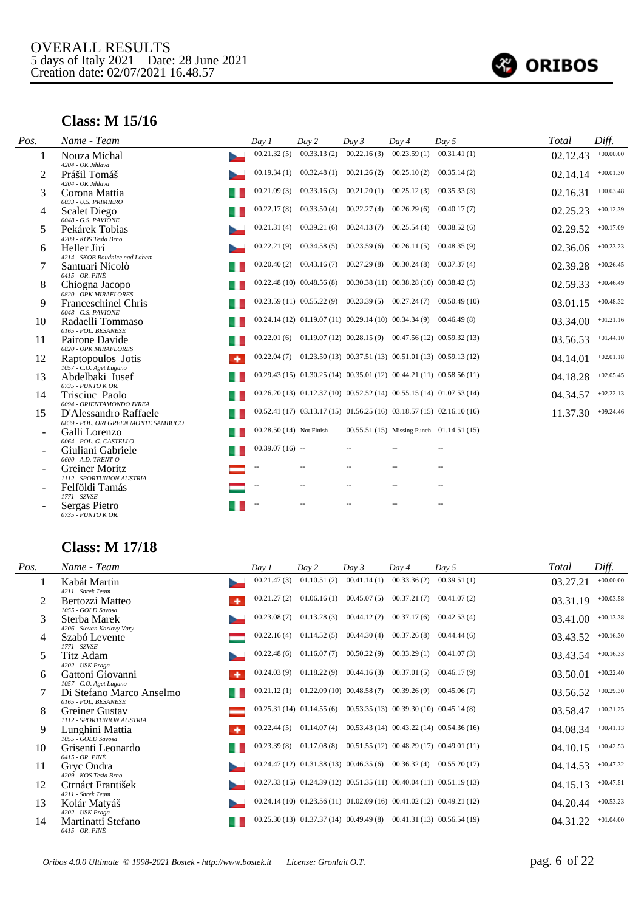OVERALL RESULTS
5 days of Italy 2021 Date: 28 June 2021
Creation date: 02/07/2021 16.48.57

## Class: M 15/16

| Pos. | Name - Team | Day 1 | Day 2 | Day 3 | Day 4 | Day 5 | Total | Diff. |
|---|---|---|---|---|---|---|---|---|
| 1 | Nouza Michal<br>4204 - OK Jihlava | 00.21.32 (5) | 00.33.13 (2) | 00.22.16 (3) | 00.23.59 (1) | 00.31.41 (1) | 02.12.43 | +00.00.00 |
| 2 | Prášil Tomáš<br>4204 - OK Jihlava | 00.19.34 (1) | 00.32.48 (1) | 00.21.26 (2) | 00.25.10 (2) | 00.35.14 (2) | 02.14.14 | +00.01.30 |
| 3 | Corona Mattia<br>0033 - U.S. PRIMIERO | 00.21.09 (3) | 00.33.16 (3) | 00.21.20 (1) | 00.25.12 (3) | 00.35.33 (3) | 02.16.31 | +00.03.48 |
| 4 | Scalet Diego<br>0048 - G.S. PAVIONE | 00.22.17 (8) | 00.33.50 (4) | 00.22.27 (4) | 00.26.29 (6) | 00.40.17 (7) | 02.25.23 | +00.12.39 |
| 5 | Pekárek Tobias<br>4209 - KOS Tesla Brno | 00.21.31 (4) | 00.39.21 (6) | 00.24.13 (7) | 00.25.54 (4) | 00.38.52 (6) | 02.29.52 | +00.17.09 |
| 6 | Heller Jirí<br>4214 - SKOB Roudnice nad Labem | 00.22.21 (9) | 00.34.58 (5) | 00.23.59 (6) | 00.26.11 (5) | 00.48.35 (9) | 02.36.06 | +00.23.23 |
| 7 | Santuari Nicolò<br>0415 - OR. PINÈ | 00.20.40 (2) | 00.43.16 (7) | 00.27.29 (8) | 00.30.24 (8) | 00.37.37 (4) | 02.39.28 | +00.26.45 |
| 8 | Chiogna Jacopo<br>0820 - OPK MIRAFLORES | 00.22.48 (10) | 00.48.56 (8) | 00.30.38 (11) | 00.38.28 (10) | 00.38.42 (5) | 02.59.33 | +00.46.49 |
| 9 | Franceschinel Chris<br>0048 - G.S. PAVIONE | 00.23.59 (11) | 00.55.22 (9) | 00.23.39 (5) | 00.27.24 (7) | 00.50.49 (10) | 03.01.15 | +00.48.32 |
| 10 | Radaelli Tommaso<br>0165 - POL. BESANESE | 00.24.14 (12) | 01.19.07 (11) | 00.29.14 (10) | 00.34.34 (9) | 00.46.49 (8) | 03.34.00 | +01.21.16 |
| 11 | Pairone Davide<br>0820 - OPK MIRAFLORES | 00.22.01 (6) | 01.19.07 (12) | 00.28.15 (9) | 00.47.56 (12) | 00.59.32 (13) | 03.56.53 | +01.44.10 |
| 12 | Raptopoulos Jotis<br>1057 - C.O. Aget Lugano | 00.22.04 (7) | 01.23.50 (13) | 00.37.51 (13) | 00.51.01 (13) | 00.59.13 (12) | 04.14.01 | +02.01.18 |
| 13 | Abdelbaki Iusef<br>0735 - PUNTO K OR. | 00.29.43 (15) | 01.30.25 (14) | 00.35.01 (12) | 00.44.21 (11) | 00.58.56 (11) | 04.18.28 | +02.05.45 |
| 14 | Trisciuc Paolo<br>0094 - ORIENTAMONDO IVREA | 00.26.20 (13) | 01.12.37 (10) | 00.52.52 (14) | 00.55.15 (14) | 01.07.53 (14) | 04.34.57 | +02.22.13 |
| 15 | D'Alessandro Raffaele<br>0839 - POL. ORI GREEN MONTE SAMBUCO | 00.52.41 (17) | 03.13.17 (15) | 01.56.25 (16) | 03.18.57 (15) | 02.16.10 (16) | 11.37.30 | +09.24.46 |
| - | Galli Lorenzo<br>0064 - POL. G. CASTELLO | 00.28.50 (14) | Not Finish | 00.55.51 (15) | Missing Punch | 01.14.51 (15) | | |
| - | Giuliani Gabriele<br>0600 - A.D. TRENT-O | 00.39.07 (16) | -- | -- | -- | -- | | |
| - | Greiner Moritz<br>1112 - SPORTUNION AUSTRIA | -- | -- | -- | -- | -- | | |
| - | Felföldi Tamás<br>1771 - SZVSE | -- | -- | -- | -- | -- | | |
| - | Sergas Pietro<br>0735 - PUNTO K OR. | -- | -- | -- | -- | -- | | |

## Class: M 17/18

| Pos. | Name - Team | Day 1 | Day 2 | Day 3 | Day 4 | Day 5 | Total | Diff. |
|---|---|---|---|---|---|---|---|---|
| 1 | Kabát Martin<br>4211 - Shrek Team | 00.21.47 (3) | 01.10.51 (2) | 00.41.14 (1) | 00.33.36 (2) | 00.39.51 (1) | 03.27.21 | +00.00.00 |
| 2 | Bertozzi Matteo<br>1055 - GOLD Savosa | 00.21.27 (2) | 01.06.16 (1) | 00.45.07 (5) | 00.37.21 (7) | 00.41.07 (2) | 03.31.19 | +00.03.58 |
| 3 | Sterba Marek<br>4206 - Slovan Karlovy Vary | 00.23.08 (7) | 01.13.28 (3) | 00.44.12 (2) | 00.37.17 (6) | 00.42.53 (4) | 03.41.00 | +00.13.38 |
| 4 | Szabó Levente<br>1771 - SZVSE | 00.22.16 (4) | 01.14.52 (5) | 00.44.30 (4) | 00.37.26 (8) | 00.44.44 (6) | 03.43.52 | +00.16.30 |
| 5 | Titz Adam<br>4202 - USK Praga | 00.22.48 (6) | 01.16.07 (7) | 00.50.22 (9) | 00.33.29 (1) | 00.41.07 (3) | 03.43.54 | +00.16.33 |
| 6 | Gattoni Giovanni<br>1057 - C.O. Aget Lugano | 00.24.03 (9) | 01.18.22 (9) | 00.44.16 (3) | 00.37.01 (5) | 00.46.17 (9) | 03.50.01 | +00.22.40 |
| 7 | Di Stefano Marco Anselmo<br>0165 - POL. BESANESE | 00.21.12 (1) | 01.22.09 (10) | 00.48.58 (7) | 00.39.26 (9) | 00.45.06 (7) | 03.56.52 | +00.29.30 |
| 8 | Greiner Gustav<br>1112 - SPORTUNION AUSTRIA | 00.25.31 (14) | 01.14.55 (6) | 00.53.35 (13) | 00.39.30 (10) | 00.45.14 (8) | 03.58.47 | +00.31.25 |
| 9 | Lunghini Mattia<br>1055 - GOLD Savosa | 00.22.44 (5) | 01.14.07 (4) | 00.53.43 (14) | 00.43.22 (14) | 00.54.36 (16) | 04.08.34 | +00.41.13 |
| 10 | Grisenti Leonardo<br>0415 - OR. PINÈ | 00.23.39 (8) | 01.17.08 (8) | 00.51.55 (12) | 00.48.29 (17) | 00.49.01 (11) | 04.10.15 | +00.42.53 |
| 11 | Gryc Ondra<br>4209 - KOS Tesla Brno | 00.24.47 (12) | 01.31.38 (13) | 00.46.35 (6) | 00.36.32 (4) | 00.55.20 (17) | 04.14.53 | +00.47.32 |
| 12 | Ctrnáct František<br>4211 - Shrek Team | 00.27.33 (15) | 01.24.39 (12) | 00.51.35 (11) | 00.40.04 (11) | 00.51.19 (13) | 04.15.13 | +00.47.51 |
| 13 | Kolár Matyáš<br>4202 - USK Praga | 00.24.14 (10) | 01.23.56 (11) | 01.02.09 (16) | 00.41.02 (12) | 00.49.21 (12) | 04.20.44 | +00.53.23 |
| 14 | Martinatti Stefano<br>0415 - OR. PINÈ | 00.25.30 (13) | 01.37.37 (14) | 00.49.49 (8) | 00.41.31 (13) | 00.56.54 (19) | 04.31.22 | +01.04.00 |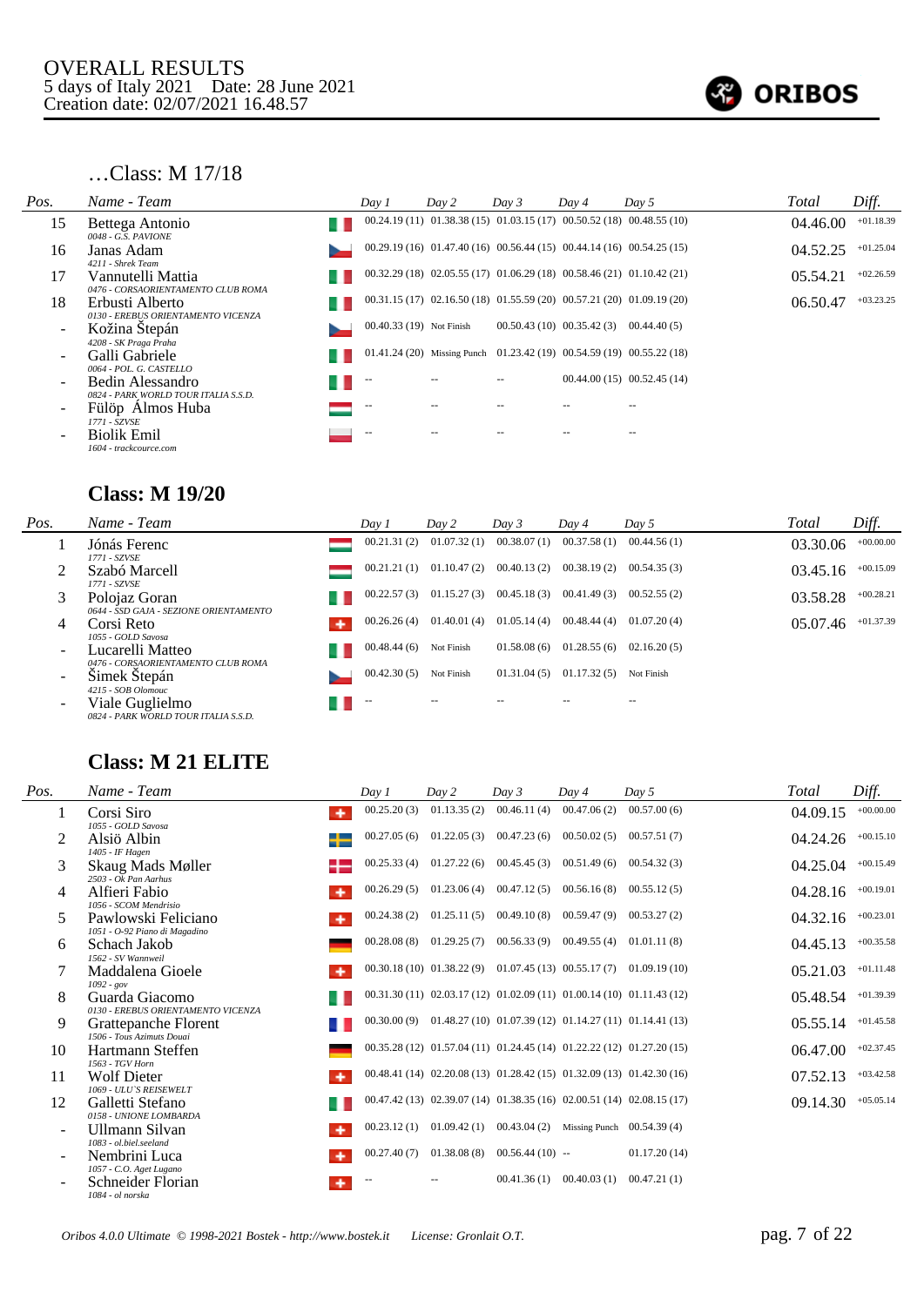OVERALL RESULTS
5 days of Italy 2021    Date: 28 June 2021
Creation date: 02/07/2021 16.48.57

## …Class: M 17/18

| Pos. | Name - Team | Day 1 | Day 2 | Day 3 | Day 4 | Day 5 | Total | Diff. |
|---|---|---|---|---|---|---|---|---|
| 15 | Bettega Antonio<br>*0048 - G.S. PAVIONE* | 00.24.19 (11) | 01.38.38 (15) | 01.03.15 (17) | 00.50.52 (18) | 00.48.55 (10) | 04.46.00 | +01.18.39 |
| 16 | Janas Adam<br>*4211 - Shrek Team* | 00.29.19 (16) | 01.47.40 (16) | 00.56.44 (15) | 00.44.14 (16) | 00.54.25 (15) | 04.52.25 | +01.25.04 |
| 17 | Vannutelli Mattia<br>*0476 - CORSAORIENTAMENTO CLUB ROMA* | 00.32.29 (18) | 02.05.55 (17) | 01.06.29 (18) | 00.58.46 (21) | 01.10.42 (21) | 05.54.21 | +02.26.59 |
| 18 | Erbusti Alberto<br>*0130 - EREBUS ORIENTAMENTO VICENZA* | 00.31.15 (17) | 02.16.50 (18) | 01.55.59 (20) | 00.57.21 (20) | 01.09.19 (20) | 06.50.47 | +03.23.25 |
| - | Kožina Štepán<br>*4208 - SK Praga Praha* | 00.40.33 (19) | Not Finish | 00.50.43 (10) | 00.35.42 (3) | 00.44.40 (5) | | |
| - | Galli Gabriele<br>*0064 - POL. G. CASTELLO* | 01.41.24 (20) | Missing Punch | 01.23.42 (19) | 00.54.59 (19) | 00.55.22 (18) | | |
| - | Bedin Alessandro<br>*0824 - PARK WORLD TOUR ITALIA S.S.D.* | -- | -- | -- | 00.44.00 (15) | 00.52.45 (14) | | |
| - | Fülöp Álmos Huba<br>*1771 - SZVSE* | -- | -- | -- | -- | -- | | |
| - | Biolik Emil<br>*1604 - trackcource.com* | -- | -- | -- | -- | -- | | |

## Class: M 19/20

| Pos. | Name - Team | Day 1 | Day 2 | Day 3 | Day 4 | Day 5 | Total | Diff. |
|---|---|---|---|---|---|---|---|---|
| 1 | Jónás Ferenc<br>*1771 - SZVSE* | 00.21.31 (2) | 01.07.32 (1) | 00.38.07 (1) | 00.37.58 (1) | 00.44.56 (1) | 03.30.06 | +00.00.00 |
| 2 | Szabó Marcell<br>*1771 - SZVSE* | 00.21.21 (1) | 01.10.47 (2) | 00.40.13 (2) | 00.38.19 (2) | 00.54.35 (3) | 03.45.16 | +00.15.09 |
| 3 | Polojaz Goran<br>*0644 - SSD GAJA - SEZIONE ORIENTAMENTO* | 00.22.57 (3) | 01.15.27 (3) | 00.45.18 (3) | 00.41.49 (3) | 00.52.55 (2) | 03.58.28 | +00.28.21 |
| 4 | Corsi Reto<br>*1055 - GOLD Savosa* | 00.26.26 (4) | 01.40.01 (4) | 01.05.14 (4) | 00.48.44 (4) | 01.07.20 (4) | 05.07.46 | +01.37.39 |
| - | Lucarelli Matteo<br>*0476 - CORSAORIENTAMENTO CLUB ROMA* | 00.48.44 (6) | Not Finish | 01.58.08 (6) | 01.28.55 (6) | 02.16.20 (5) | | |
| - | Šimek Štepán<br>*4215 - SOB Olomouc* | 00.42.30 (5) | Not Finish | 01.31.04 (5) | 01.17.32 (5) | Not Finish | | |
| - | Viale Guglielmo<br>*0824 - PARK WORLD TOUR ITALIA S.S.D.* | -- | -- | -- | -- | -- | | |

## Class: M 21 ELITE

| Pos. | Name - Team | Day 1 | Day 2 | Day 3 | Day 4 | Day 5 | Total | Diff. |
|---|---|---|---|---|---|---|---|---|
| 1 | Corsi Siro<br>*1055 - GOLD Savosa* | 00.25.20 (3) | 01.13.35 (2) | 00.46.11 (4) | 00.47.06 (2) | 00.57.00 (6) | 04.09.15 | +00.00.00 |
| 2 | Alsiö Albin<br>*1405 - IF Hagen* | 00.27.05 (6) | 01.22.05 (3) | 00.47.23 (6) | 00.50.02 (5) | 00.57.51 (7) | 04.24.26 | +00.15.10 |
| 3 | Skaug Mads Møller<br>*2503 - Ok Pan Aarhus* | 00.25.33 (4) | 01.27.22 (6) | 00.45.45 (3) | 00.51.49 (6) | 00.54.32 (3) | 04.25.04 | +00.15.49 |
| 4 | Alfieri Fabio<br>*1056 - SCOM Mendrisio* | 00.26.29 (5) | 01.23.06 (4) | 00.47.12 (5) | 00.56.16 (8) | 00.55.12 (5) | 04.28.16 | +00.19.01 |
| 5 | Pawlowski Feliciano<br>*1051 - O-92 Piano di Magadino* | 00.24.38 (2) | 01.25.11 (5) | 00.49.10 (8) | 00.59.47 (9) | 00.53.27 (2) | 04.32.16 | +00.23.01 |
| 6 | Schach Jakob<br>*1562 - SV Wannweil* | 00.28.08 (8) | 01.29.25 (7) | 00.56.33 (9) | 00.49.55 (4) | 01.01.11 (8) | 04.45.13 | +00.35.58 |
| 7 | Maddalena Gioele<br>*1092 - gov* | 00.30.18 (10) | 01.38.22 (9) | 01.07.45 (13) | 00.55.17 (7) | 01.09.19 (10) | 05.21.03 | +01.11.48 |
| 8 | Guarda Giacomo<br>*0130 - EREBUS ORIENTAMENTO VICENZA* | 00.31.30 (11) | 02.03.17 (12) | 01.02.09 (11) | 01.00.14 (10) | 01.11.43 (12) | 05.48.54 | +01.39.39 |
| 9 | Grattepanche Florent<br>*1506 - Tous Azimuts Douai* | 00.30.00 (9) | 01.48.27 (10) | 01.07.39 (12) | 01.14.27 (11) | 01.14.41 (13) | 05.55.14 | +01.45.58 |
| 10 | Hartmann Steffen<br>*1563 - TGV Horn* | 00.35.28 (12) | 01.57.04 (11) | 01.24.45 (14) | 01.22.22 (12) | 01.27.20 (15) | 06.47.00 | +02.37.45 |
| 11 | Wolf Dieter<br>*1069 - ULU`S REISEWELT* | 00.48.41 (14) | 02.20.08 (13) | 01.28.42 (15) | 01.32.09 (13) | 01.42.30 (16) | 07.52.13 | +03.42.58 |
| 12 | Galletti Stefano<br>*0158 - UNIONE LOMBARDA* | 00.47.42 (13) | 02.39.07 (14) | 01.38.35 (16) | 02.00.51 (14) | 02.08.15 (17) | 09.14.30 | +05.05.14 |
| - | Ullmann Silvan<br>*1083 - ol.biel.seeland* | 00.23.12 (1) | 01.09.42 (1) | 00.43.04 (2) | Missing Punch | 00.54.39 (4) | | |
| - | Nembrini Luca<br>*1057 - C.O. Aget Lugano* | 00.27.40 (7) | 01.38.08 (8) | 00.56.44 (10) | -- | 01.17.20 (14) | | |
| - | Schneider Florian<br>*1084 - ol norska* | -- | -- | 00.41.36 (1) | 00.40.03 (1) | 00.47.21 (1) | | |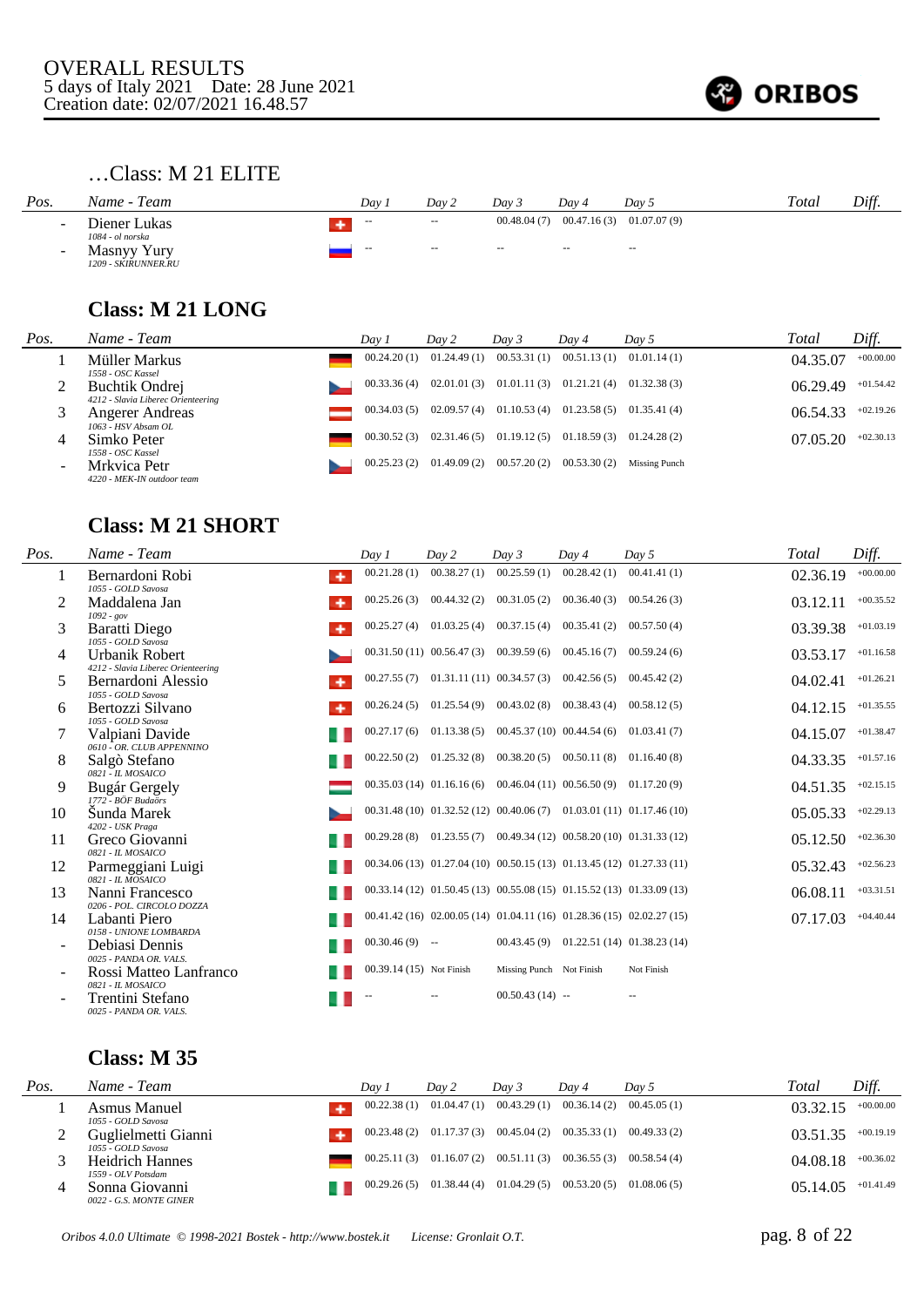OVERALL RESULTS
5 days of Italy 2021 Date: 28 June 2021
Creation date: 02/07/2021 16.48.57

ORIBOS

## …Class: M 21 ELITE

| Pos. | Name - Team | Day 1 | Day 2 | Day 3 | Day 4 | Day 5 | Total | Diff. |
|---|---|---|---|---|---|---|---|---|
| - | Diener Lukas<br>*1084 - ol norska* | -- | -- | 00.48.04 (7) | 00.47.16 (3) | 01.07.07 (9) | | |
| - | Masnyy Yury<br>*1209 - SKIRUNNER.RU* | -- | -- | -- | -- | -- | | |

## Class: M 21 LONG

| Pos. | Name - Team | Day 1 | Day 2 | Day 3 | Day 4 | Day 5 | Total | Diff. |
|---|---|---|---|---|---|---|---|---|
| 1 | Müller Markus<br>*1558 - OSC Kassel* | 00.24.20 (1) | 01.24.49 (1) | 00.53.31 (1) | 00.51.13 (1) | 01.01.14 (1) | 04.35.07 | +00.00.00 |
| 2 | Buchtik Ondrej<br>*4212 - Slavia Liberec Orienteering* | 00.33.36 (4) | 02.01.01 (3) | 01.01.11 (3) | 01.21.21 (4) | 01.32.38 (3) | 06.29.49 | +01.54.42 |
| 3 | Angerer Andreas<br>*1063 - HSV Absam OL* | 00.34.03 (5) | 02.09.57 (4) | 01.10.53 (4) | 01.23.58 (5) | 01.35.41 (4) | 06.54.33 | +02.19.26 |
| 4 | Simko Peter<br>*1558 - OSC Kassel* | 00.30.52 (3) | 02.31.46 (5) | 01.19.12 (5) | 01.18.59 (3) | 01.24.28 (2) | 07.05.20 | +02.30.13 |
| - | Mrkvica Petr<br>*4220 - MEK-IN outdoor team* | 00.25.23 (2) | 01.49.09 (2) | 00.57.20 (2) | 00.53.30 (2) | Missing Punch | | |

## Class: M 21 SHORT

| Pos. | Name - Team | Day 1 | Day 2 | Day 3 | Day 4 | Day 5 | Total | Diff. |
|---|---|---|---|---|---|---|---|---|
| 1 | Bernardoni Robi<br>*1055 - GOLD Savosa* | 00.21.28 (1) | 00.38.27 (1) | 00.25.59 (1) | 00.28.42 (1) | 00.41.41 (1) | 02.36.19 | +00.00.00 |
| 2 | Maddalena Jan<br>*1092 - gov* | 00.25.26 (3) | 00.44.32 (2) | 00.31.05 (2) | 00.36.40 (3) | 00.54.26 (3) | 03.12.11 | +00.35.52 |
| 3 | Baratti Diego<br>*1055 - GOLD Savosa* | 00.25.27 (4) | 01.03.25 (4) | 00.37.15 (4) | 00.35.41 (2) | 00.57.50 (4) | 03.39.38 | +01.03.19 |
| 4 | Urbanik Robert<br>*4212 - Slavia Liberec Orienteering* | 00.31.50 (11) | 00.56.47 (3) | 00.39.59 (6) | 00.45.16 (7) | 00.59.24 (6) | 03.53.17 | +01.16.58 |
| 5 | Bernardoni Alessio<br>*1055 - GOLD Savosa* | 00.27.55 (7) | 01.31.11 (11) | 00.34.57 (3) | 00.42.56 (5) | 00.45.42 (2) | 04.02.41 | +01.26.21 |
| 6 | Bertozzi Silvano<br>*1055 - GOLD Savosa* | 00.26.24 (5) | 01.25.54 (9) | 00.43.02 (8) | 00.38.43 (4) | 00.58.12 (5) | 04.12.15 | +01.35.55 |
| 7 | Valpiani Davide<br>*0610 - OR. CLUB APPENNINO* | 00.27.17 (6) | 01.13.38 (5) | 00.45.37 (10) | 00.44.54 (6) | 01.03.41 (7) | 04.15.07 | +01.38.47 |
| 8 | Salgò Stefano<br>*0821 - IL MOSAICO* | 00.22.50 (2) | 01.25.32 (8) | 00.38.20 (5) | 00.50.11 (8) | 01.16.40 (8) | 04.33.35 | +01.57.16 |
| 9 | Bugár Gergely<br>*1772 - BÖF Budaörs* | 00.35.03 (14) | 01.16.16 (6) | 00.46.04 (11) | 00.56.50 (9) | 01.17.20 (9) | 04.51.35 | +02.15.15 |
| 10 | Šunda Marek<br>*4202 - USK Praga* | 00.31.48 (10) | 01.32.52 (12) | 00.40.06 (7) | 01.03.01 (11) | 01.17.46 (10) | 05.05.33 | +02.29.13 |
| 11 | Greco Giovanni<br>*0821 - IL MOSAICO* | 00.29.28 (8) | 01.23.55 (7) | 00.49.34 (12) | 00.58.20 (10) | 01.31.33 (12) | 05.12.50 | +02.36.30 |
| 12 | Parmeggiani Luigi<br>*0821 - IL MOSAICO* | 00.34.06 (13) | 01.27.04 (10) | 00.50.15 (13) | 01.13.45 (12) | 01.27.33 (11) | 05.32.43 | +02.56.23 |
| 13 | Nanni Francesco<br>*0206 - POL. CIRCOLO DOZZA* | 00.33.14 (12) | 01.50.45 (13) | 00.55.08 (15) | 01.15.52 (13) | 01.33.09 (13) | 06.08.11 | +03.31.51 |
| 14 | Labanti Piero<br>*0158 - UNIONE LOMBARDA* | 00.41.42 (16) | 02.00.05 (14) | 01.04.11 (16) | 01.28.36 (15) | 02.02.27 (15) | 07.17.03 | +04.40.44 |
| - | Debiasi Dennis<br>*0025 - PANDA OR. VALS.* | 00.30.46 (9) | -- | 00.43.45 (9) | 01.22.51 (14) | 01.38.23 (14) | | |
| - | Rossi Matteo Lanfranco<br>*0821 - IL MOSAICO* | 00.39.14 (15) | Not Finish | Missing Punch | Not Finish | Not Finish | | |
| - | Trentini Stefano<br>*0025 - PANDA OR. VALS.* | -- | -- | 00.50.43 (14) | -- | -- | | |

## Class: M 35

| Pos. | Name - Team | Day 1 | Day 2 | Day 3 | Day 4 | Day 5 | Total | Diff. |
|---|---|---|---|---|---|---|---|---|
| 1 | Asmus Manuel<br>*1055 - GOLD Savosa* | 00.22.38 (1) | 01.04.47 (1) | 00.43.29 (1) | 00.36.14 (2) | 00.45.05 (1) | 03.32.15 | +00.00.00 |
| 2 | Guglielmetti Gianni<br>*1055 - GOLD Savosa* | 00.23.48 (2) | 01.17.37 (3) | 00.45.04 (2) | 00.35.33 (1) | 00.49.33 (2) | 03.51.35 | +00.19.19 |
| 3 | Heidrich Hannes<br>*1559 - OLV Potsdam* | 00.25.11 (3) | 01.16.07 (2) | 00.51.11 (3) | 00.36.55 (3) | 00.58.54 (4) | 04.08.18 | +00.36.02 |
| 4 | Sonna Giovanni<br>*0022 - G.S. MONTE GINER* | 00.29.26 (5) | 01.38.44 (4) | 01.04.29 (5) | 00.53.20 (5) | 01.08.06 (5) | 05.14.05 | +01.41.49 |

*Oribos 4.0.0 Ultimate © 1998-2021 Bostek - http://www.bostek.it License: Gronlait O.T.*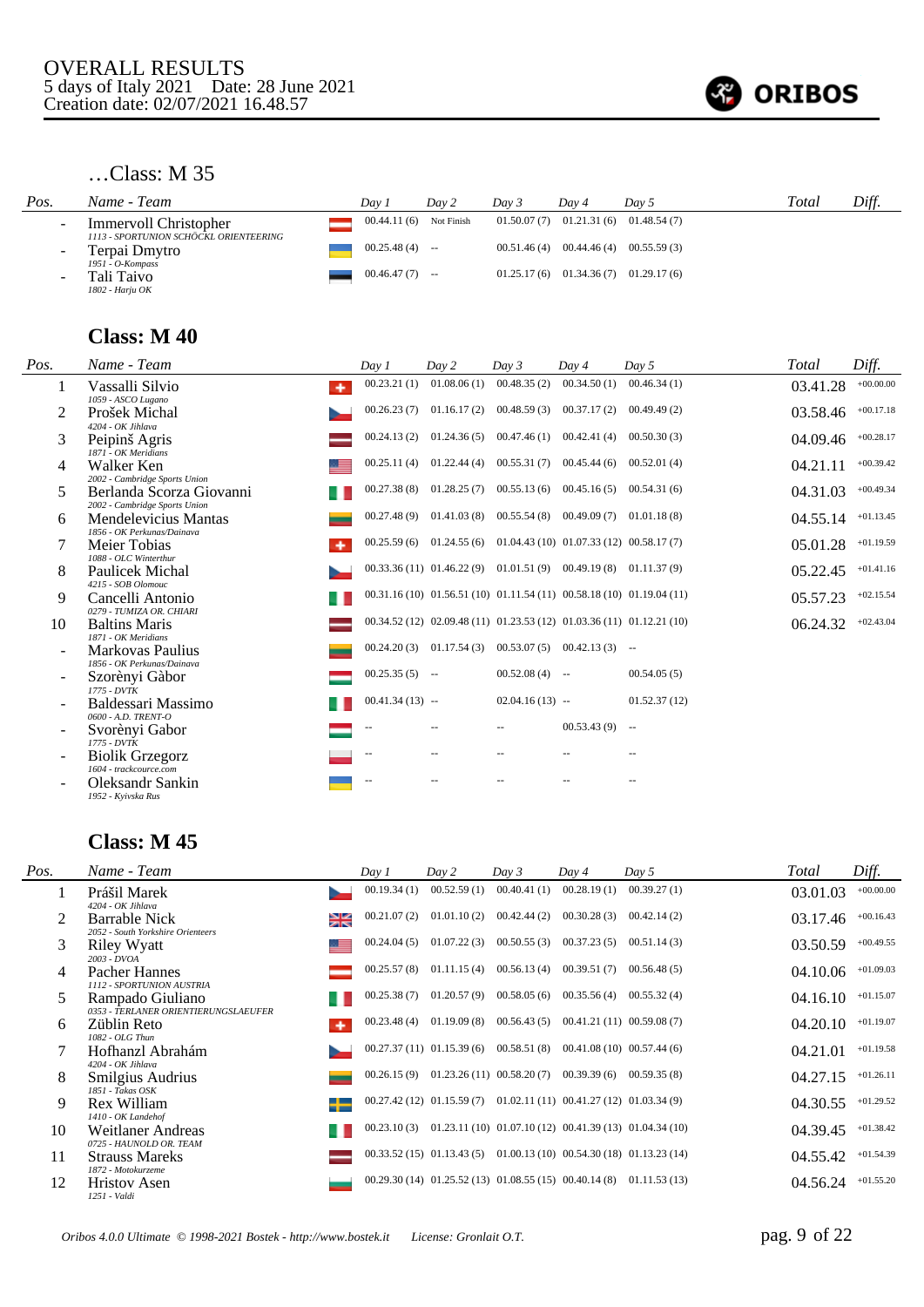OVERALL RESULTS
5 days of Italy 2021 Date: 28 June 2021
Creation date: 02/07/2021 16.48.57

## …Class: M 35

| Pos. | Name - Team | Day 1 | Day 2 | Day 3 | Day 4 | Day 5 | Total | Diff. |
|---|---|---|---|---|---|---|---|---|
| - | Immervoll Christopher<br>*1113 - SPORTUNION SCHÖCKL ORIENTEERING* | 00.44.11 (6) | Not Finish | 01.50.07 (7) | 01.21.31 (6) | 01.48.54 (7) | | |
| - | Terpai Dmytro<br>*1951 - O-Kompass* | 00.25.48 (4) | -- | 00.51.46 (4) | 00.44.46 (4) | 00.55.59 (3) | | |
| - | Tali Taivo<br>*1802 - Harju OK* | 00.46.47 (7) | -- | 01.25.17 (6) | 01.34.36 (7) | 01.29.17 (6) | | |

## Class: M 40

| Pos. | Name - Team | Day 1 | Day 2 | Day 3 | Day 4 | Day 5 | Total | Diff. |
|---|---|---|---|---|---|---|---|---|
| 1 | Vassalli Silvio<br>*1059 - ASCO Lugano* | 00.23.21 (1) | 01.08.06 (1) | 00.48.35 (2) | 00.34.50 (1) | 00.46.34 (1) | 03.41.28 | +00.00.00 |
| 2 | Prošek Michal<br>*4204 - OK Jihlava* | 00.26.23 (7) | 01.16.17 (2) | 00.48.59 (3) | 00.37.17 (2) | 00.49.49 (2) | 03.58.46 | +00.17.18 |
| 3 | Peipinš Agris<br>*1871 - OK Meridians* | 00.24.13 (2) | 01.24.36 (5) | 00.47.46 (1) | 00.42.41 (4) | 00.50.30 (3) | 04.09.46 | +00.28.17 |
| 4 | Walker Ken<br>*2002 - Cambridge Sports Union* | 00.25.11 (4) | 01.22.44 (4) | 00.55.31 (7) | 00.45.44 (6) | 00.52.01 (4) | 04.21.11 | +00.39.42 |
| 5 | Berlanda Scorza Giovanni<br>*2002 - Cambridge Sports Union* | 00.27.38 (8) | 01.28.25 (7) | 00.55.13 (6) | 00.45.16 (5) | 00.54.31 (6) | 04.31.03 | +00.49.34 |
| 6 | Mendelevicius Mantas<br>*1856 - OK Perkunas/Dainava* | 00.27.48 (9) | 01.41.03 (8) | 00.55.54 (8) | 00.49.09 (7) | 01.01.18 (8) | 04.55.14 | +01.13.45 |
| 7 | Meier Tobias<br>*1088 - OLC Winterthur* | 00.25.59 (6) | 01.24.55 (6) | 01.04.43 (10) | 01.07.33 (12) | 00.58.17 (7) | 05.01.28 | +01.19.59 |
| 8 | Paulicek Michal<br>*4215 - SOB Olomouc* | 00.33.36 (11) | 01.46.22 (9) | 01.01.51 (9) | 00.49.19 (8) | 01.11.37 (9) | 05.22.45 | +01.41.16 |
| 9 | Cancelli Antonio<br>*0279 - TUMIZA OR. CHIARI* | 00.31.16 (10) | 01.56.51 (10) | 01.11.54 (11) | 00.58.18 (10) | 01.19.04 (11) | 05.57.23 | +02.15.54 |
| 10 | Baltins Maris<br>*1871 - OK Meridians* | 00.34.52 (12) | 02.09.48 (11) | 01.23.53 (12) | 01.03.36 (11) | 01.12.21 (10) | 06.24.32 | +02.43.04 |
| - | Markovas Paulius<br>*1856 - OK Perkunas/Dainava* | 00.24.20 (3) | 01.17.54 (3) | 00.53.07 (5) | 00.42.13 (3) | -- | | |
| - | Szorènyi Gàbor<br>*1775 - DVTK* | 00.25.35 (5) | -- | 00.52.08 (4) | -- | 00.54.05 (5) | | |
| - | Baldessari Massimo<br>*0600 - A.D. TRENT-O* | 00.41.34 (13) | -- | 02.04.16 (13) | -- | 01.52.37 (12) | | |
| - | Svorènyi Gabor<br>*1775 - DVTK* | -- | -- | -- | 00.53.43 (9) | -- | | |
| - | Biolik Grzegorz<br>*1604 - trackcource.com* | -- | -- | -- | -- | -- | | |
| - | Oleksandr Sankin<br>*1952 - Kyivska Rus* | -- | -- | -- | -- | -- | | |

## Class: M 45

| Pos. | Name - Team | Day 1 | Day 2 | Day 3 | Day 4 | Day 5 | Total | Diff. |
|---|---|---|---|---|---|---|---|---|
| 1 | Prášil Marek<br>*4204 - OK Jihlava* | 00.19.34 (1) | 00.52.59 (1) | 00.40.41 (1) | 00.28.19 (1) | 00.39.27 (1) | 03.01.03 | +00.00.00 |
| 2 | Barrable Nick<br>*2052 - South Yorkshire Orienteers* | 00.21.07 (2) | 01.01.10 (2) | 00.42.44 (2) | 00.30.28 (3) | 00.42.14 (2) | 03.17.46 | +00.16.43 |
| 3 | Riley Wyatt<br>*2003 - DVOA* | 00.24.04 (5) | 01.07.22 (3) | 00.50.55 (3) | 00.37.23 (5) | 00.51.14 (3) | 03.50.59 | +00.49.55 |
| 4 | Pacher Hannes<br>*1112 - SPORTUNION AUSTRIA* | 00.25.57 (8) | 01.11.15 (4) | 00.56.13 (4) | 00.39.51 (7) | 00.56.48 (5) | 04.10.06 | +01.09.03 |
| 5 | Rampado Giuliano<br>*0353 - TERLANER ORIENTIERUNGSLAEUFER* | 00.25.38 (7) | 01.20.57 (9) | 00.58.05 (6) | 00.35.56 (4) | 00.55.32 (4) | 04.16.10 | +01.15.07 |
| 6 | Züblin Reto<br>*1082 - OLG Thun* | 00.23.48 (4) | 01.19.09 (8) | 00.56.43 (5) | 00.41.21 (11) | 00.59.08 (7) | 04.20.10 | +01.19.07 |
| 7 | Hofhanzl Abrahám<br>*4204 - OK Jihlava* | 00.27.37 (11) | 01.15.39 (6) | 00.58.51 (8) | 00.41.08 (10) | 00.57.44 (6) | 04.21.01 | +01.19.58 |
| 8 | Smilgius Audrius<br>*1851 - Takas OSK* | 00.26.15 (9) | 01.23.26 (11) | 00.58.20 (7) | 00.39.39 (6) | 00.59.35 (8) | 04.27.15 | +01.26.11 |
| 9 | Rex William<br>*1410 - OK Landehof* | 00.27.42 (12) | 01.15.59 (7) | 01.02.11 (11) | 00.41.27 (12) | 01.03.34 (9) | 04.30.55 | +01.29.52 |
| 10 | Weitlaner Andreas<br>*0725 - HAUNOLD OR. TEAM* | 00.23.10 (3) | 01.23.11 (10) | 01.07.10 (12) | 00.41.39 (13) | 01.04.34 (10) | 04.39.45 | +01.38.42 |
| 11 | Strauss Mareks<br>*1872 - Motokurzeme* | 00.33.52 (15) | 01.13.43 (5) | 01.00.13 (10) | 00.54.30 (18) | 01.13.23 (14) | 04.55.42 | +01.54.39 |
| 12 | Hristov Asen<br>*1251 - Valdi* | 00.29.30 (14) | 01.25.52 (13) | 01.08.55 (15) | 00.40.14 (8) | 01.11.53 (13) | 04.56.24 | +01.55.20 |

Oribos 4.0.0 Ultimate © 1998-2021 Bostek - http://www.bostek.it License: Gronlait O.T.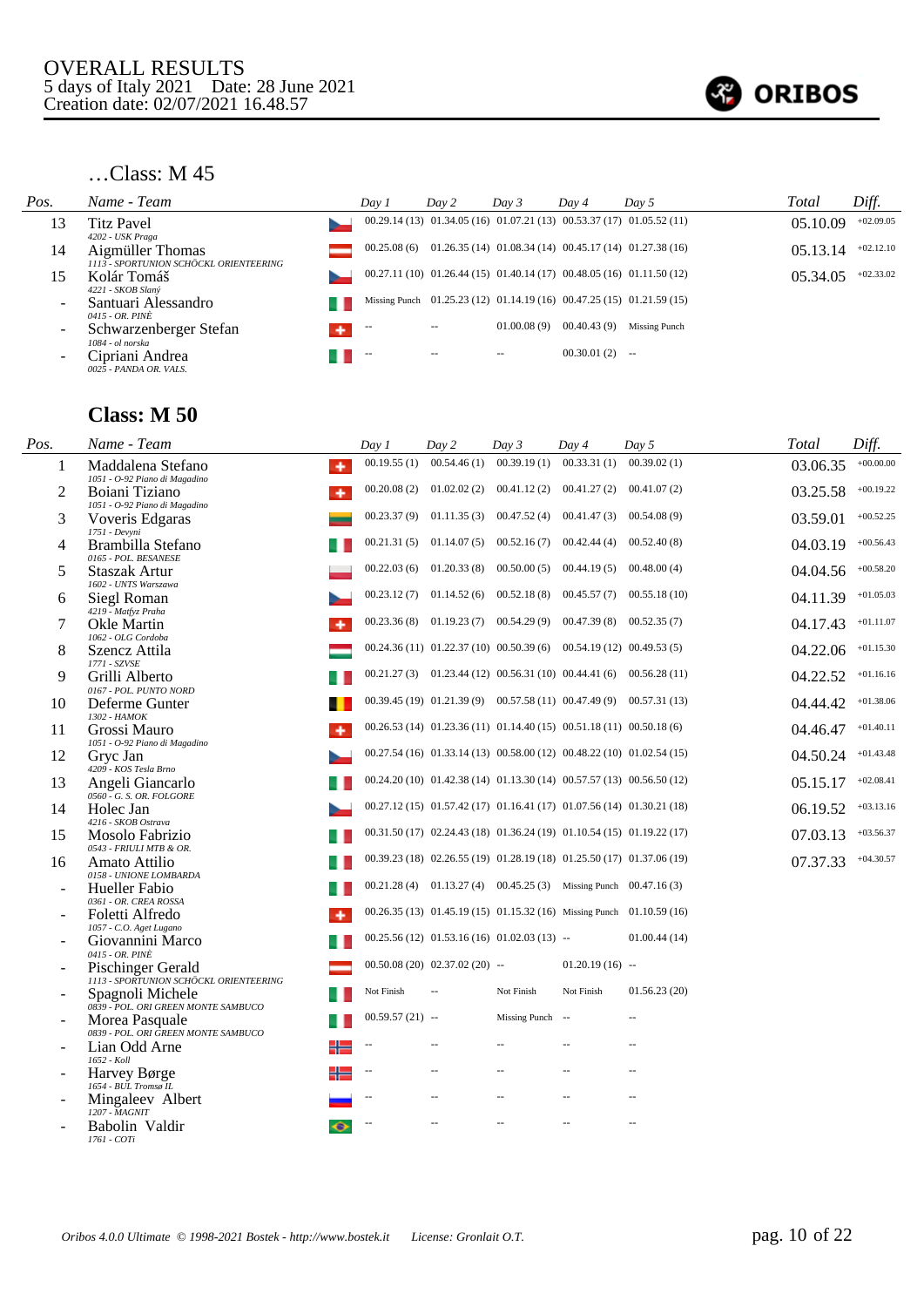OVERALL RESULTS
5 days of Italy 2021    Date: 28 June 2021
Creation date: 02/07/2021 16.48.57

## …Class: M 45

| Pos. | Name - Team | Day 1 | Day 2 | Day 3 | Day 4 | Day 5 | Total | Diff. |
|---|---|---|---|---|---|---|---|---|
| 13 | Titz Pavel<br>*4202 - USK Praga* | 00.29.14 (13) | 01.34.05 (16) | 01.07.21 (13) | 00.53.37 (17) | 01.05.52 (11) | 05.10.09 | +02.09.05 |
| 14 | Aigmüller Thomas<br>*1113 - SPORTUNION SCHÖCKL ORIENTEERING* | 00.25.08 (6) | 01.26.35 (14) | 01.08.34 (14) | 00.45.17 (14) | 01.27.38 (16) | 05.13.14 | +02.12.10 |
| 15 | Kolár Tomáš<br>*4221 - SKOB Slaný* | 00.27.11 (10) | 01.26.44 (15) | 01.40.14 (17) | 00.48.05 (16) | 01.11.50 (12) | 05.34.05 | +02.33.02 |
| - | Santuari Alessandro<br>*0415 - OR. PINÈ* | Missing Punch | 01.25.23 (12) | 01.14.19 (16) | 00.47.25 (15) | 01.21.59 (15) | | |
| - | Schwarzenberger Stefan<br>*1084 - ol norska* | -- | -- | 01.00.08 (9) | 00.40.43 (9) | Missing Punch | | |
| - | Cipriani Andrea<br>*0025 - PANDA OR. VALS.* | -- | -- | -- | 00.30.01 (2) | -- | | |

## Class: M 50

| Pos. | Name - Team | Day 1 | Day 2 | Day 3 | Day 4 | Day 5 | Total | Diff. |
|---|---|---|---|---|---|---|---|---|
| 1 | Maddalena Stefano<br>*1051 - O-92 Piano di Magadino* | 00.19.55 (1) | 00.54.46 (1) | 00.39.19 (1) | 00.33.31 (1) | 00.39.02 (1) | 03.06.35 | +00.00.00 |
| 2 | Boiani Tiziano<br>*1051 - O-92 Piano di Magadino* | 00.20.08 (2) | 01.02.02 (2) | 00.41.12 (2) | 00.41.27 (2) | 00.41.07 (2) | 03.25.58 | +00.19.22 |
| 3 | Voveris Edgaras<br>*1751 - Devyni* | 00.23.37 (9) | 01.11.35 (3) | 00.47.52 (4) | 00.41.47 (3) | 00.54.08 (9) | 03.59.01 | +00.52.25 |
| 4 | Brambilla Stefano<br>*0165 - POL. BESANESE* | 00.21.31 (5) | 01.14.07 (5) | 00.52.16 (7) | 00.42.44 (4) | 00.52.40 (8) | 04.03.19 | +00.56.43 |
| 5 | Staszak Artur<br>*1602 - UNTS Warszawa* | 00.22.03 (6) | 01.20.33 (8) | 00.50.00 (5) | 00.44.19 (5) | 00.48.00 (4) | 04.04.56 | +00.58.20 |
| 6 | Siegl Roman<br>*4219 - Matfyz Praha* | 00.23.12 (7) | 01.14.52 (6) | 00.52.18 (8) | 00.45.57 (7) | 00.55.18 (10) | 04.11.39 | +01.05.03 |
| 7 | Okle Martin<br>*1062 - OLG Cordoba* | 00.23.36 (8) | 01.19.23 (7) | 00.54.29 (9) | 00.47.39 (8) | 00.52.35 (7) | 04.17.43 | +01.11.07 |
| 8 | Szencz Attila<br>*1771 - SZVSE* | 00.24.36 (11) | 01.22.37 (10) | 00.50.39 (6) | 00.54.19 (12) | 00.49.53 (5) | 04.22.06 | +01.15.30 |
| 9 | Grilli Alberto<br>*0167 - POL. PUNTO NORD* | 00.21.27 (3) | 01.23.44 (12) | 00.56.31 (10) | 00.44.41 (6) | 00.56.28 (11) | 04.22.52 | +01.16.16 |
| 10 | Deferme Gunter<br>*1302 - HAMOK* | 00.39.45 (19) | 01.21.39 (9) | 00.57.58 (11) | 00.47.49 (9) | 00.57.31 (13) | 04.44.42 | +01.38.06 |
| 11 | Grossi Mauro<br>*1051 - O-92 Piano di Magadino* | 00.26.53 (14) | 01.23.36 (11) | 01.14.40 (15) | 00.51.18 (11) | 00.50.18 (6) | 04.46.47 | +01.40.11 |
| 12 | Gryc Jan<br>*4209 - KOS Tesla Brno* | 00.27.54 (16) | 01.33.14 (13) | 00.58.00 (12) | 00.48.22 (10) | 01.02.54 (15) | 04.50.24 | +01.43.48 |
| 13 | Angeli Giancarlo<br>*0560 - G. S. OR. FOLGORE* | 00.24.20 (10) | 01.42.38 (14) | 01.13.30 (14) | 00.57.57 (13) | 00.56.50 (12) | 05.15.17 | +02.08.41 |
| 14 | Holec Jan<br>*4216 - SKOB Ostrava* | 00.27.12 (15) | 01.57.42 (17) | 01.16.41 (17) | 01.07.56 (14) | 01.30.21 (18) | 06.19.52 | +03.13.16 |
| 15 | Mosolo Fabrizio<br>*0543 - FRIULI MTB & OR.* | 00.31.50 (17) | 02.24.43 (18) | 01.36.24 (19) | 01.10.54 (15) | 01.19.22 (17) | 07.03.13 | +03.56.37 |
| 16 | Amato Attilio<br>*0158 - UNIONE LOMBARDA* | 00.39.23 (18) | 02.26.55 (19) | 01.28.19 (18) | 01.25.50 (17) | 01.37.06 (19) | 07.37.33 | +04.30.57 |
| - | Hueller Fabio<br>*0361 - OR. CREA ROSSA* | 00.21.28 (4) | 01.13.27 (4) | 00.45.25 (3) | Missing Punch | 00.47.16 (3) | | |
| - | Foletti Alfredo<br>*1057 - C.O. Aget Lugano* | 00.26.35 (13) | 01.45.19 (15) | 01.15.32 (16) | Missing Punch | 01.10.59 (16) | | |
| - | Giovannini Marco<br>*0415 - OR. PINÈ* | 00.25.56 (12) | 01.53.16 (16) | 01.02.03 (13) | -- | 01.00.44 (14) | | |
| - | Pischinger Gerald<br>*1113 - SPORTUNION SCHÖCKL ORIENTEERING* | 00.50.08 (20) | 02.37.02 (20) | -- | 01.20.19 (16) | -- | | |
| - | Spagnoli Michele<br>*0839 - POL. ORI GREEN MONTE SAMBUCO* | Not Finish | -- | Not Finish | Not Finish | 01.56.23 (20) | | |
| - | Morea Pasquale<br>*0839 - POL. ORI GREEN MONTE SAMBUCO* | 00.59.57 (21) | -- | Missing Punch | -- | -- | | |
| - | Lian Odd Arne<br>*1652 - Koll* | -- | -- | -- | -- | -- | | |
| - | Harvey Børge<br>*1654 - BUL Tromsø IL* | -- | -- | -- | -- | -- | | |
| - | Mingaleev Albert<br>*1207 - MAGNIT* | -- | -- | -- | -- | -- | | |
| - | Babolin Valdir<br>*1761 - COTi* | -- | -- | -- | -- | -- | | |

Oribos 4.0.0 Ultimate © 1998-2021 Bostek - http://www.bostek.it    License: Gronlait O.T.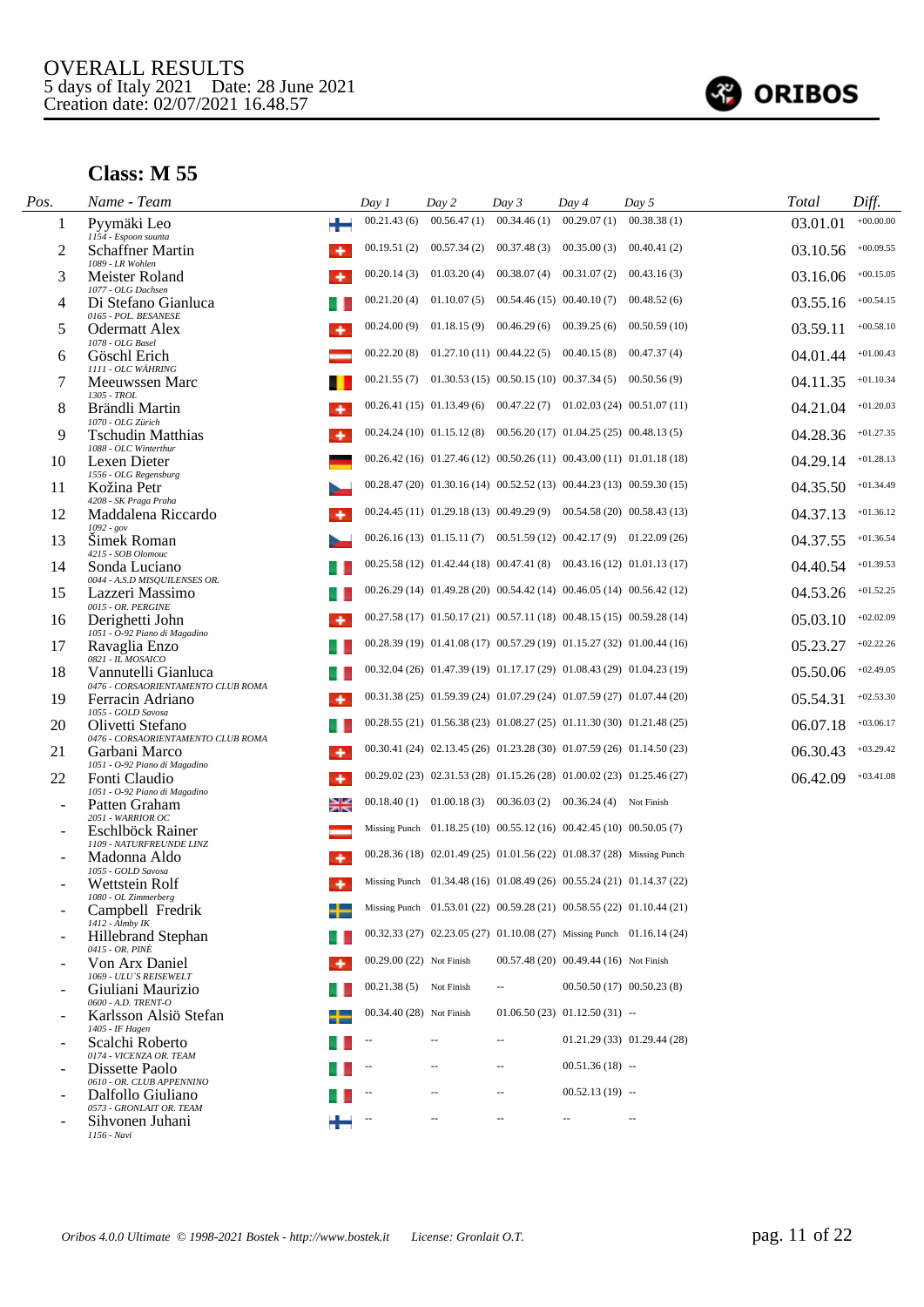OVERALL RESULTS
5 days of Italy 2021 Date: 28 June 2021
Creation date: 02/07/2021 16.48.57

ORIBOS

## Class: M 55

| Pos. | Name - Team | | Day 1 | Day 2 | Day 3 | Day 4 | Day 5 | Total | Diff. |
|---|---|---|---|---|---|---|---|---|---|
| 1 | Pyymäki Leo<br>*1154 - Espoon suunta* | | 00.21.43 (6) | 00.56.47 (1) | 00.34.46 (1) | 00.29.07 (1) | 00.38.38 (1) | 03.01.01 | +00.00.00 |
| 2 | Schaffner Martin<br>*1089 - LR Wohlen* | | 00.19.51 (2) | 00.57.34 (2) | 00.37.48 (3) | 00.35.00 (3) | 00.40.41 (2) | 03.10.56 | +00.09.55 |
| 3 | Meister Roland<br>*1077 - OLG Dachsen* | | 00.20.14 (3) | 01.03.20 (4) | 00.38.07 (4) | 00.31.07 (2) | 00.43.16 (3) | 03.16.06 | +00.15.05 |
| 4 | Di Stefano Gianluca<br>*0165 - POL. BESANESE* | | 00.21.20 (4) | 01.10.07 (5) | 00.54.46 (15) | 00.40.10 (7) | 00.48.52 (6) | 03.55.16 | +00.54.15 |
| 5 | Odermatt Alex<br>*1078 - OLG Basel* | | 00.24.00 (9) | 01.18.15 (9) | 00.46.29 (6) | 00.39.25 (6) | 00.50.59 (10) | 03.59.11 | +00.58.10 |
| 6 | Göschl Erich<br>*1111 - OLC WÄHRING* | | 00.22.20 (8) | 01.27.10 (11) | 00.44.22 (5) | 00.40.15 (8) | 00.47.37 (4) | 04.01.44 | +01.00.43 |
| 7 | Meeuwssen Marc<br>*1305 - TROL* | | 00.21.55 (7) | 01.30.53 (15) | 00.50.15 (10) | 00.37.34 (5) | 00.50.56 (9) | 04.11.35 | +01.10.34 |
| 8 | Brändli Martin<br>*1070 - OLG Zürich* | | 00.26.41 (15) | 01.13.49 (6) | 00.47.22 (7) | 01.02.03 (24) | 00.51.07 (11) | 04.21.04 | +01.20.03 |
| 9 | Tschudin Matthias<br>*1088 - OLC Winterthur* | | 00.24.24 (10) | 01.15.12 (8) | 00.56.20 (17) | 01.04.25 (25) | 00.48.13 (5) | 04.28.36 | +01.27.35 |
| 10 | Lexen Dieter<br>*1556 - OLG Regensburg* | | 00.26.42 (16) | 01.27.46 (12) | 00.50.26 (11) | 00.43.00 (11) | 01.01.18 (18) | 04.29.14 | +01.28.13 |
| 11 | Kožina Petr<br>*4208 - SK Praga Praha* | | 00.28.47 (20) | 01.30.16 (14) | 00.52.52 (13) | 00.44.23 (13) | 00.59.30 (15) | 04.35.50 | +01.34.49 |
| 12 | Maddalena Riccardo<br>*1092 - gov* | | 00.24.45 (11) | 01.29.18 (13) | 00.49.29 (9) | 00.54.58 (20) | 00.58.43 (13) | 04.37.13 | +01.36.12 |
| 13 | Šimek Roman<br>*4215 - SOB Olomouc* | | 00.26.16 (13) | 01.15.11 (7) | 00.51.59 (12) | 00.42.17 (9) | 01.22.09 (26) | 04.37.55 | +01.36.54 |
| 14 | Sonda Luciano<br>*0044 - A.S.D MISQUILENSES OR.* | | 00.25.58 (12) | 01.42.44 (18) | 00.47.41 (8) | 00.43.16 (12) | 01.01.13 (17) | 04.40.54 | +01.39.53 |
| 15 | Lazzeri Massimo<br>*0015 - OR. PERGINE* | | 00.26.29 (14) | 01.49.28 (20) | 00.54.42 (14) | 00.46.05 (14) | 00.56.42 (12) | 04.53.26 | +01.52.25 |
| 16 | Derighetti John<br>*1051 - O-92 Piano di Magadino* | | 00.27.58 (17) | 01.50.17 (21) | 00.57.11 (18) | 00.48.15 (15) | 00.59.28 (14) | 05.03.10 | +02.02.09 |
| 17 | Ravaglia Enzo<br>*0821 - IL MOSAICO* | | 00.28.39 (19) | 01.41.08 (17) | 00.57.29 (19) | 01.15.27 (32) | 01.00.44 (16) | 05.23.27 | +02.22.26 |
| 18 | Vannutelli Gianluca<br>*0476 - CORSAORIENTAMENTO CLUB ROMA* | | 00.32.04 (26) | 01.47.39 (19) | 01.17.17 (29) | 01.08.43 (29) | 01.04.23 (19) | 05.50.06 | +02.49.05 |
| 19 | Ferracin Adriano<br>*1055 - GOLD Savosa* | | 00.31.38 (25) | 01.59.39 (24) | 01.07.29 (24) | 01.07.59 (27) | 01.07.44 (20) | 05.54.31 | +02.53.30 |
| 20 | Olivetti Stefano<br>*0476 - CORSAORIENTAMENTO CLUB ROMA* | | 00.28.55 (21) | 01.56.38 (23) | 01.08.27 (25) | 01.11.30 (30) | 01.21.48 (25) | 06.07.18 | +03.06.17 |
| 21 | Garbani Marco<br>*1051 - O-92 Piano di Magadino* | | 00.30.41 (24) | 02.13.45 (26) | 01.23.28 (30) | 01.07.59 (26) | 01.14.50 (23) | 06.30.43 | +03.29.42 |
| 22 | Fonti Claudio<br>*1051 - O-92 Piano di Magadino* | | 00.29.02 (23) | 02.31.53 (28) | 01.15.26 (28) | 01.00.02 (23) | 01.25.46 (27) | 06.42.09 | +03.41.08 |
| - | Patten Graham<br>*2051 - WARRIOR OC* | | 00.18.40 (1) | 01.00.18 (3) | 00.36.03 (2) | 00.36.24 (4) | Not Finish | | |
| - | Eschlböck Rainer<br>*1109 - NATURFREUNDE LINZ* | | Missing Punch | 01.18.25 (10) | 00.55.12 (16) | 00.42.45 (10) | 00.50.05 (7) | | |
| - | Madonna Aldo<br>*1055 - GOLD Savosa* | | 00.28.36 (18) | 02.01.49 (25) | 01.01.56 (22) | 01.08.37 (28) | Missing Punch | | |
| - | Wettstein Rolf<br>*1080 - OL Zimmerberg* | | Missing Punch | 01.34.48 (16) | 01.08.49 (26) | 00.55.24 (21) | 01.14.37 (22) | | |
| - | Campbell Fredrik<br>*1412 - Ålmby IK* | | Missing Punch | 01.53.01 (22) | 00.59.28 (21) | 00.58.55 (22) | 01.10.44 (21) | | |
| - | Hillebrand Stephan<br>*0415 - OR. PINÈ* | | 00.32.33 (27) | 02.23.05 (27) | 01.10.08 (27) | Missing Punch | 01.16.14 (24) | | |
| - | Von Arx Daniel<br>*1069 - ULU'S REISEWELT* | | 00.29.00 (22) | Not Finish | 00.57.48 (20) | 00.49.44 (16) | Not Finish | | |
| - | Giuliani Maurizio<br>*0600 - A.D. TRENT-O* | | 00.21.38 (5) | Not Finish | -- | 00.50.50 (17) | 00.50.23 (8) | | |
| - | Karlsson Alsiö Stefan<br>*1405 - IF Hagen* | | 00.34.40 (28) | Not Finish | 01.06.50 (23) | 01.12.50 (31) | -- | | |
| - | Scalchi Roberto<br>*0174 - VICENZA OR. TEAM* | | -- | -- | -- | 01.21.29 (33) | 01.29.44 (28) | | |
| - | Dissette Paolo<br>*0610 - OR. CLUB APPENNINO* | | -- | -- | -- | 00.51.36 (18) | -- | | |
| - | Dalfollo Giuliano<br>*0573 - GRONLAIT OR. TEAM* | | -- | -- | -- | 00.52.13 (19) | -- | | |
| - | Sihvonen Juhani<br>*1156 - Navi* | | -- | -- | -- | -- | -- | | |

*Oribos 4.0.0 Ultimate © 1998-2021 Bostek - http://www.bostek.it License: Gronlait O.T.*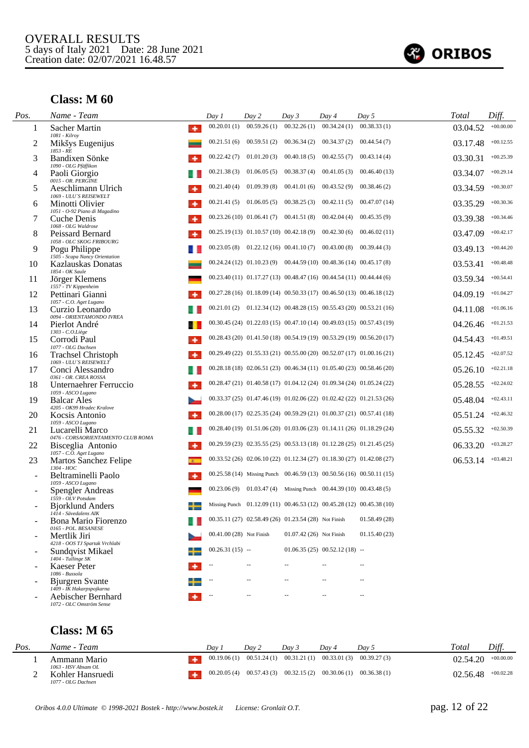OVERALL RESULTS
5 days of Italy 2021 Date: 28 June 2021
Creation date: 02/07/2021 16.48.57

ORIBOS

## Class: M 60

| Pos. | Name - Team | Day 1 | Day 2 | Day 3 | Day 4 | Day 5 | Total | Diff. |
|---|---|---|---|---|---|---|---|---|
| 1 | Sacher Martin<br>*1081 - Kilroy* | 00.20.01 (1) | 00.59.26 (1) | 00.32.26 (1) | 00.34.24 (1) | 00.38.33 (1) | 03.04.52 | +00.00.00 |
| 2 | Mikšys Eugenijus<br>*1853 - RE* | 00.21.51 (6) | 00.59.51 (2) | 00.36.34 (2) | 00.34.37 (2) | 00.44.54 (7) | 03.17.48 | +00.12.55 |
| 3 | Bandixen Sönke<br>*1090 - OLG Pfäffikon* | 00.22.42 (7) | 01.01.20 (3) | 00.40.18 (5) | 00.42.55 (7) | 00.43.14 (4) | 03.30.31 | +00.25.39 |
| 4 | Paoli Giorgio<br>*0015 - OR. PERGINE* | 00.21.38 (3) | 01.06.05 (5) | 00.38.37 (4) | 00.41.05 (3) | 00.46.40 (13) | 03.34.07 | +00.29.14 |
| 5 | Aeschlimann Ulrich<br>*1069 - ULU'S REISEWELT* | 00.21.40 (4) | 01.09.39 (8) | 00.41.01 (6) | 00.43.52 (9) | 00.38.46 (2) | 03.34.59 | +00.30.07 |
| 6 | Minotti Olivier<br>*1051 - O-92 Piano di Magadino* | 00.21.41 (5) | 01.06.05 (5) | 00.38.25 (3) | 00.42.11 (5) | 00.47.07 (14) | 03.35.29 | +00.30.36 |
| 7 | Cuche Denis<br>*1068 - OLG Waldrose* | 00.23.26 (10) | 01.06.41 (7) | 00.41.51 (8) | 00.42.04 (4) | 00.45.35 (9) | 03.39.38 | +00.34.46 |
| 8 | Peissard Bernard<br>*1058 - OLC SKOG FRIBOURG* | 00.25.19 (13) | 01.10.57 (10) | 00.42.18 (9) | 00.42.30 (6) | 00.46.02 (11) | 03.47.09 | +00.42.17 |
| 9 | Pogu Philippe<br>*1505 - Scapa Nancy Orientation* | 00.23.05 (8) | 01.22.12 (16) | 00.41.10 (7) | 00.43.00 (8) | 00.39.44 (3) | 03.49.13 | +00.44.20 |
| 10 | Kazlauskas Donatas<br>*1854 - OK Saule* | 00.24.24 (12) | 01.10.23 (9) | 00.44.59 (10) | 00.48.36 (14) | 00.45.17 (8) | 03.53.41 | +00.48.48 |
| 11 | Jörger Klemens<br>*1557 - TV Kippenheim* | 00.23.40 (11) | 01.17.27 (13) | 00.48.47 (16) | 00.44.54 (11) | 00.44.44 (6) | 03.59.34 | +00.54.41 |
| 12 | Pettinari Gianni<br>*1057 - C.O. Aget Lugano* | 00.27.28 (16) | 01.18.09 (14) | 00.50.33 (17) | 00.46.50 (13) | 00.46.18 (12) | 04.09.19 | +01.04.27 |
| 13 | Curzio Leonardo<br>*0094 - ORIENTAMONDO IVREA* | 00.21.01 (2) | 01.12.34 (12) | 00.48.28 (15) | 00.55.43 (20) | 00.53.21 (16) | 04.11.08 | +01.06.16 |
| 14 | Pierlot André<br>*1303 - C.O.Liège* | 00.30.45 (24) | 01.22.03 (15) | 00.47.10 (14) | 00.49.03 (15) | 00.57.43 (19) | 04.26.46 | +01.21.53 |
| 15 | Corrodi Paul<br>*1077 - OLG Dachsen* | 00.28.43 (20) | 01.41.50 (18) | 00.54.19 (19) | 00.53.29 (19) | 00.56.20 (17) | 04.54.43 | +01.49.51 |
| 16 | Trachsel Christoph<br>*1069 - ULU'S REISEWELT* | 00.29.49 (22) | 01.55.33 (21) | 00.55.00 (20) | 00.52.07 (17) | 01.00.16 (21) | 05.12.45 | +02.07.52 |
| 17 | Conci Alessandro<br>*0361 - OR. CREA ROSSA* | 00.28.18 (18) | 02.06.51 (23) | 00.46.34 (11) | 01.05.40 (23) | 00.58.46 (20) | 05.26.10 | +02.21.18 |
| 18 | Unternaehrer Ferruccio<br>*1059 - ASCO Lugano* | 00.28.47 (21) | 01.40.58 (17) | 01.04.12 (24) | 01.09.34 (24) | 01.05.24 (22) | 05.28.55 | +02.24.02 |
| 19 | Balcar Ales<br>*4205 - OK99 Hradec Kralove* | 00.33.37 (25) | 01.47.46 (19) | 01.02.06 (22) | 01.02.42 (22) | 01.21.53 (26) | 05.48.04 | +02.43.11 |
| 20 | Kocsis Antonio<br>*1059 - ASCO Lugano* | 00.28.00 (17) | 02.25.35 (24) | 00.59.29 (21) | 01.00.37 (21) | 00.57.41 (18) | 05.51.24 | +02.46.32 |
| 21 | Lucarelli Marco<br>*0476 - CORSAORIENTAMENTO CLUB ROMA* | 00.28.40 (19) | 01.51.06 (20) | 01.03.06 (23) | 01.14.11 (26) | 01.18.29 (24) | 05.55.32 | +02.50.39 |
| 22 | Bisceglia Antonio<br>*1057 - C.O. Aget Lugano* | 00.29.59 (23) | 02.35.55 (25) | 00.53.13 (18) | 01.12.28 (25) | 01.21.45 (25) | 06.33.20 | +03.28.27 |
| 23 | Martos Sanchez Felipe<br>*1304 - HOC* | 00.33.52 (26) | 02.06.10 (22) | 01.12.34 (27) | 01.18.30 (27) | 01.42.08 (27) | 06.53.14 | +03.48.21 |
| - | Beltraminelli Paolo<br>*1059 - ASCO Lugano* | 00.25.58 (14) | Missing Punch | 00.46.59 (13) | 00.50.56 (16) | 00.50.11 (15) | | |
| - | Spengler Andreas<br>*1559 - OLV Potsdam* | 00.23.06 (9) | 01.03.47 (4) | Missing Punch | 00.44.39 (10) | 00.43.48 (5) | | |
| - | Bjorklund Anders<br>*1414 - Sävedalens AIK* | Missing Punch | 01.12.09 (11) | 00.46.53 (12) | 00.45.28 (12) | 00.45.38 (10) | | |
| - | Bona Mario Fiorenzo<br>*0165 - POL. BESANESE* | 00.35.11 (27) | 02.58.49 (26) | 01.23.54 (28) | Not Finish | 01.58.49 (28) | | |
| - | Mertlik Jiri<br>*4218 - OOS TJ Spartak Vrchlabi* | 00.41.00 (28) | Not Finish | 01.07.42 (26) | Not Finish | 01.15.40 (23) | | |
| - | Sundqvist Mikael<br>*1404 - Tullinge SK* | 00.26.31 (15) | -- | 01.06.35 (25) | 00.52.12 (18) | -- | | |
| - | Kaeser Peter<br>*1086 - Bussola* | -- | -- | -- | -- | -- | | |
| - | Bjurgren Svante<br>*1409 - IK Hakarpspojkarna* | -- | -- | -- | -- | -- | | |
| - | Aebischer Bernhard<br>*1072 - OLC Omström Sense* | -- | -- | -- | -- | -- | | |

## Class: M 65

| Pos. | Name - Team | Day 1 | Day 2 | Day 3 | Day 4 | Day 5 | Total | Diff. |
|---|---|---|---|---|---|---|---|---|
| 1 | Ammann Mario<br>*1063 - HSV Absam OL* | 00.19.06 (1) | 00.51.24 (1) | 00.31.21 (1) | 00.33.01 (3) | 00.39.27 (3) | 02.54.20 | +00.00.00 |
| 2 | Kohler Hansruedi<br>*1077 - OLG Dachsen* | 00.20.05 (4) | 00.57.43 (3) | 00.32.15 (2) | 00.30.06 (1) | 00.36.38 (1) | 02.56.48 | +00.02.28 |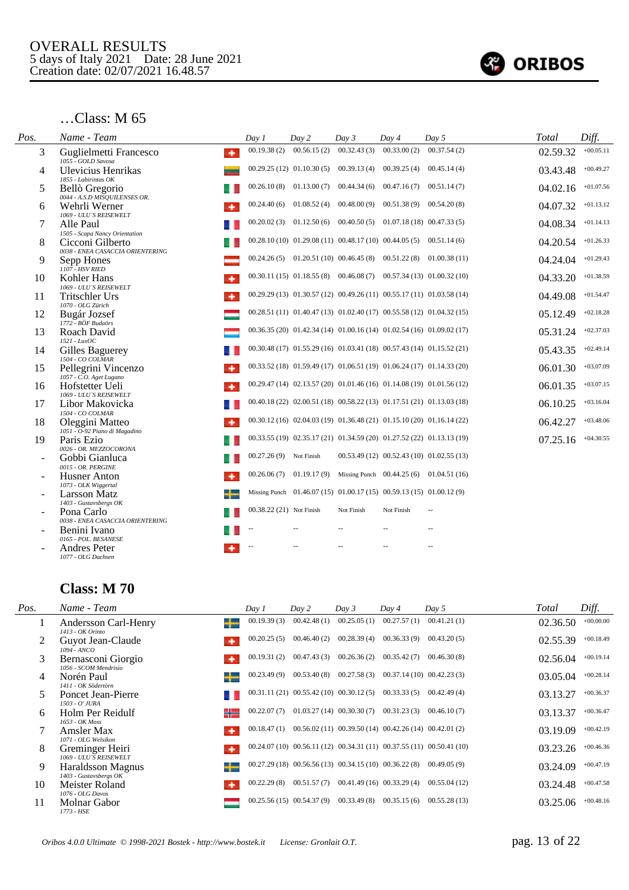# OVERALL RESULTS
5 days of Italy 2021 Date: 28 June 2021
Creation date: 02/07/2021 16.48.57

ORIBOS

## …Class: M 65

| Pos. | Name - Team | Day 1 | Day 2 | Day 3 | Day 4 | Day 5 | Total | Diff. |
|---|---|---|---|---|---|---|---|---|
| 3 | Guglielmetti Francesco<br>1055 - GOLD Savosa | 00.19.38 (2) | 00.56.15 (2) | 00.32.43 (3) | 00.33.00 (2) | 00.37.54 (2) | 02.59.32 | +00.05.11 |
| 4 | Ulevicius Henrikas<br>1855 - Labirintas OK | 00.29.25 (12) | 01.10.30 (5) | 00.39.13 (4) | 00.39.25 (4) | 00.45.14 (4) | 03.43.48 | +00.49.27 |
| 5 | Bellò Gregorio<br>0044 - A.S.D MISQUILENSES OR. | 00.26.10 (8) | 01.13.00 (7) | 00.44.34 (6) | 00.47.16 (7) | 00.51.14 (7) | 04.02.16 | +01.07.56 |
| 6 | Wehrli Werner<br>1069 - ULU`S REISEWELT | 00.24.40 (6) | 01.08.52 (4) | 00.48.00 (9) | 00.51.38 (9) | 00.54.20 (8) | 04.07.32 | +01.13.12 |
| 7 | Alle Paul<br>1505 - Scapa Nancy Orientation | 00.20.02 (3) | 01.12.50 (6) | 00.40.50 (5) | 01.07.18 (18) | 00.47.33 (5) | 04.08.34 | +01.14.13 |
| 8 | Cicconi Gilberto<br>0038 - ENEA CASACCIA ORIENTERING | 00.28.10 (10) | 01.29.08 (11) | 00.48.17 (10) | 00.44.05 (5) | 00.51.14 (6) | 04.20.54 | +01.26.33 |
| 9 | Sepp Hones<br>1107 - HSV RIED | 00.24.26 (5) | 01.20.51 (10) | 00.46.45 (8) | 00.51.22 (8) | 01.00.38 (11) | 04.24.04 | +01.29.43 |
| 10 | Kohler Hans<br>1069 - ULU`S REISEWELT | 00.30.11 (15) | 01.18.55 (8) | 00.46.08 (7) | 00.57.34 (13) | 01.00.32 (10) | 04.33.20 | +01.38.59 |
| 11 | Tritschler Urs<br>1070 - OLG Zürich | 00.29.29 (13) | 01.30.57 (12) | 00.49.26 (11) | 00.55.17 (11) | 01.03.58 (14) | 04.49.08 | +01.54.47 |
| 12 | Bugár Jozsef<br>1772 - BÖF Budaörs | 00.28.51 (11) | 01.40.47 (13) | 01.02.40 (17) | 00.55.58 (12) | 01.04.32 (15) | 05.12.49 | +02.18.28 |
| 13 | Roach David<br>1521 - LuxOC | 00.36.35 (20) | 01.42.34 (14) | 01.00.16 (14) | 01.02.54 (16) | 01.09.02 (17) | 05.31.24 | +02.37.03 |
| 14 | Gilles Baguerey<br>1504 - CO COLMAR | 00.30.48 (17) | 01.55.29 (16) | 01.03.41 (18) | 00.57.43 (14) | 01.15.52 (21) | 05.43.35 | +02.49.14 |
| 15 | Pellegrini Vincenzo<br>1057 - C.O. Aget Lugano | 00.33.52 (18) | 01.59.49 (17) | 01.06.51 (19) | 01.06.24 (17) | 01.14.33 (20) | 06.01.30 | +03.07.09 |
| 16 | Hofstetter Ueli<br>1069 - ULU`S REISEWELT | 00.29.47 (14) | 02.13.57 (20) | 01.01.46 (16) | 01.14.08 (19) | 01.01.56 (12) | 06.01.35 | +03.07.15 |
| 17 | Libor Makovicka<br>1504 - CO COLMAR | 00.40.18 (22) | 02.00.51 (18) | 00.58.22 (13) | 01.17.51 (21) | 01.13.03 (18) | 06.10.25 | +03.16.04 |
| 18 | Oleggini Matteo<br>1051 - O-92 Piano di Magadino | 00.30.12 (16) | 02.04.03 (19) | 01.36.48 (21) | 01.15.10 (20) | 01.16.14 (22) | 06.42.27 | +03.48.06 |
| 19 | Paris Ezio<br>0026 - OR. MEZZOCORONA | 00.33.55 (19) | 02.35.17 (21) | 01.34.59 (20) | 01.27.52 (22) | 01.13.13 (19) | 07.25.16 | +04.30.55 |
| - | Gobbi Gianluca<br>0015 - OR. PERGINE | 00.27.26 (9) | Not Finish | 00.53.49 (12) | 00.52.43 (10) | 01.02.55 (13) | | |
| - | Husner Anton<br>1073 - OLK Wiggertal | 00.26.06 (7) | 01.19.17 (9) | Missing Punch | 00.44.25 (6) | 01.04.51 (16) | | |
| - | Larsson Matz<br>1403 - Gustavsbergs OK | Missing Punch | 01.46.07 (15) | 01.00.17 (15) | 00.59.13 (15) | 01.00.12 (9) | | |
| - | Pona Carlo<br>0038 - ENEA CASACCIA ORIENTERING | 00.38.22 (21) | Not Finish | Not Finish | Not Finish | -- | | |
| - | Benini Ivano<br>0165 - POL. BESANESE | -- | -- | -- | -- | -- | | |
| - | Andres Peter<br>1077 - OLG Dachsen | -- | -- | -- | -- | -- | | |

## Class: M 70

| Pos. | Name - Team | Day 1 | Day 2 | Day 3 | Day 4 | Day 5 | Total | Diff. |
|---|---|---|---|---|---|---|---|---|
| 1 | Andersson Carl-Henry<br>1413 - OK Orinto | 00.19.39 (3) | 00.42.48 (1) | 00.25.05 (1) | 00.27.57 (1) | 00.41.21 (1) | 02.36.50 | +00.00.00 |
| 2 | Guyot Jean-Claude<br>1094 - ANCO | 00.20.25 (5) | 00.46.40 (2) | 00.28.39 (4) | 00.36.33 (9) | 00.43.20 (5) | 02.55.39 | +00.18.49 |
| 3 | Bernasconi Giorgio<br>1056 - SCOM Mendrisio | 00.19.31 (2) | 00.47.43 (3) | 00.26.36 (2) | 00.35.42 (7) | 00.46.30 (8) | 02.56.04 | +00.19.14 |
| 4 | Norén Paul<br>1411 - OK Södertörn | 00.23.49 (9) | 00.53.40 (8) | 00.27.58 (3) | 00.37.14 (10) | 00.42.23 (3) | 03.05.04 | +00.28.14 |
| 5 | Poncet Jean-Pierre<br>1503 - O' JURA | 00.31.11 (21) | 00.55.42 (10) | 00.30.12 (5) | 00.33.33 (5) | 00.42.49 (4) | 03.13.27 | +00.36.37 |
| 6 | Holm Per Reidulf<br>1653 - OK Moss | 00.22.07 (7) | 01.03.27 (14) | 00.30.30 (7) | 00.31.23 (3) | 00.46.10 (7) | 03.13.37 | +00.36.47 |
| 7 | Amsler Max<br>1071 - OLG Welsikon | 00.18.47 (1) | 00.56.02 (11) | 00.39.50 (14) | 00.42.26 (14) | 00.42.01 (2) | 03.19.09 | +00.42.19 |
| 8 | Greminger Heiri<br>1069 - ULU`S REISEWELT | 00.24.07 (10) | 00.56.11 (12) | 00.34.31 (11) | 00.37.55 (11) | 00.50.41 (10) | 03.23.26 | +00.46.36 |
| 9 | Haraldsson Magnus<br>1403 - Gustavsbergs OK | 00.27.29 (18) | 00.56.56 (13) | 00.34.15 (10) | 00.36.22 (8) | 00.49.05 (9) | 03.24.09 | +00.47.19 |
| 10 | Meister Roland<br>1076 - OLG Davos | 00.22.29 (8) | 00.51.57 (7) | 00.41.49 (16) | 00.33.29 (4) | 00.55.04 (12) | 03.24.48 | +00.47.58 |
| 11 | Molnar Gabor<br>1773 - HSE | 00.25.56 (15) | 00.54.37 (9) | 00.33.49 (8) | 00.35.15 (6) | 00.55.28 (13) | 03.25.06 | +00.48.16 |

Oribos 4.0.0 Ultimate © 1998-2021 Bostek - http://www.bostek.it License: Gronlait O.T.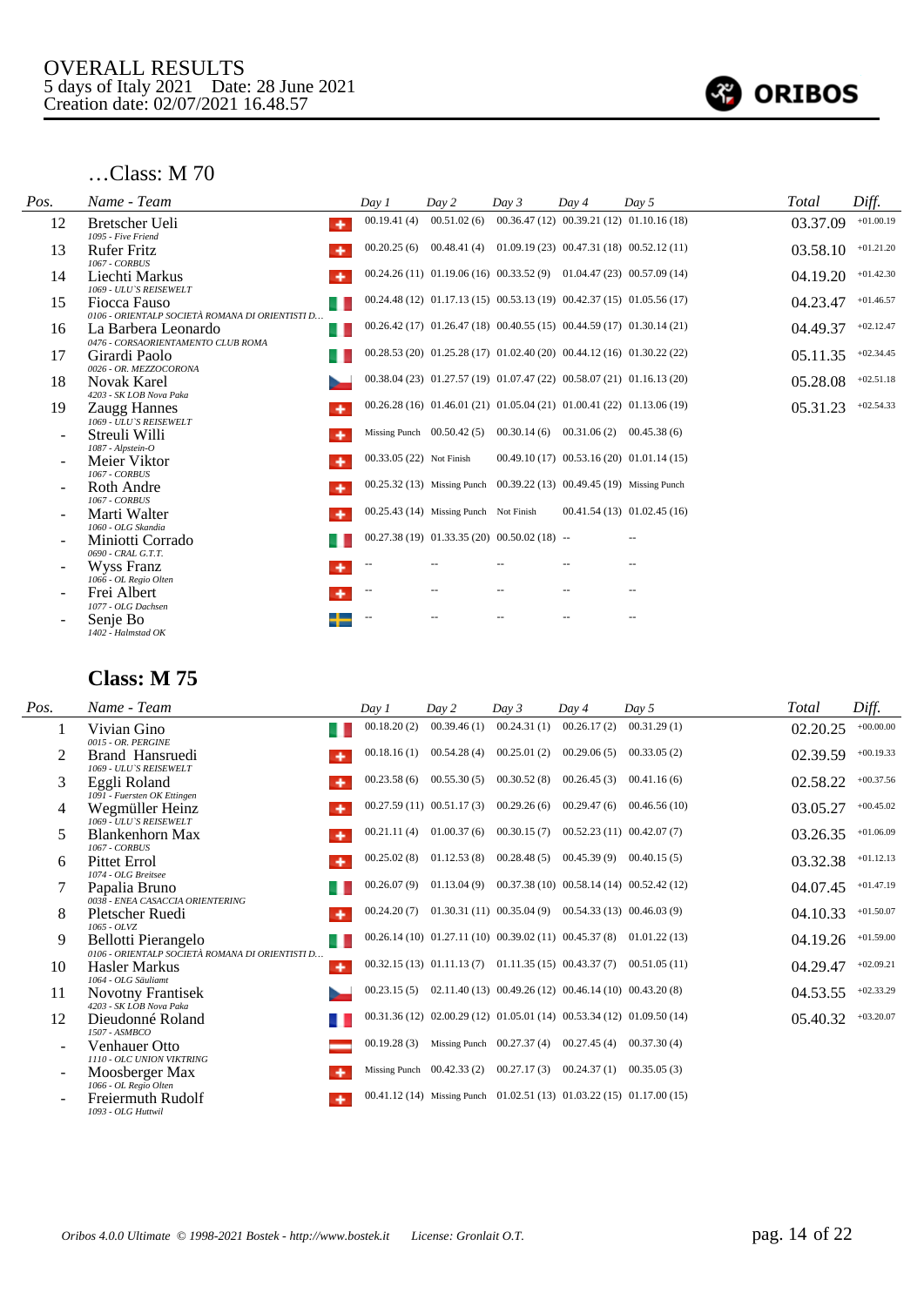OVERALL RESULTS
5 days of Italy 2021 Date: 28 June 2021
Creation date: 02/07/2021 16.48.57

ORIBOS

## …Class: M 70

| Pos. | Name - Team | | Day 1 | Day 2 | Day 3 | Day 4 | Day 5 | Total | Diff. |
|---|---|---|---|---|---|---|---|---|---|
| 12 | Bretscher Ueli<br>*1095 - Five Friend* | SUI | 00.19.41 (4) | 00.51.02 (6) | 00.36.47 (12) | 00.39.21 (12) | 01.10.16 (18) | 03.37.09 | +01.00.19 |
| 13 | Rufer Fritz<br>*1067 - CORBUS* | SUI | 00.20.25 (6) | 00.48.41 (4) | 01.09.19 (23) | 00.47.31 (18) | 00.52.12 (11) | 03.58.10 | +01.21.20 |
| 14 | Liechti Markus<br>*1069 - ULU'S REISEWELT* | SUI | 00.24.26 (11) | 01.19.06 (16) | 00.33.52 (9) | 01.04.47 (23) | 00.57.09 (14) | 04.19.20 | +01.42.30 |
| 15 | Fiocca Fauso<br>*0106 - ORIENTALP SOCIETÀ ROMANA DI ORIENTISTI D...* | ITA | 00.24.48 (12) | 01.17.13 (15) | 00.53.13 (19) | 00.42.37 (15) | 01.05.56 (17) | 04.23.47 | +01.46.57 |
| 16 | La Barbera Leonardo<br>*0476 - CORSAORIENTAMENTO CLUB ROMA* | ITA | 00.26.42 (17) | 01.26.47 (18) | 00.40.55 (15) | 00.44.59 (17) | 01.30.14 (21) | 04.49.37 | +02.12.47 |
| 17 | Girardi Paolo<br>*0026 - OR. MEZZOCORONA* | ITA | 00.28.53 (20) | 01.25.28 (17) | 01.02.40 (20) | 00.44.12 (16) | 01.30.22 (22) | 05.11.35 | +02.34.45 |
| 18 | Novak Karel<br>*4203 - SK LOB Nova Paka* | CZE | 00.38.04 (23) | 01.27.57 (19) | 01.07.47 (22) | 00.58.07 (21) | 01.16.13 (20) | 05.28.08 | +02.51.18 |
| 19 | Zaugg Hannes<br>*1069 - ULU'S REISEWELT* | SUI | 00.26.28 (16) | 01.46.01 (21) | 01.05.04 (21) | 01.00.41 (22) | 01.13.06 (19) | 05.31.23 | +02.54.33 |
| - | Streuli Willi<br>*1087 - Alpstein-O* | SUI | Missing Punch | 00.50.42 (5) | 00.30.14 (6) | 00.31.06 (2) | 00.45.38 (6) | | |
| - | Meier Viktor<br>*1067 - CORBUS* | SUI | 00.33.05 (22) | Not Finish | 00.49.10 (17) | 00.53.16 (20) | 01.01.14 (15) | | |
| - | Roth Andre<br>*1067 - CORBUS* | SUI | 00.25.32 (13) | Missing Punch | 00.39.22 (13) | 00.49.45 (19) | Missing Punch | | |
| - | Marti Walter<br>*1060 - OLG Skandia* | SUI | 00.25.43 (14) | Missing Punch | Not Finish | 00.41.54 (13) | 01.02.45 (16) | | |
| - | Miniotti Corrado<br>*0690 - CRAL G.T.T.* | ITA | 00.27.38 (19) | 01.33.35 (20) | 00.50.02 (18) | -- | -- | | |
| - | Wyss Franz<br>*1066 - OL Regio Olten* | SUI | -- | -- | -- | -- | -- | | |
| - | Frei Albert<br>*1077 - OLG Dachsen* | SUI | -- | -- | -- | -- | -- | | |
| - | Senje Bo<br>*1402 - Halmstad OK* | SWE | -- | -- | -- | -- | -- | | |

## Class: M 75

| Pos. | Name - Team | | Day 1 | Day 2 | Day 3 | Day 4 | Day 5 | Total | Diff. |
|---|---|---|---|---|---|---|---|---|---|
| 1 | Vivian Gino<br>*0015 - OR. PERGINE* | ITA | 00.18.20 (2) | 00.39.46 (1) | 00.24.31 (1) | 00.26.17 (2) | 00.31.29 (1) | 02.20.25 | +00.00.00 |
| 2 | Brand Hansruedi<br>*1069 - ULU'S REISEWELT* | SUI | 00.18.16 (1) | 00.54.28 (4) | 00.25.01 (2) | 00.29.06 (5) | 00.33.05 (2) | 02.39.59 | +00.19.33 |
| 3 | Eggli Roland<br>*1091 - Fuersten OK Ettingen* | SUI | 00.23.58 (6) | 00.55.30 (5) | 00.30.52 (8) | 00.26.45 (3) | 00.41.16 (6) | 02.58.22 | +00.37.56 |
| 4 | Wegmüller Heinz<br>*1069 - ULU'S REISEWELT* | SUI | 00.27.59 (11) | 00.51.17 (3) | 00.29.26 (6) | 00.29.47 (6) | 00.46.56 (10) | 03.05.27 | +00.45.02 |
| 5 | Blankenhorn Max<br>*1067 - CORBUS* | SUI | 00.21.11 (4) | 01.00.37 (6) | 00.30.15 (7) | 00.52.23 (11) | 00.42.07 (7) | 03.26.35 | +01.06.09 |
| 6 | Pittet Errol<br>*1074 - OLG Breitsee* | SUI | 00.25.02 (8) | 01.12.53 (8) | 00.28.48 (5) | 00.45.39 (9) | 00.40.15 (5) | 03.32.38 | +01.12.13 |
| 7 | Papalia Bruno<br>*0038 - ENEA CASACCIA ORIENTERING* | ITA | 00.26.07 (9) | 01.13.04 (9) | 00.37.38 (10) | 00.58.14 (14) | 00.52.42 (12) | 04.07.45 | +01.47.19 |
| 8 | Pletscher Ruedi<br>*1065 - OLVZ* | SUI | 00.24.20 (7) | 01.30.31 (11) | 00.35.04 (9) | 00.54.33 (13) | 00.46.03 (9) | 04.10.33 | +01.50.07 |
| 9 | Bellotti Pierangelo<br>*0106 - ORIENTALP SOCIETÀ ROMANA DI ORIENTISTI D...* | ITA | 00.26.14 (10) | 01.27.11 (10) | 00.39.02 (11) | 00.45.37 (8) | 01.01.22 (13) | 04.19.26 | +01.59.00 |
| 10 | Hasler Markus<br>*1064 - OLG Säuliamt* | SUI | 00.32.15 (13) | 01.11.13 (7) | 01.11.35 (15) | 00.43.37 (7) | 00.51.05 (11) | 04.29.47 | +02.09.21 |
| 11 | Novotny Frantisek<br>*4203 - SK LOB Nova Paka* | CZE | 00.23.15 (5) | 02.11.40 (13) | 00.49.26 (12) | 00.46.14 (10) | 00.43.20 (8) | 04.53.55 | +02.33.29 |
| 12 | Dieudonné Roland<br>*1507 - ASMBCO* | FRA | 00.31.36 (12) | 02.00.29 (12) | 01.05.01 (14) | 00.53.34 (12) | 01.09.50 (14) | 05.40.32 | +03.20.07 |
| - | Venhauer Otto<br>*1110 - OLC UNION VIKTRING* | AUT | 00.19.28 (3) | Missing Punch | 00.27.37 (4) | 00.27.45 (4) | 00.37.30 (4) | | |
| - | Moosberger Max<br>*1066 - OL Regio Olten* | SUI | Missing Punch | 00.42.33 (2) | 00.27.17 (3) | 00.24.37 (1) | 00.35.05 (3) | | |
| - | Freiermuth Rudolf<br>*1093 - OLG Huttwil* | SUI | 00.41.12 (14) | Missing Punch | 01.02.51 (13) | 01.03.22 (15) | 01.17.00 (15) | | |

Oribos 4.0.0 Ultimate © 1998-2021 Bostek - http://www.bostek.it License: Gronlait O.T.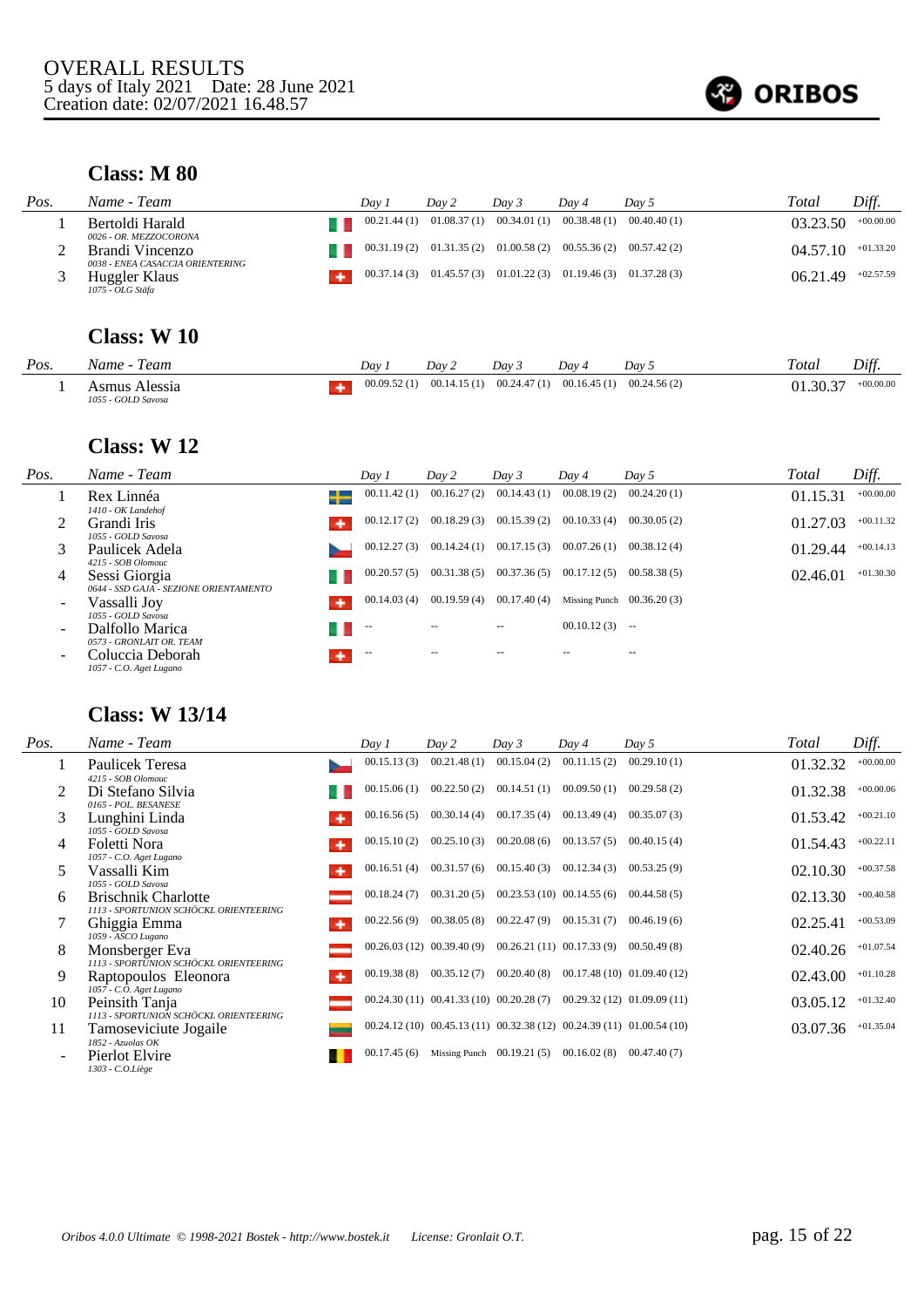OVERALL RESULTS
5 days of Italy 2021 Date: 28 June 2021
Creation date: 02/07/2021 16.48.57

ORIBOS

## Class: M 80

| Pos. | Name - Team | Day 1 | Day 2 | Day 3 | Day 4 | Day 5 | Total | Diff. |
|---|---|---|---|---|---|---|---|---|
| 1 | Bertoldi Harald<br>0026 - OR. MEZZOCORONA | 00.21.44 (1) | 01.08.37 (1) | 00.34.01 (1) | 00.38.48 (1) | 00.40.40 (1) | 03.23.50 | +00.00.00 |
| 2 | Brandi Vincenzo<br>0038 - ENEA CASACCIA ORIENTERING | 00.31.19 (2) | 01.31.35 (2) | 01.00.58 (2) | 00.55.36 (2) | 00.57.42 (2) | 04.57.10 | +01.33.20 |
| 3 | Huggler Klaus<br>1075 - OLG Stäfa | 00.37.14 (3) | 01.45.57 (3) | 01.01.22 (3) | 01.19.46 (3) | 01.37.28 (3) | 06.21.49 | +02.57.59 |

## Class: W 10

| Pos. | Name - Team | Day 1 | Day 2 | Day 3 | Day 4 | Day 5 | Total | Diff. |
|---|---|---|---|---|---|---|---|---|
| 1 | Asmus Alessia<br>1055 - GOLD Savosa | 00.09.52 (1) | 00.14.15 (1) | 00.24.47 (1) | 00.16.45 (1) | 00.24.56 (2) | 01.30.37 | +00.00.00 |

## Class: W 12

| Pos. | Name - Team | Day 1 | Day 2 | Day 3 | Day 4 | Day 5 | Total | Diff. |
|---|---|---|---|---|---|---|---|---|
| 1 | Rex Linnéa<br>1410 - OK Landehof | 00.11.42 (1) | 00.16.27 (2) | 00.14.43 (1) | 00.08.19 (2) | 00.24.20 (1) | 01.15.31 | +00.00.00 |
| 2 | Grandi Iris<br>1055 - GOLD Savosa | 00.12.17 (2) | 00.18.29 (3) | 00.15.39 (2) | 00.10.33 (4) | 00.30.05 (2) | 01.27.03 | +00.11.32 |
| 3 | Paulicek Adela<br>4215 - SOB Olomouc | 00.12.27 (3) | 00.14.24 (1) | 00.17.15 (3) | 00.07.26 (1) | 00.38.12 (4) | 01.29.44 | +00.14.13 |
| 4 | Sessi Giorgia<br>0644 - SSD GAJA - SEZIONE ORIENTAMENTO | 00.20.57 (5) | 00.31.38 (5) | 00.37.36 (5) | 00.17.12 (5) | 00.58.38 (5) | 02.46.01 | +01.30.30 |
| - | Vassalli Joy<br>1055 - GOLD Savosa | 00.14.03 (4) | 00.19.59 (4) | 00.17.40 (4) | Missing Punch | 00.36.20 (3) | | |
| - | Dalfollo Marica<br>0573 - GRONLAIT OR. TEAM | -- | -- | -- | 00.10.12 (3) | -- | | |
| - | Coluccia Deborah<br>1057 - C.O. Aget Lugano | -- | -- | -- | -- | -- | | |

## Class: W 13/14

| Pos. | Name - Team | Day 1 | Day 2 | Day 3 | Day 4 | Day 5 | Total | Diff. |
|---|---|---|---|---|---|---|---|---|
| 1 | Paulicek Teresa<br>4215 - SOB Olomouc | 00.15.13 (3) | 00.21.48 (1) | 00.15.04 (2) | 00.11.15 (2) | 00.29.10 (1) | 01.32.32 | +00.00.00 |
| 2 | Di Stefano Silvia<br>0165 - POL. BESANESE | 00.15.06 (1) | 00.22.50 (2) | 00.14.51 (1) | 00.09.50 (1) | 00.29.58 (2) | 01.32.38 | +00.00.06 |
| 3 | Lunghini Linda<br>1055 - GOLD Savosa | 00.16.56 (5) | 00.30.14 (4) | 00.17.35 (4) | 00.13.49 (4) | 00.35.07 (3) | 01.53.42 | +00.21.10 |
| 4 | Foletti Nora<br>1057 - C.O. Aget Lugano | 00.15.10 (2) | 00.25.10 (3) | 00.20.08 (6) | 00.13.57 (5) | 00.40.15 (4) | 01.54.43 | +00.22.11 |
| 5 | Vassalli Kim<br>1055 - GOLD Savosa | 00.16.51 (4) | 00.31.57 (6) | 00.15.40 (3) | 00.12.34 (3) | 00.53.25 (9) | 02.10.30 | +00.37.58 |
| 6 | Brischnik Charlotte<br>1113 - SPORTUNION SCHÖCKL ORIENTEERING | 00.18.24 (7) | 00.31.20 (5) | 00.23.53 (10) | 00.14.55 (6) | 00.44.58 (5) | 02.13.30 | +00.40.58 |
| 7 | Ghiggia Emma<br>1059 - ASCO Lugano | 00.22.56 (9) | 00.38.05 (8) | 00.22.47 (9) | 00.15.31 (7) | 00.46.19 (6) | 02.25.41 | +00.53.09 |
| 8 | Monsberger Eva<br>1113 - SPORTUNION SCHÖCKL ORIENTEERING | 00.26.03 (12) | 00.39.40 (9) | 00.26.21 (11) | 00.17.33 (9) | 00.50.49 (8) | 02.40.26 | +01.07.54 |
| 9 | Raptopoulos Eleonora<br>1057 - C.O. Aget Lugano | 00.19.38 (8) | 00.35.12 (7) | 00.20.40 (8) | 00.17.48 (10) | 01.09.40 (12) | 02.43.00 | +01.10.28 |
| 10 | Peinsith Tanja<br>1113 - SPORTUNION SCHÖCKL ORIENTEERING | 00.24.30 (11) | 00.41.33 (10) | 00.20.28 (7) | 00.29.32 (12) | 01.09.09 (11) | 03.05.12 | +01.32.40 |
| 11 | Tamoseviciute Jogaile<br>1852 - Azuolas OK | 00.24.12 (10) | 00.45.13 (11) | 00.32.38 (12) | 00.24.39 (11) | 01.00.54 (10) | 03.07.36 | +01.35.04 |
| - | Pierlot Elvire<br>1303 - C.O.Liège | 00.17.45 (6) | Missing Punch | 00.19.21 (5) | 00.16.02 (8) | 00.47.40 (7) | | |

Oribos 4.0.0 Ultimate © 1998-2021 Bostek - http://www.bostek.it License: Gronlait O.T.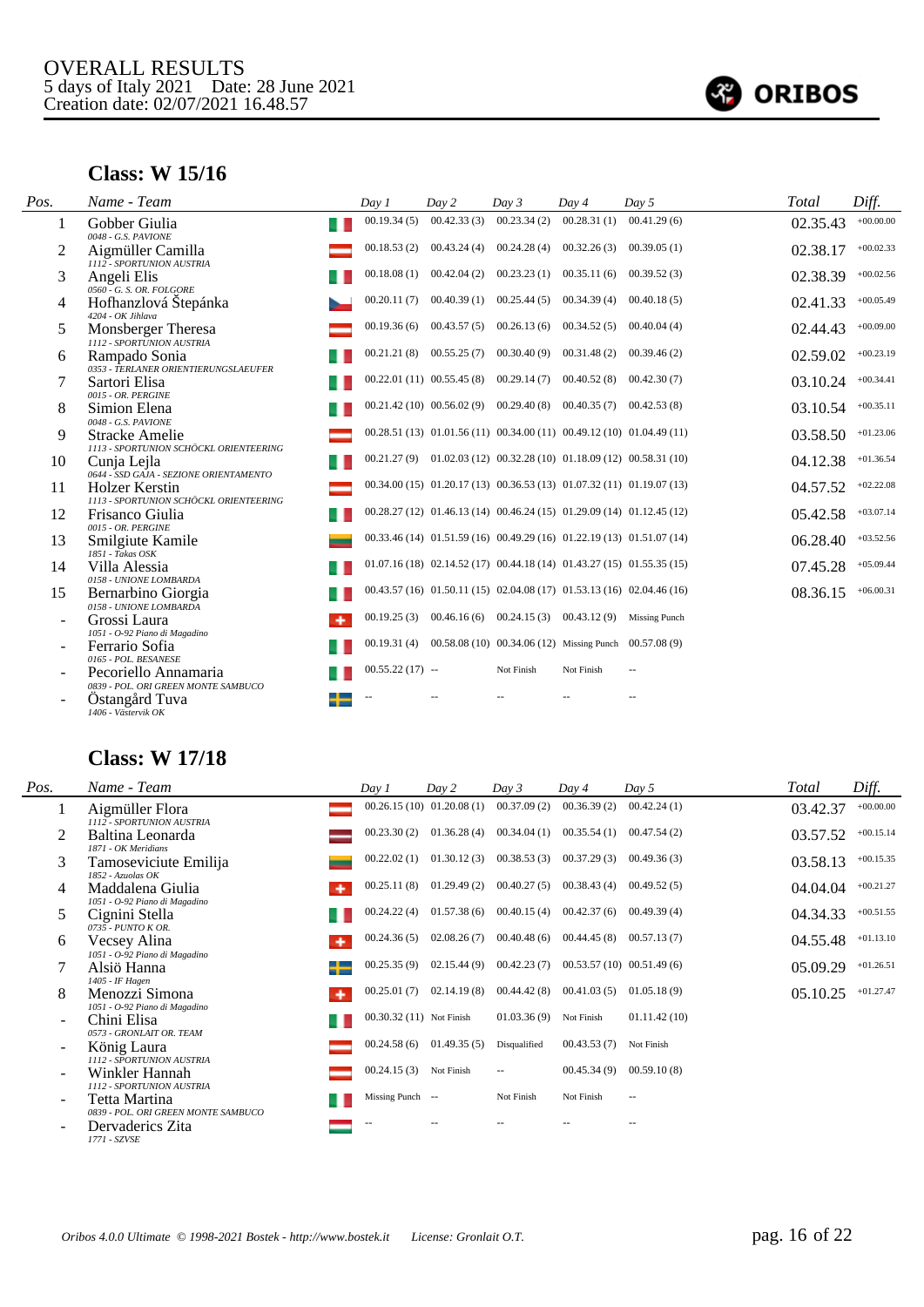OVERALL RESULTS
5 days of Italy 2021    Date: 28 June 2021
Creation date: 02/07/2021 16.48.57

ORIBOS

## Class: W 15/16

| Pos. | Name - Team | Day 1 | Day 2 | Day 3 | Day 4 | Day 5 | Total | Diff. |
|---|---|---|---|---|---|---|---|---|
| 1 | Gobber Giulia<br>*0048 - G.S. PAVIONE* | 00.19.34 (5) | 00.42.33 (3) | 00.23.34 (2) | 00.28.31 (1) | 00.41.29 (6) | 02.35.43 | +00.00.00 |
| 2 | Aigmüller Camilla<br>*1112 - SPORTUNION AUSTRIA* | 00.18.53 (2) | 00.43.24 (4) | 00.24.28 (4) | 00.32.26 (3) | 00.39.05 (1) | 02.38.17 | +00.02.33 |
| 3 | Angeli Elis<br>*0560 - G. S. OR. FOLGORE* | 00.18.08 (1) | 00.42.04 (2) | 00.23.23 (1) | 00.35.11 (6) | 00.39.52 (3) | 02.38.39 | +00.02.56 |
| 4 | Hofhanzlová Štepánka<br>*4204 - OK Jihlava* | 00.20.11 (7) | 00.40.39 (1) | 00.25.44 (5) | 00.34.39 (4) | 00.40.18 (5) | 02.41.33 | +00.05.49 |
| 5 | Monsberger Theresa<br>*1112 - SPORTUNION AUSTRIA* | 00.19.36 (6) | 00.43.57 (5) | 00.26.13 (6) | 00.34.52 (5) | 00.40.04 (4) | 02.44.43 | +00.09.00 |
| 6 | Rampado Sonia<br>*0353 - TERLANER ORIENTIERUNGSLAEUFER* | 00.21.21 (8) | 00.55.25 (7) | 00.30.40 (9) | 00.31.48 (2) | 00.39.46 (2) | 02.59.02 | +00.23.19 |
| 7 | Sartori Elisa<br>*0015 - OR. PERGINE* | 00.22.01 (11) | 00.55.45 (8) | 00.29.14 (7) | 00.40.52 (8) | 00.42.30 (7) | 03.10.24 | +00.34.41 |
| 8 | Simion Elena<br>*0048 - G.S. PAVIONE* | 00.21.42 (10) | 00.56.02 (9) | 00.29.40 (8) | 00.40.35 (7) | 00.42.53 (8) | 03.10.54 | +00.35.11 |
| 9 | Stracke Amelie<br>*1113 - SPORTUNION SCHÖCKL ORIENTEERING* | 00.28.51 (13) | 01.01.56 (11) | 00.34.00 (11) | 00.49.12 (10) | 01.04.49 (11) | 03.58.50 | +01.23.06 |
| 10 | Cunja Lejla<br>*0644 - SSD GAJA - SEZIONE ORIENTAMENTO* | 00.21.27 (9) | 01.02.03 (12) | 00.32.28 (10) | 01.18.09 (12) | 00.58.31 (10) | 04.12.38 | +01.36.54 |
| 11 | Holzer Kerstin<br>*1113 - SPORTUNION SCHÖCKL ORIENTEERING* | 00.34.00 (15) | 01.20.17 (13) | 00.36.53 (13) | 01.07.32 (11) | 01.19.07 (13) | 04.57.52 | +02.22.08 |
| 12 | Frisanco Giulia<br>*0015 - OR. PERGINE* | 00.28.27 (12) | 01.46.13 (14) | 00.46.24 (15) | 01.29.09 (14) | 01.12.45 (12) | 05.42.58 | +03.07.14 |
| 13 | Smilgiute Kamile<br>*1851 - Takas OSK* | 00.33.46 (14) | 01.51.59 (16) | 00.49.29 (16) | 01.22.19 (13) | 01.51.07 (14) | 06.28.40 | +03.52.56 |
| 14 | Villa Alessia<br>*0158 - UNIONE LOMBARDA* | 01.07.16 (18) | 02.14.52 (17) | 00.44.18 (14) | 01.43.27 (15) | 01.55.35 (15) | 07.45.28 | +05.09.44 |
| 15 | Bernarbino Giorgia<br>*0158 - UNIONE LOMBARDA* | 00.43.57 (16) | 01.50.11 (15) | 02.04.08 (17) | 01.53.13 (16) | 02.04.46 (16) | 08.36.15 | +06.00.31 |
| - | Grossi Laura<br>*1051 - O-92 Piano di Magadino* | 00.19.25 (3) | 00.46.16 (6) | 00.24.15 (3) | 00.43.12 (9) | Missing Punch | | |
| - | Ferrario Sofia<br>*0165 - POL. BESANESE* | 00.19.31 (4) | 00.58.08 (10) | 00.34.06 (12) | Missing Punch | 00.57.08 (9) | | |
| - | Pecoriello Annamaria<br>*0839 - POL. ORI GREEN MONTE SAMBUCO* | 00.55.22 (17) | -- | Not Finish | Not Finish | -- | | |
| - | Östangård Tuva<br>*1406 - Västervik OK* | -- | -- | -- | -- | -- | | |

## Class: W 17/18

| Pos. | Name - Team | Day 1 | Day 2 | Day 3 | Day 4 | Day 5 | Total | Diff. |
|---|---|---|---|---|---|---|---|---|
| 1 | Aigmüller Flora<br>*1112 - SPORTUNION AUSTRIA* | 00.26.15 (10) | 01.20.08 (1) | 00.37.09 (2) | 00.36.39 (2) | 00.42.24 (1) | 03.42.37 | +00.00.00 |
| 2 | Baltina Leonarda<br>*1871 - OK Meridians* | 00.23.30 (2) | 01.36.28 (4) | 00.34.04 (1) | 00.35.54 (1) | 00.47.54 (2) | 03.57.52 | +00.15.14 |
| 3 | Tamoseviciute Emilija<br>*1852 - Azuolas OK* | 00.22.02 (1) | 01.30.12 (3) | 00.38.53 (3) | 00.37.29 (3) | 00.49.36 (3) | 03.58.13 | +00.15.35 |
| 4 | Maddalena Giulia<br>*1051 - O-92 Piano di Magadino* | 00.25.11 (8) | 01.29.49 (2) | 00.40.27 (5) | 00.38.43 (4) | 00.49.52 (5) | 04.04.04 | +00.21.27 |
| 5 | Cignini Stella<br>*0735 - PUNTO K OR.* | 00.24.22 (4) | 01.57.38 (6) | 00.40.15 (4) | 00.42.37 (6) | 00.49.39 (4) | 04.34.33 | +00.51.55 |
| 6 | Vecsey Alina<br>*1051 - O-92 Piano di Magadino* | 00.24.36 (5) | 02.08.26 (7) | 00.40.48 (6) | 00.44.45 (8) | 00.57.13 (7) | 04.55.48 | +01.13.10 |
| 7 | Alsiö Hanna<br>*1405 - IF Hagen* | 00.25.35 (9) | 02.15.44 (9) | 00.42.23 (7) | 00.53.57 (10) | 00.51.49 (6) | 05.09.29 | +01.26.51 |
| 8 | Menozzi Simona<br>*1051 - O-92 Piano di Magadino* | 00.25.01 (7) | 02.14.19 (8) | 00.44.42 (8) | 00.41.03 (5) | 01.05.18 (9) | 05.10.25 | +01.27.47 |
| - | Chini Elisa<br>*0573 - GRONLAIT OR. TEAM* | 00.30.32 (11) | Not Finish | 01.03.36 (9) | Not Finish | 01.11.42 (10) | | |
| - | König Laura<br>*1112 - SPORTUNION AUSTRIA* | 00.24.58 (6) | 01.49.35 (5) | Disqualified | 00.43.53 (7) | Not Finish | | |
| - | Winkler Hannah<br>*1112 - SPORTUNION AUSTRIA* | 00.24.15 (3) | Not Finish | -- | 00.45.34 (9) | 00.59.10 (8) | | |
| - | Tetta Martina<br>*0839 - POL. ORI GREEN MONTE SAMBUCO* | Missing Punch | -- | Not Finish | Not Finish | -- | | |
| - | Dervaderics Zita<br>*1771 - SZVSE* | -- | -- | -- | -- | -- | | |

Oribos 4.0.0 Ultimate © 1998-2021 Bostek - http://www.bostek.it    License: Gronlait O.T.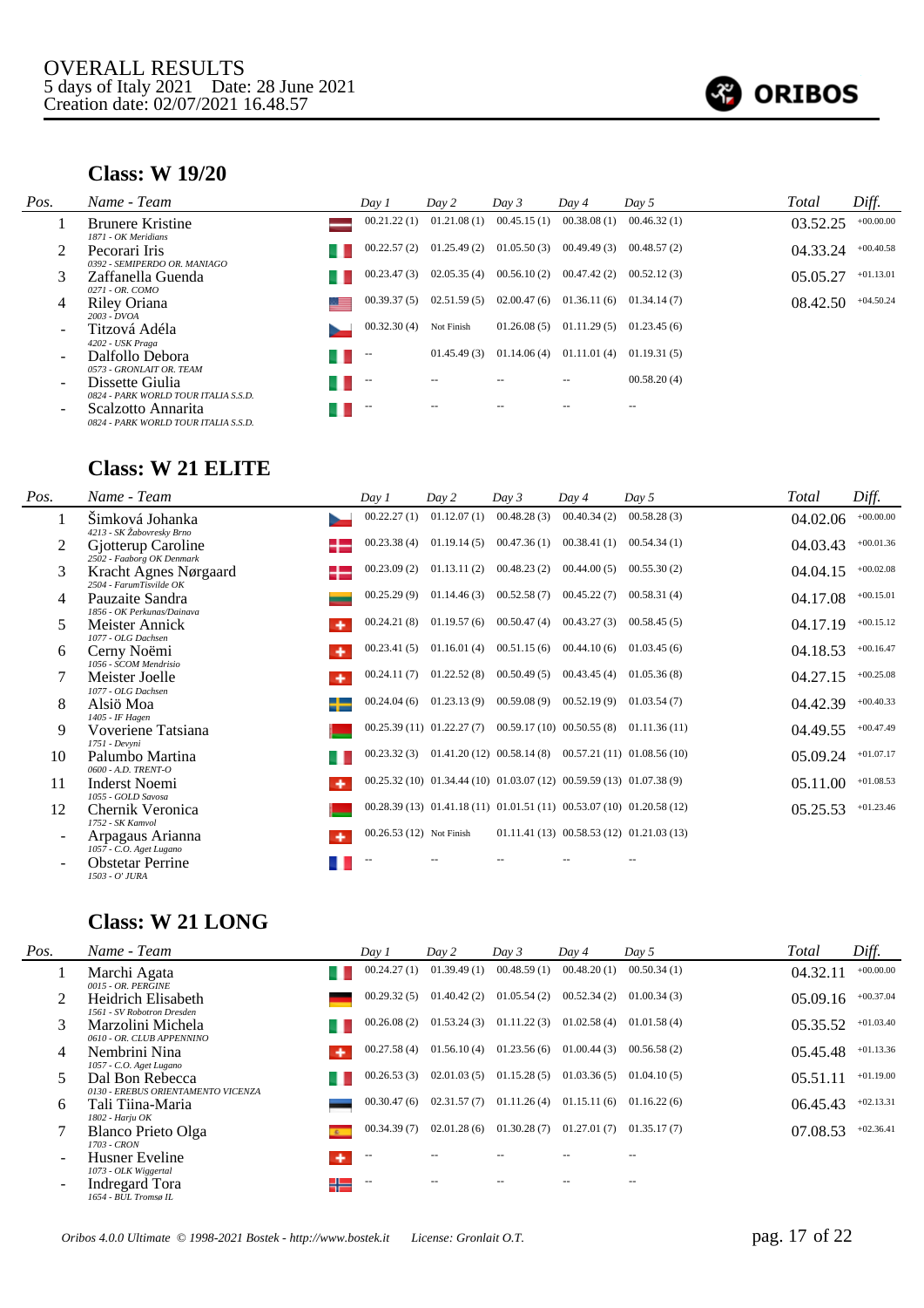OVERALL RESULTS
5 days of Italy 2021 Date: 28 June 2021
Creation date: 02/07/2021 16.48.57

## Class: W 19/20

| Pos. | Name - Team | Day 1 | Day 2 | Day 3 | Day 4 | Day 5 | Total | Diff. |
|---|---|---|---|---|---|---|---|---|
| 1 | Brunere Kristine<br>1871 - OK Meridians | 00.21.22 (1) | 01.21.08 (1) | 00.45.15 (1) | 00.38.08 (1) | 00.46.32 (1) | 03.52.25 | +00.00.00 |
| 2 | Pecorari Iris<br>0392 - SEMIPERDO OR. MANIAGO | 00.22.57 (2) | 01.25.49 (2) | 01.05.50 (3) | 00.49.49 (3) | 00.48.57 (2) | 04.33.24 | +00.40.58 |
| 3 | Zaffanella Guenda<br>0271 - OR. COMO | 00.23.47 (3) | 02.05.35 (4) | 00.56.10 (2) | 00.47.42 (2) | 00.52.12 (3) | 05.05.27 | +01.13.01 |
| 4 | Riley Oriana<br>2003 - DVOA | 00.39.37 (5) | 02.51.59 (5) | 02.00.47 (6) | 01.36.11 (6) | 01.34.14 (7) | 08.42.50 | +04.50.24 |
| - | Titzová Adéla<br>4202 - USK Praga | 00.32.30 (4) | Not Finish | 01.26.08 (5) | 01.11.29 (5) | 01.23.45 (6) | | |
| - | Dalfollo Debora<br>0573 - GRONLAIT OR. TEAM | -- | 01.45.49 (3) | 01.14.06 (4) | 01.11.01 (4) | 01.19.31 (5) | | |
| - | Dissette Giulia<br>0824 - PARK WORLD TOUR ITALIA S.S.D. | -- | -- | -- | -- | 00.58.20 (4) | | |
| - | Scalzotto Annarita<br>0824 - PARK WORLD TOUR ITALIA S.S.D. | -- | -- | -- | -- | -- | | |

## Class: W 21 ELITE

| Pos. | Name - Team | Day 1 | Day 2 | Day 3 | Day 4 | Day 5 | Total | Diff. |
|---|---|---|---|---|---|---|---|---|
| 1 | Šimková Johanka<br>4213 - SK Žabovresky Brno | 00.22.27 (1) | 01.12.07 (1) | 00.48.28 (3) | 00.40.34 (2) | 00.58.28 (3) | 04.02.06 | +00.00.00 |
| 2 | Gjotterup Caroline<br>2502 - Faaborg OK Denmark | 00.23.38 (4) | 01.19.14 (5) | 00.47.36 (1) | 00.38.41 (1) | 00.54.34 (1) | 04.03.43 | +00.01.36 |
| 3 | Kracht Agnes Nørgaard<br>2504 - FarumTisvilde OK | 00.23.09 (2) | 01.13.11 (2) | 00.48.23 (2) | 00.44.00 (5) | 00.55.30 (2) | 04.04.15 | +00.02.08 |
| 4 | Pauzaite Sandra<br>1856 - OK Perkunas/Dainava | 00.25.29 (9) | 01.14.46 (3) | 00.52.58 (7) | 00.45.22 (7) | 00.58.31 (4) | 04.17.08 | +00.15.01 |
| 5 | Meister Annick<br>1077 - OLG Dachsen | 00.24.21 (8) | 01.19.57 (6) | 00.50.47 (4) | 00.43.27 (3) | 00.58.45 (5) | 04.17.19 | +00.15.12 |
| 6 | Cerny Noëmi<br>1056 - SCOM Mendrisio | 00.23.41 (5) | 01.16.01 (4) | 00.51.15 (6) | 00.44.10 (6) | 01.03.45 (6) | 04.18.53 | +00.16.47 |
| 7 | Meister Joelle<br>1077 - OLG Dachsen | 00.24.11 (7) | 01.22.52 (8) | 00.50.49 (5) | 00.43.45 (4) | 01.05.36 (8) | 04.27.15 | +00.25.08 |
| 8 | Alsiö Moa<br>1405 - IF Hagen | 00.24.04 (6) | 01.23.13 (9) | 00.59.08 (9) | 00.52.19 (9) | 01.03.54 (7) | 04.42.39 | +00.40.33 |
| 9 | Voveriene Tatsiana<br>1751 - Devyni | 00.25.39 (11) | 01.22.27 (7) | 00.59.17 (10) | 00.50.55 (8) | 01.11.36 (11) | 04.49.55 | +00.47.49 |
| 10 | Palumbo Martina<br>0600 - A.D. TRENT-O | 00.23.32 (3) | 01.41.20 (12) | 00.58.14 (8) | 00.57.21 (11) | 01.08.56 (10) | 05.09.24 | +01.07.17 |
| 11 | Inderst Noemi<br>1055 - GOLD Savosa | 00.25.32 (10) | 01.34.44 (10) | 01.03.07 (12) | 00.59.59 (13) | 01.07.38 (9) | 05.11.00 | +01.08.53 |
| 12 | Chernik Veronica<br>1752 - SK Kamvol | 00.28.39 (13) | 01.41.18 (11) | 01.01.51 (11) | 00.53.07 (10) | 01.20.58 (12) | 05.25.53 | +01.23.46 |
| - | Arpagaus Arianna<br>1057 - C.O. Aget Lugano | 00.26.53 (12) | Not Finish | 01.11.41 (13) | 00.58.53 (12) | 01.21.03 (13) | | |
| - | Obstetar Perrine<br>1503 - O' JURA | -- | -- | -- | -- | -- | | |

## Class: W 21 LONG

| Pos. | Name - Team | Day 1 | Day 2 | Day 3 | Day 4 | Day 5 | Total | Diff. |
|---|---|---|---|---|---|---|---|---|
| 1 | Marchi Agata<br>0015 - OR. PERGINE | 00.24.27 (1) | 01.39.49 (1) | 00.48.59 (1) | 00.48.20 (1) | 00.50.34 (1) | 04.32.11 | +00.00.00 |
| 2 | Heidrich Elisabeth<br>1561 - SV Robotron Dresden | 00.29.32 (5) | 01.40.42 (2) | 01.05.54 (2) | 00.52.34 (2) | 01.00.34 (3) | 05.09.16 | +00.37.04 |
| 3 | Marzolini Michela<br>0610 - OR. CLUB APPENNINO | 00.26.08 (2) | 01.53.24 (3) | 01.11.22 (3) | 01.02.58 (4) | 01.01.58 (4) | 05.35.52 | +01.03.40 |
| 4 | Nembrini Nina<br>1057 - C.O. Aget Lugano | 00.27.58 (4) | 01.56.10 (4) | 01.23.56 (6) | 01.00.44 (3) | 00.56.58 (2) | 05.45.48 | +01.13.36 |
| 5 | Dal Bon Rebecca<br>0130 - EREBUS ORIENTAMENTO VICENZA | 00.26.53 (3) | 02.01.03 (5) | 01.15.28 (5) | 01.03.36 (5) | 01.04.10 (5) | 05.51.11 | +01.19.00 |
| 6 | Tali Tiina-Maria<br>1802 - Harju OK | 00.30.47 (6) | 02.31.57 (7) | 01.11.26 (4) | 01.15.11 (6) | 01.16.22 (6) | 06.45.43 | +02.13.31 |
| 7 | Blanco Prieto Olga<br>1703 - CRON | 00.34.39 (7) | 02.01.28 (6) | 01.30.28 (7) | 01.27.01 (7) | 01.35.17 (7) | 07.08.53 | +02.36.41 |
| - | Husner Eveline<br>1073 - OLK Wiggertal | -- | -- | -- | -- | -- | | |
| - | Indregard Tora<br>1654 - BUL Tromsø IL | -- | -- | -- | -- | -- | | |

Oribos 4.0.0 Ultimate © 1998-2021 Bostek - http://www.bostek.it License: Gronlait O.T.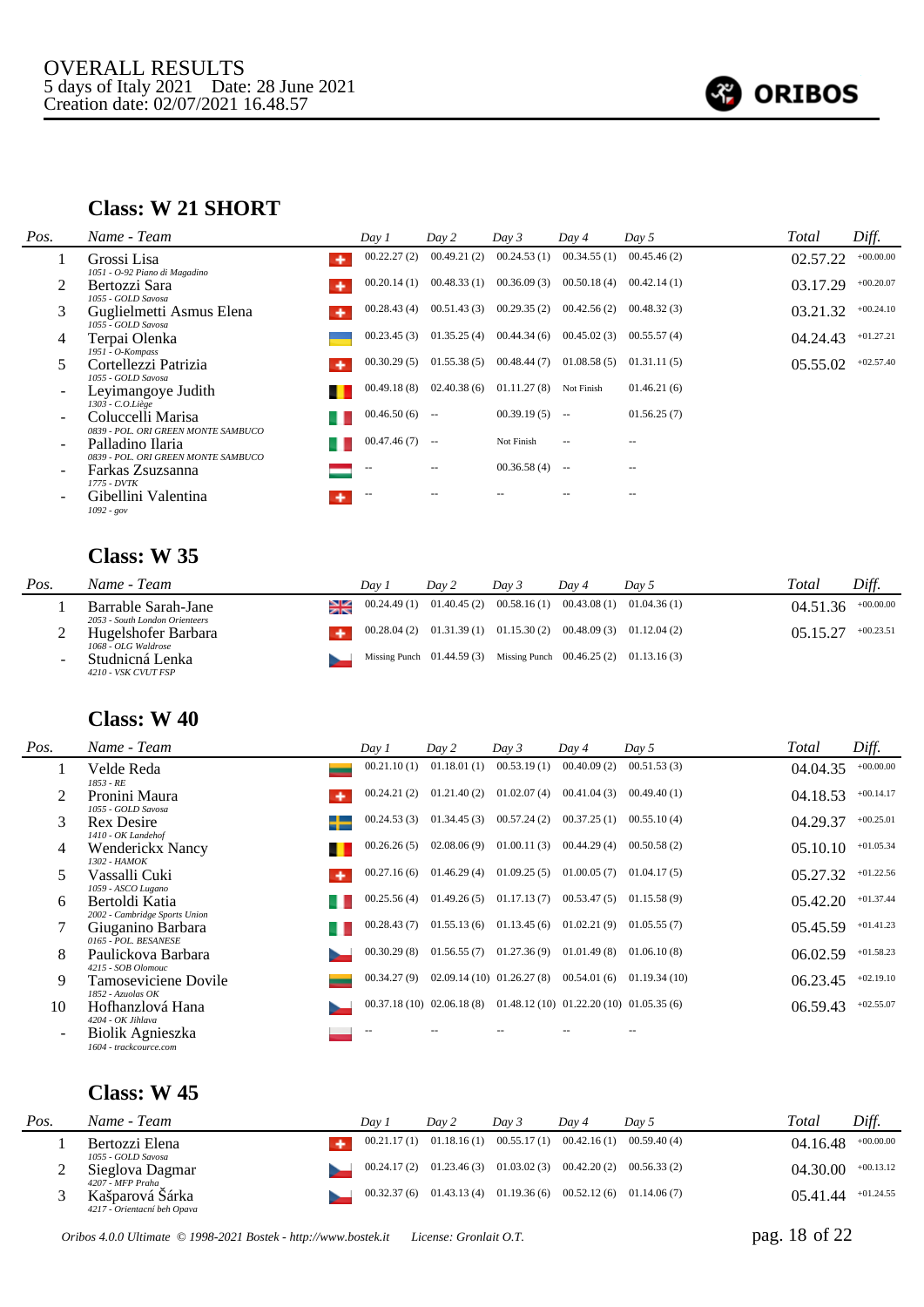OVERALL RESULTS
5 days of Italy 2021    Date: 28 June 2021
Creation date: 02/07/2021 16.48.57

ORIBOS

## Class: W 21 SHORT

| Pos. | Name - Team | Day 1 | Day 2 | Day 3 | Day 4 | Day 5 | Total | Diff. |
|---|---|---|---|---|---|---|---|---|
| 1 | Grossi Lisa *1051 - O-92 Piano di Magadino* | 00.22.27 (2) | 00.49.21 (2) | 00.24.53 (1) | 00.34.55 (1) | 00.45.46 (2) | 02.57.22 | +00.00.00 |
| 2 | Bertozzi Sara *1055 - GOLD Savosa* | 00.20.14 (1) | 00.48.33 (1) | 00.36.09 (3) | 00.50.18 (4) | 00.42.14 (1) | 03.17.29 | +00.20.07 |
| 3 | Guglielmetti Asmus Elena *1055 - GOLD Savosa* | 00.28.43 (4) | 00.51.43 (3) | 00.29.35 (2) | 00.42.56 (2) | 00.48.32 (3) | 03.21.32 | +00.24.10 |
| 4 | Terpai Olenka *1951 - O-Kompass* | 00.23.45 (3) | 01.35.25 (4) | 00.44.34 (6) | 00.45.02 (3) | 00.55.57 (4) | 04.24.43 | +01.27.21 |
| 5 | Cortellezzi Patrizia *1055 - GOLD Savosa* | 00.30.29 (5) | 01.55.38 (5) | 00.48.44 (7) | 01.08.58 (5) | 01.31.11 (5) | 05.55.02 | +02.57.40 |
| - | Leyimangoye Judith *1303 - C.O.Liège* | 00.49.18 (8) | 02.40.38 (6) | 01.11.27 (8) | Not Finish | 01.46.21 (6) | | |
| - | Coluccelli Marisa *0839 - POL. ORI GREEN MONTE SAMBUCO* | 00.46.50 (6) | -- | 00.39.19 (5) | -- | 01.56.25 (7) | | |
| - | Palladino Ilaria *0839 - POL. ORI GREEN MONTE SAMBUCO* | 00.47.46 (7) | -- | Not Finish | -- | -- | | |
| - | Farkas Zsuzsanna *1775 - DVTK* | -- | -- | 00.36.58 (4) | -- | -- | | |
| - | Gibellini Valentina *1092 - gov* | -- | -- | -- | -- | -- | | |

## Class: W 35

| Pos. | Name - Team | Day 1 | Day 2 | Day 3 | Day 4 | Day 5 | Total | Diff. |
|---|---|---|---|---|---|---|---|---|
| 1 | Barrable Sarah-Jane *2053 - South London Orienteers* | 00.24.49 (1) | 01.40.45 (2) | 00.58.16 (1) | 00.43.08 (1) | 01.04.36 (1) | 04.51.36 | +00.00.00 |
| 2 | Hugelshofer Barbara *1068 - OLG Waldrose* | 00.28.04 (2) | 01.31.39 (1) | 01.15.30 (2) | 00.48.09 (3) | 01.12.04 (2) | 05.15.27 | +00.23.51 |
| - | Studnicná Lenka *4210 - VSK CVUT FSP* | Missing Punch | 01.44.59 (3) | Missing Punch | 00.46.25 (2) | 01.13.16 (3) | | |

## Class: W 40

| Pos. | Name - Team | Day 1 | Day 2 | Day 3 | Day 4 | Day 5 | Total | Diff. |
|---|---|---|---|---|---|---|---|---|
| 1 | Velde Reda *1853 - RE* | 00.21.10 (1) | 01.18.01 (1) | 00.53.19 (1) | 00.40.09 (2) | 00.51.53 (3) | 04.04.35 | +00.00.00 |
| 2 | Pronini Maura *1055 - GOLD Savosa* | 00.24.21 (2) | 01.21.40 (2) | 01.02.07 (4) | 00.41.04 (3) | 00.49.40 (1) | 04.18.53 | +00.14.17 |
| 3 | Rex Desire *1410 - OK Landehof* | 00.24.53 (3) | 01.34.45 (3) | 00.57.24 (2) | 00.37.25 (1) | 00.55.10 (4) | 04.29.37 | +00.25.01 |
| 4 | Wenderickx Nancy *1302 - HAMOK* | 00.26.26 (5) | 02.08.06 (9) | 01.00.11 (3) | 00.44.29 (4) | 00.50.58 (2) | 05.10.10 | +01.05.34 |
| 5 | Vassalli Cuki *1059 - ASCO Lugano* | 00.27.16 (6) | 01.46.29 (4) | 01.09.25 (5) | 01.00.05 (7) | 01.04.17 (5) | 05.27.32 | +01.22.56 |
| 6 | Bertoldi Katia *2002 - Cambridge Sports Union* | 00.25.56 (4) | 01.49.26 (5) | 01.17.13 (7) | 00.53.47 (5) | 01.15.58 (9) | 05.42.20 | +01.37.44 |
| 7 | Giuganino Barbara *0165 - POL. BESANESE* | 00.28.43 (7) | 01.55.13 (6) | 01.13.45 (6) | 01.02.21 (9) | 01.05.55 (7) | 05.45.59 | +01.41.23 |
| 8 | Paulickova Barbara *4215 - SOB Olomouc* | 00.30.29 (8) | 01.56.55 (7) | 01.27.36 (9) | 01.01.49 (8) | 01.06.10 (8) | 06.02.59 | +01.58.23 |
| 9 | Tamoseviciene Dovile *1852 - Azuolas OK* | 00.34.27 (9) | 02.09.14 (10) | 01.26.27 (8) | 00.54.01 (6) | 01.19.34 (10) | 06.23.45 | +02.19.10 |
| 10 | Hofhanzlová Hana *4204 - OK Jihlava* | 00.37.18 (10) | 02.06.18 (8) | 01.48.12 (10) | 01.22.20 (10) | 01.05.35 (6) | 06.59.43 | +02.55.07 |
| - | Biolik Agnieszka *1604 - trackcource.com* | -- | -- | -- | -- | -- | | |

## Class: W 45

| Pos. | Name - Team | Day 1 | Day 2 | Day 3 | Day 4 | Day 5 | Total | Diff. |
|---|---|---|---|---|---|---|---|---|
| 1 | Bertozzi Elena *1055 - GOLD Savosa* | 00.21.17 (1) | 01.18.16 (1) | 00.55.17 (1) | 00.42.16 (1) | 00.59.40 (4) | 04.16.48 | +00.00.00 |
| 2 | Sieglova Dagmar *4207 - MFP Praha* | 00.24.17 (2) | 01.23.46 (3) | 01.03.02 (3) | 00.42.20 (2) | 00.56.33 (2) | 04.30.00 | +00.13.12 |
| 3 | Kašparová Šárka *4217 - Orientacní beh Opava* | 00.32.37 (6) | 01.43.13 (4) | 01.19.36 (6) | 00.52.12 (6) | 01.14.06 (7) | 05.41.44 | +01.24.55 |

Oribos 4.0.0 Ultimate © 1998-2021 Bostek - http://www.bostek.it    License: Gronlait O.T.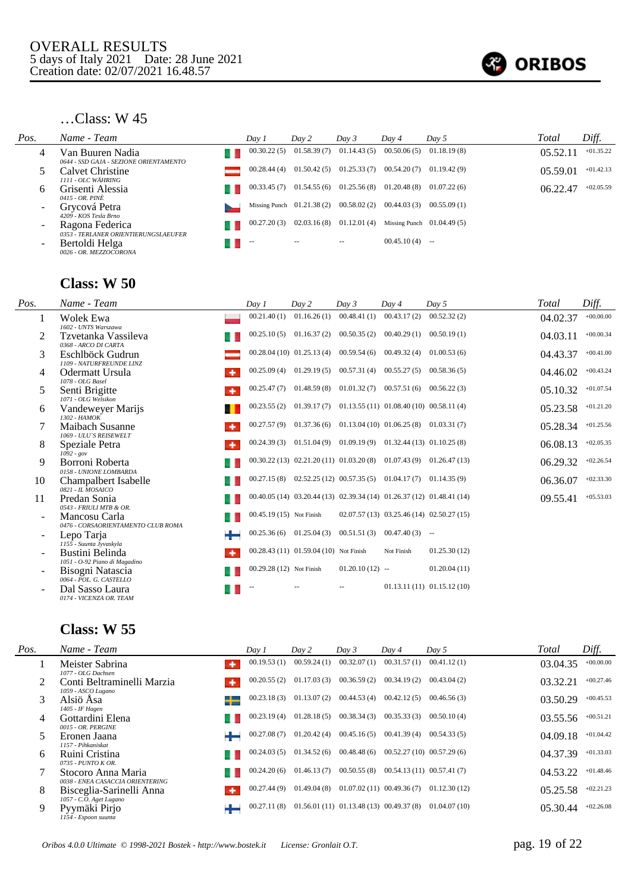# OVERALL RESULTS
5 days of Italy 2021 Date: 28 June 2021
Creation date: 02/07/2021 16.48.57

## …Class: W 45

| Pos. | Name - Team | Day 1 | Day 2 | Day 3 | Day 4 | Day 5 | Total | Diff. |
|---|---|---|---|---|---|---|---|---|
| 4 | Van Buuren Nadia<br>0644 - SSD GAJA - SEZIONE ORIENTAMENTO | 00.30.22 (5) | 01.58.39 (7) | 01.14.43 (5) | 00.50.06 (5) | 01.18.19 (8) | 05.52.11 | +01.35.22 |
| 5 | Calvet Christine<br>1111 - OLC WÄHRING | 00.28.44 (4) | 01.50.42 (5) | 01.25.33 (7) | 00.54.20 (7) | 01.19.42 (9) | 05.59.01 | +01.42.13 |
| 6 | Grisenti Alessia<br>0415 - OR. PINÈ | 00.33.45 (7) | 01.54.55 (6) | 01.25.56 (8) | 01.20.48 (8) | 01.07.22 (6) | 06.22.47 | +02.05.59 |
| - | Grycová Petra<br>4209 - KOS Tesla Brno | Missing Punch | 01.21.38 (2) | 00.58.02 (2) | 00.44.03 (3) | 00.55.09 (1) | | |
| - | Ragona Federica<br>0353 - TERLANER ORIENTIERUNGSLAEUFER | 00.27.20 (3) | 02.03.16 (8) | 01.12.01 (4) | Missing Punch | 01.04.49 (5) | | |
| - | Bertoldi Helga<br>0026 - OR. MEZZOCORONA | -- | -- | -- | 00.45.10 (4) | -- | | |

## Class: W 50

| Pos. | Name - Team | Day 1 | Day 2 | Day 3 | Day 4 | Day 5 | Total | Diff. |
|---|---|---|---|---|---|---|---|---|
| 1 | Wolek Ewa<br>1602 - UNTS Warszawa | 00.21.40 (1) | 01.16.26 (1) | 00.48.41 (1) | 00.43.17 (2) | 00.52.32 (2) | 04.02.37 | +00.00.00 |
| 2 | Tzvetanka Vassileva<br>0368 - ARCO DI CARTA | 00.25.10 (5) | 01.16.37 (2) | 00.50.35 (2) | 00.40.29 (1) | 00.50.19 (1) | 04.03.11 | +00.00.34 |
| 3 | Eschlböck Gudrun<br>1109 - NATURFREUNDE LINZ | 00.28.04 (10) | 01.25.13 (4) | 00.59.54 (6) | 00.49.32 (4) | 01.00.53 (6) | 04.43.37 | +00.41.00 |
| 4 | Odermatt Ursula<br>1078 - OLG Basel | 00.25.09 (4) | 01.29.19 (5) | 00.57.31 (4) | 00.55.27 (5) | 00.58.36 (5) | 04.46.02 | +00.43.24 |
| 5 | Senti Brigitte<br>1071 - OLG Welsikon | 00.25.47 (7) | 01.48.59 (8) | 01.01.32 (7) | 00.57.51 (6) | 00.56.22 (3) | 05.10.32 | +01.07.54 |
| 6 | Vandeweyer Marijs<br>1302 - HAMOK | 00.23.55 (2) | 01.39.17 (7) | 01.13.55 (11) | 01.08.40 (10) | 00.58.11 (4) | 05.23.58 | +01.21.20 |
| 7 | Maibach Susanne<br>1069 - ULU'S REISEWELT | 00.27.57 (9) | 01.37.36 (6) | 01.13.04 (10) | 01.06.25 (8) | 01.03.31 (7) | 05.28.34 | +01.25.56 |
| 8 | Speziale Petra<br>1092 - gov | 00.24.39 (3) | 01.51.04 (9) | 01.09.19 (9) | 01.32.44 (13) | 01.10.25 (8) | 06.08.13 | +02.05.35 |
| 9 | Borroni Roberta<br>0158 - UNIONE LOMBARDA | 00.30.22 (13) | 02.21.20 (11) | 01.03.20 (8) | 01.07.43 (9) | 01.26.47 (13) | 06.29.32 | +02.26.54 |
| 10 | Champalbert Isabelle<br>0821 - IL MOSAICO | 00.27.15 (8) | 02.52.25 (12) | 00.57.35 (5) | 01.04.17 (7) | 01.14.35 (9) | 06.36.07 | +02.33.30 |
| 11 | Predan Sonia<br>0543 - FRIULI MTB & OR. | 00.40.05 (14) | 03.20.44 (13) | 02.39.34 (14) | 01.26.37 (12) | 01.48.41 (14) | 09.55.41 | +05.53.03 |
| - | Mancosu Carla<br>0476 - CORSAORIENTAMENTO CLUB ROMA | 00.45.19 (15) | Not Finish | 02.07.57 (13) | 03.25.46 (14) | 02.50.27 (15) | | |
| - | Lepo Tarja<br>1155 - Suunta Jyvaskyla | 00.25.36 (6) | 01.25.04 (3) | 00.51.51 (3) | 00.47.40 (3) | -- | | |
| - | Bustini Belinda<br>1051 - O-92 Piano di Magadino | 00.28.43 (11) | 01.59.04 (10) | Not Finish | Not Finish | 01.25.30 (12) | | |
| - | Bisogni Natascia<br>0064 - POL. G. CASTELLO | 00.29.28 (12) | Not Finish | 01.20.10 (12) | -- | 01.20.04 (11) | | |
| - | Dal Sasso Laura<br>0174 - VICENZA OR. TEAM | -- | -- | -- | 01.13.11 (11) | 01.15.12 (10) | | |

## Class: W 55

| Pos. | Name - Team | Day 1 | Day 2 | Day 3 | Day 4 | Day 5 | Total | Diff. |
|---|---|---|---|---|---|---|---|---|
| 1 | Meister Sabrina<br>1077 - OLG Dachsen | 00.19.53 (1) | 00.59.24 (1) | 00.32.07 (1) | 00.31.57 (1) | 00.41.12 (1) | 03.04.35 | +00.00.00 |
| 2 | Conti Beltraminelli Marzia<br>1059 - ASCO Lugano | 00.20.55 (2) | 01.17.03 (3) | 00.36.59 (2) | 00.34.19 (2) | 00.43.04 (2) | 03.32.21 | +00.27.46 |
| 3 | Alsiö Åsa<br>1405 - IF Hagen | 00.23.18 (3) | 01.13.07 (2) | 00.44.53 (4) | 00.42.12 (5) | 00.46.56 (3) | 03.50.29 | +00.45.53 |
| 4 | Gottardini Elena<br>0015 - OR. PERGINE | 00.23.19 (4) | 01.28.18 (5) | 00.38.34 (3) | 00.35.33 (3) | 00.50.10 (4) | 03.55.56 | +00.51.21 |
| 5 | Eronen Jaana<br>1157 - Pihkaniskat | 00.27.08 (7) | 01.20.42 (4) | 00.45.16 (5) | 00.41.39 (4) | 00.54.33 (5) | 04.09.18 | +01.04.42 |
| 6 | Ruini Cristina<br>0735 - PUNTO K OR. | 00.24.03 (5) | 01.34.52 (6) | 00.48.48 (6) | 00.52.27 (10) | 00.57.29 (6) | 04.37.39 | +01.33.03 |
| 7 | Stocoro Anna Maria<br>0038 - ENEA CASACCIA ORIENTERING | 00.24.20 (6) | 01.46.13 (7) | 00.50.55 (8) | 00.54.13 (11) | 00.57.41 (7) | 04.53.22 | +01.48.46 |
| 8 | Bisceglia-Sarinelli Anna<br>1057 - C.O. Aget Lugano | 00.27.44 (9) | 01.49.04 (8) | 01.07.02 (11) | 00.49.36 (7) | 01.12.30 (12) | 05.25.58 | +02.21.23 |
| 9 | Pyymäki Pirjo<br>1154 - Espoon suunta | 00.27.11 (8) | 01.56.01 (11) | 01.13.48 (13) | 00.49.37 (8) | 01.04.07 (10) | 05.30.44 | +02.26.08 |

Oribos 4.0.0 Ultimate © 1998-2021 Bostek - http://www.bostek.it License: Gronlait O.T.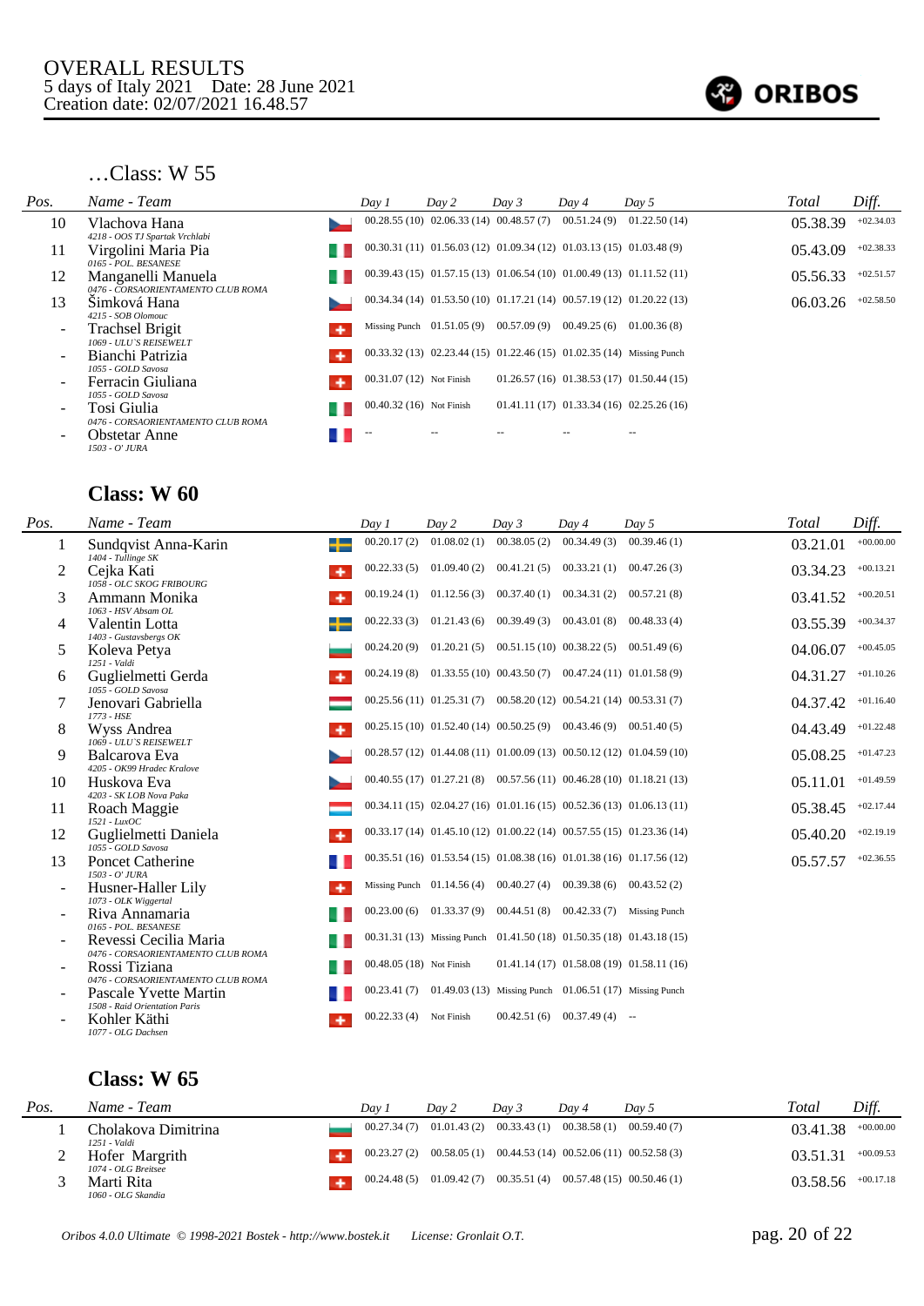OVERALL RESULTS
5 days of Italy 2021 Date: 28 June 2021
Creation date: 02/07/2021 16.48.57

### …Class: W 55

| Pos. | Name - Team | Day 1 | Day 2 | Day 3 | Day 4 | Day 5 | Total | Diff. |
|---|---|---|---|---|---|---|---|---|
| 10 | Vlachova Hana<br>*4218 - OOS TJ Spartak Vrchlabi* | 00.28.55 (10) | 02.06.33 (14) | 00.48.57 (7) | 00.51.24 (9) | 01.22.50 (14) | 05.38.39 | +02.34.03 |
| 11 | Virgolini Maria Pia<br>*0165 - POL. BESANESE* | 00.30.31 (11) | 01.56.03 (12) | 01.09.34 (12) | 01.03.13 (15) | 01.03.48 (9) | 05.43.09 | +02.38.33 |
| 12 | Manganelli Manuela<br>*0476 - CORSAORIENTAMENTO CLUB ROMA* | 00.39.43 (15) | 01.57.15 (13) | 01.06.54 (10) | 01.00.49 (13) | 01.11.52 (11) | 05.56.33 | +02.51.57 |
| 13 | Šimková Hana<br>*4215 - SOB Olomouc* | 00.34.34 (14) | 01.53.50 (10) | 01.17.21 (14) | 00.57.19 (12) | 01.20.22 (13) | 06.03.26 | +02.58.50 |
| - | Trachsel Brigit<br>*1069 - ULU'S REISEWELT* | Missing Punch | 01.51.05 (9) | 00.57.09 (9) | 00.49.25 (6) | 01.00.36 (8) | | |
| - | Bianchi Patrizia<br>*1055 - GOLD Savosa* | 00.33.32 (13) | 02.23.44 (15) | 01.22.46 (15) | 01.02.35 (14) | Missing Punch | | |
| - | Ferracin Giuliana<br>*1055 - GOLD Savosa* | 00.31.07 (12) | Not Finish | 01.26.57 (16) | 01.38.53 (17) | 01.50.44 (15) | | |
| - | Tosi Giulia<br>*0476 - CORSAORIENTAMENTO CLUB ROMA* | 00.40.32 (16) | Not Finish | 01.41.11 (17) | 01.33.34 (16) | 02.25.26 (16) | | |
| - | Obstetar Anne<br>*1503 - O' JURA* | -- | -- | -- | -- | -- | | |

### Class: W 60

| Pos. | Name - Team | Day 1 | Day 2 | Day 3 | Day 4 | Day 5 | Total | Diff. |
|---|---|---|---|---|---|---|---|---|
| 1 | Sundqvist Anna-Karin<br>*1404 - Tullinge SK* | 00.20.17 (2) | 01.08.02 (1) | 00.38.05 (2) | 00.34.49 (3) | 00.39.46 (1) | 03.21.01 | +00.00.00 |
| 2 | Cejka Kati<br>*1058 - OLC SKOG FRIBOURG* | 00.22.33 (5) | 01.09.40 (2) | 00.41.21 (5) | 00.33.21 (1) | 00.47.26 (3) | 03.34.23 | +00.13.21 |
| 3 | Ammann Monika<br>*1063 - HSV Absam OL* | 00.19.24 (1) | 01.12.56 (3) | 00.37.40 (1) | 00.34.31 (2) | 00.57.21 (8) | 03.41.52 | +00.20.51 |
| 4 | Valentin Lotta<br>*1403 - Gustavsbergs OK* | 00.22.33 (3) | 01.21.43 (6) | 00.39.49 (3) | 00.43.01 (8) | 00.48.33 (4) | 03.55.39 | +00.34.37 |
| 5 | Koleva Petya<br>*1251 - Valdi* | 00.24.20 (9) | 01.20.21 (5) | 00.51.15 (10) | 00.38.22 (5) | 00.51.49 (6) | 04.06.07 | +00.45.05 |
| 6 | Guglielmetti Gerda<br>*1055 - GOLD Savosa* | 00.24.19 (8) | 01.33.55 (10) | 00.43.50 (7) | 00.47.24 (11) | 01.01.58 (9) | 04.31.27 | +01.10.26 |
| 7 | Jenovari Gabriella<br>*1773 - HSE* | 00.25.56 (11) | 01.25.31 (7) | 00.58.20 (12) | 00.54.21 (14) | 00.53.31 (7) | 04.37.42 | +01.16.40 |
| 8 | Wyss Andrea<br>*1069 - ULU'S REISEWELT* | 00.25.15 (10) | 01.52.40 (14) | 00.50.25 (9) | 00.43.46 (9) | 00.51.40 (5) | 04.43.49 | +01.22.48 |
| 9 | Balcarova Eva<br>*4205 - OK99 Hradec Kralove* | 00.28.57 (12) | 01.44.08 (11) | 01.00.09 (13) | 00.50.12 (12) | 01.04.59 (10) | 05.08.25 | +01.47.23 |
| 10 | Huskova Eva<br>*4203 - SK LOB Nova Paka* | 00.40.55 (17) | 01.27.21 (8) | 00.57.56 (11) | 00.46.28 (10) | 01.18.21 (13) | 05.11.01 | +01.49.59 |
| 11 | Roach Maggie<br>*1521 - LuxOC* | 00.34.11 (15) | 02.04.27 (16) | 01.01.16 (15) | 00.52.36 (13) | 01.06.13 (11) | 05.38.45 | +02.17.44 |
| 12 | Guglielmetti Daniela<br>*1055 - GOLD Savosa* | 00.33.17 (14) | 01.45.10 (12) | 01.00.22 (14) | 00.57.55 (15) | 01.23.36 (14) | 05.40.20 | +02.19.19 |
| 13 | Poncet Catherine<br>*1503 - O' JURA* | 00.35.51 (16) | 01.53.54 (15) | 01.08.38 (16) | 01.01.38 (16) | 01.17.56 (12) | 05.57.57 | +02.36.55 |
| - | Husner-Haller Lily<br>*1073 - OLK Wiggertal* | Missing Punch | 01.14.56 (4) | 00.40.27 (4) | 00.39.38 (6) | 00.43.52 (2) | | |
| - | Riva Annamaria<br>*0165 - POL. BESANESE* | 00.23.00 (6) | 01.33.37 (9) | 00.44.51 (8) | 00.42.33 (7) | Missing Punch | | |
| - | Revessi Cecilia Maria<br>*0476 - CORSAORIENTAMENTO CLUB ROMA* | 00.31.31 (13) | Missing Punch | 01.41.50 (18) | 01.50.35 (18) | 01.43.18 (15) | | |
| - | Rossi Tiziana<br>*0476 - CORSAORIENTAMENTO CLUB ROMA* | 00.48.05 (18) | Not Finish | 01.41.14 (17) | 01.58.08 (19) | 01.58.11 (16) | | |
| - | Pascale Yvette Martin<br>*1508 - Raid Orientation Paris* | 00.23.41 (7) | 01.49.03 (13) | Missing Punch | 01.06.51 (17) | Missing Punch | | |
| - | Kohler Käthi<br>*1077 - OLG Dachsen* | 00.22.33 (4) | Not Finish | 00.42.51 (6) | 00.37.49 (4) | -- | | |

### Class: W 65

| Pos. | Name - Team | Day 1 | Day 2 | Day 3 | Day 4 | Day 5 | Total | Diff. |
|---|---|---|---|---|---|---|---|---|
| 1 | Cholakova Dimitrina<br>*1251 - Valdi* | 00.27.34 (7) | 01.01.43 (2) | 00.33.43 (1) | 00.38.58 (1) | 00.59.40 (7) | 03.41.38 | +00.00.00 |
| 2 | Hofer Margrith<br>*1074 - OLG Breitsee* | 00.23.27 (2) | 00.58.05 (1) | 00.44.53 (14) | 00.52.06 (11) | 00.52.58 (3) | 03.51.31 | +00.09.53 |
| 3 | Marti Rita<br>*1060 - OLG Skandia* | 00.24.48 (5) | 01.09.42 (7) | 00.35.51 (4) | 00.57.48 (15) | 00.50.46 (1) | 03.58.56 | +00.17.18 |

Oribos 4.0.0 Ultimate © 1998-2021 Bostek - http://www.bostek.it License: Gronlait O.T.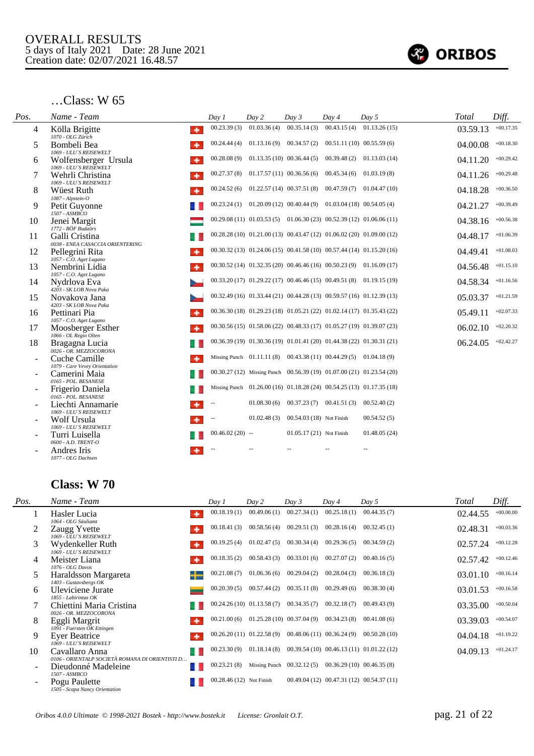OVERALL RESULTS
5 days of Italy 2021    Date: 28 June 2021
Creation date: 02/07/2021 16.48.57

ORIBOS

## …Class: W 65

| Pos. | Name - Team | | Day 1 | Day 2 | Day 3 | Day 4 | Day 5 | Total | Diff. |
|---|---|---|---|---|---|---|---|---|---|
| 4 | Kölla Brigitte<br>*1070 - OLG Zürich* | SUI | 00.23.39 (3) | 01.03.36 (4) | 00.35.14 (3) | 00.43.15 (4) | 01.13.26 (15) | 03.59.13 | +00.17.35 |
| 5 | Bombeli Bea<br>*1069 - ULU'S REISEWELT* | SUI | 00.24.44 (4) | 01.13.16 (9) | 00.34.57 (2) | 00.51.11 (10) | 00.55.59 (6) | 04.00.08 | +00.18.30 |
| 6 | Wolfensberger Ursula<br>*1069 - ULU'S REISEWELT* | SUI | 00.28.08 (9) | 01.13.35 (10) | 00.36.44 (5) | 00.39.48 (2) | 01.13.03 (14) | 04.11.20 | +00.29.42 |
| 7 | Wehrli Christina<br>*1069 - ULU'S REISEWELT* | SUI | 00.27.37 (8) | 01.17.57 (11) | 00.36.56 (6) | 00.45.34 (6) | 01.03.19 (8) | 04.11.26 | +00.29.48 |
| 8 | Wüest Ruth<br>*1087 - Alpstein-O* | SUI | 00.24.52 (6) | 01.22.57 (14) | 00.37.51 (8) | 00.47.59 (7) | 01.04.47 (10) | 04.18.28 | +00.36.50 |
| 9 | Petit Guyonne<br>*1507 - ASMBCO* | FRA | 00.23.24 (1) | 01.20.09 (12) | 00.40.44 (9) | 01.03.04 (18) | 00.54.05 (4) | 04.21.27 | +00.39.49 |
| 10 | Jenei Margit<br>*1772 - BÖF Budaörs* | HUN | 00.29.08 (11) | 01.03.53 (5) | 01.06.30 (23) | 00.52.39 (12) | 01.06.06 (11) | 04.38.16 | +00.56.38 |
| 11 | Galli Cristina<br>*0038 - ENEA CASACCIA ORIENTERING* | ITA | 00.28.28 (10) | 01.21.00 (13) | 00.43.47 (12) | 01.06.02 (20) | 01.09.00 (12) | 04.48.17 | +01.06.39 |
| 12 | Pellegrini Rita<br>*1057 - C.O. Aget Lugano* | SUI | 00.30.32 (13) | 01.24.06 (15) | 00.41.58 (10) | 00.57.44 (14) | 01.15.20 (16) | 04.49.41 | +01.08.03 |
| 13 | Nembrini Lidia<br>*1057 - C.O. Aget Lugano* | SUI | 00.30.52 (14) | 01.32.35 (20) | 00.46.46 (16) | 00.50.23 (9) | 01.16.09 (17) | 04.56.48 | +01.15.10 |
| 14 | Nydrlova Eva<br>*4203 - SK LOB Nova Paka* | CZE | 00.33.20 (17) | 01.29.22 (17) | 00.46.46 (15) | 00.49.51 (8) | 01.19.15 (19) | 04.58.34 | +01.16.56 |
| 15 | Novakova Jana<br>*4203 - SK LOB Nova Paka* | CZE | 00.32.49 (16) | 01.33.44 (21) | 00.44.28 (13) | 00.59.57 (16) | 01.12.39 (13) | 05.03.37 | +01.21.59 |
| 16 | Pettinari Pia<br>*1057 - C.O. Aget Lugano* | SUI | 00.36.30 (18) | 01.29.23 (18) | 01.05.21 (22) | 01.02.14 (17) | 01.35.43 (22) | 05.49.11 | +02.07.33 |
| 17 | Moosberger Esther<br>*1066 - OL Regio Olten* | SUI | 00.30.56 (15) | 01.58.06 (22) | 00.48.33 (17) | 01.05.27 (19) | 01.39.07 (23) | 06.02.10 | +02.20.32 |
| 18 | Bragagna Lucia<br>*0026 - OR. MEZZOCORONA* | ITA | 00.36.39 (19) | 01.30.36 (19) | 01.01.41 (20) | 01.44.38 (22) | 01.30.31 (21) | 06.24.05 | +02.42.27 |
| - | Cuche Camille<br>*1079 - Care Vevey Orientation* | SUI | Missing Punch | 01.11.11 (8) | 00.43.38 (11) | 00.44.29 (5) | 01.04.18 (9) | | |
| - | Camerini Maia<br>*0165 - POL. BESANESE* | ITA | 00.30.27 (12) | Missing Punch | 00.56.39 (19) | 01.07.00 (21) | 01.23.54 (20) | | |
| - | Frigerio Daniela<br>*0165 - POL. BESANESE* | ITA | Missing Punch | 01.26.00 (16) | 01.18.28 (24) | 00.54.25 (13) | 01.17.35 (18) | | |
| - | Liechti Annamarie<br>*1069 - ULU'S REISEWELT* | SUI | -- | 01.08.30 (6) | 00.37.23 (7) | 00.41.51 (3) | 00.52.40 (2) | | |
| - | Wolf Ursula<br>*1069 - ULU'S REISEWELT* | SUI | -- | 01.02.48 (3) | 00.54.03 (18) | Not Finish | 00.54.52 (5) | | |
| - | Turri Luisella<br>*0600 - A.D. TRENT-O* | ITA | 00.46.02 (20) | -- | 01.05.17 (21) | Not Finish | 01.48.05 (24) | | |
| - | Andres Iris<br>*1077 - OLG Dachsen* | SUI | -- | -- | -- | -- | -- | | |

## Class: W 70

| Pos. | Name - Team | | Day 1 | Day 2 | Day 3 | Day 4 | Day 5 | Total | Diff. |
|---|---|---|---|---|---|---|---|---|---|
| 1 | Hasler Lucia<br>*1064 - OLG Säuliamt* | SUI | 00.18.19 (1) | 00.49.06 (1) | 00.27.34 (1) | 00.25.18 (1) | 00.44.35 (7) | 02.44.55 | +00.00.00 |
| 2 | Zaugg Yvette<br>*1069 - ULU'S REISEWELT* | SUI | 00.18.41 (3) | 00.58.56 (4) | 00.29.51 (3) | 00.28.16 (4) | 00.32.45 (1) | 02.48.31 | +00.03.36 |
| 3 | Wydenkeller Ruth<br>*1069 - ULU'S REISEWELT* | SUI | 00.19.25 (4) | 01.02.47 (5) | 00.30.34 (4) | 00.29.36 (5) | 00.34.59 (2) | 02.57.24 | +00.12.28 |
| 4 | Meister Liana<br>*1076 - OLG Davos* | SUI | 00.18.35 (2) | 00.58.43 (3) | 00.33.01 (6) | 00.27.07 (2) | 00.40.16 (5) | 02.57.42 | +00.12.46 |
| 5 | Haraldsson Margareta<br>*1403 - Gustavsbergs OK* | SWE | 00.21.08 (7) | 01.06.36 (6) | 00.29.04 (2) | 00.28.04 (3) | 00.36.18 (3) | 03.01.10 | +00.16.14 |
| 6 | Uleviciene Jurate<br>*1855 - Labirintas OK* | LTU | 00.20.39 (5) | 00.57.44 (2) | 00.35.11 (8) | 00.29.49 (6) | 00.38.30 (4) | 03.01.53 | +00.16.58 |
| 7 | Chiettini Maria Cristina<br>*0026 - OR. MEZZOCORONA* | ITA | 00.24.26 (10) | 01.13.58 (7) | 00.34.35 (7) | 00.32.18 (7) | 00.49.43 (9) | 03.35.00 | +00.50.04 |
| 8 | Eggli Margrit<br>*1091 - Fuersten OK Ettingen* | SUI | 00.21.00 (6) | 01.25.28 (10) | 00.37.04 (9) | 00.34.23 (8) | 00.41.08 (6) | 03.39.03 | +00.54.07 |
| 9 | Eyer Beatrice<br>*1069 - ULU'S REISEWELT* | SUI | 00.26.20 (11) | 01.22.58 (9) | 00.48.06 (11) | 00.36.24 (9) | 00.50.28 (10) | 04.04.18 | +01.19.22 |
| 10 | Cavallaro Anna<br>*0106 - ORIENTALP SOCIETÀ ROMANA DI ORIENTISTI D…* | ITA | 00.23.30 (9) | 01.18.14 (8) | 00.39.54 (10) | 00.46.13 (11) | 01.01.22 (12) | 04.09.13 | +01.24.17 |
| - | Dieudonné Madeleine<br>*1507 - ASMBCO* | FRA | 00.23.21 (8) | Missing Punch | 00.32.12 (5) | 00.36.29 (10) | 00.46.35 (8) | | |
| - | Pogu Paulette<br>*1505 - Scapa Nancy Orientation* | FRA | 00.28.46 (12) | Not Finish | 00.49.04 (12) | 00.47.31 (12) | 00.54.37 (11) | | |

*Oribos 4.0.0 Ultimate © 1998-2021 Bostek - http://www.bostek.it    License: Gronlait O.T.*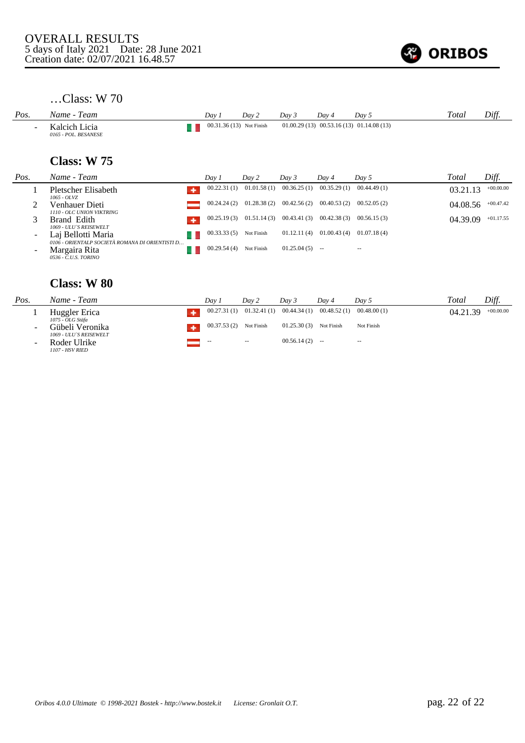…Class: W 70

| Pos. | Name - Team | Day 1 | Day 2 | Day 3 | Day 4 | Day 5 | Total | Diff. |
|---|---|---|---|---|---|---|---|---|
| - | Kalcich Licia<br>*0165 - POL. BESANESE* | 00.31.36 (13) | Not Finish | 01.00.29 (13) | 00.53.16 (13) | 01.14.08 (13) | | |

## Class: W 75

| Pos. | Name - Team | Day 1 | Day 2 | Day 3 | Day 4 | Day 5 | Total | Diff. |
|---|---|---|---|---|---|---|---|---|
| 1 | Pletscher Elisabeth<br>*1065 - OLVZ* | 00.22.31 (1) | 01.01.58 (1) | 00.36.25 (1) | 00.35.29 (1) | 00.44.49 (1) | 03.21.13 | +00.00.00 |
| 2 | Venhauer Dieti<br>*1110 - OLC UNION VIKTRING* | 00.24.24 (2) | 01.28.38 (2) | 00.42.56 (2) | 00.40.53 (2) | 00.52.05 (2) | 04.08.56 | +00.47.42 |
| 3 | Brand Edith<br>*1069 - ULU'S REISEWELT* | 00.25.19 (3) | 01.51.14 (3) | 00.43.41 (3) | 00.42.38 (3) | 00.56.15 (3) | 04.39.09 | +01.17.55 |
| - | Laj Bellotti Maria<br>*0106 - ORIENTALP SOCIETÀ ROMANA DI ORIENTISTI D…* | 00.33.33 (5) | Not Finish | 01.12.11 (4) | 01.00.43 (4) | 01.07.18 (4) | | |
| - | Margaira Rita<br>*0536 - C.U.S. TORINO* | 00.29.54 (4) | Not Finish | 01.25.04 (5) | -- | -- | | |

## Class: W 80

| Pos. | Name - Team | Day 1 | Day 2 | Day 3 | Day 4 | Day 5 | Total | Diff. |
|---|---|---|---|---|---|---|---|---|
| 1 | Huggler Erica<br>*1075 - OLG Stäfa* | 00.27.31 (1) | 01.32.41 (1) | 00.44.34 (1) | 00.48.52 (1) | 00.48.00 (1) | 04.21.39 | +00.00.00 |
| - | Gübeli Veronika<br>*1069 - ULU'S REISEWELT* | 00.37.53 (2) | Not Finish | 01.25.30 (3) | Not Finish | Not Finish | | |
| - | Roder Ulrike<br>*1107 - HSV RIED* | -- | -- | 00.56.14 (2) | -- | -- | | |